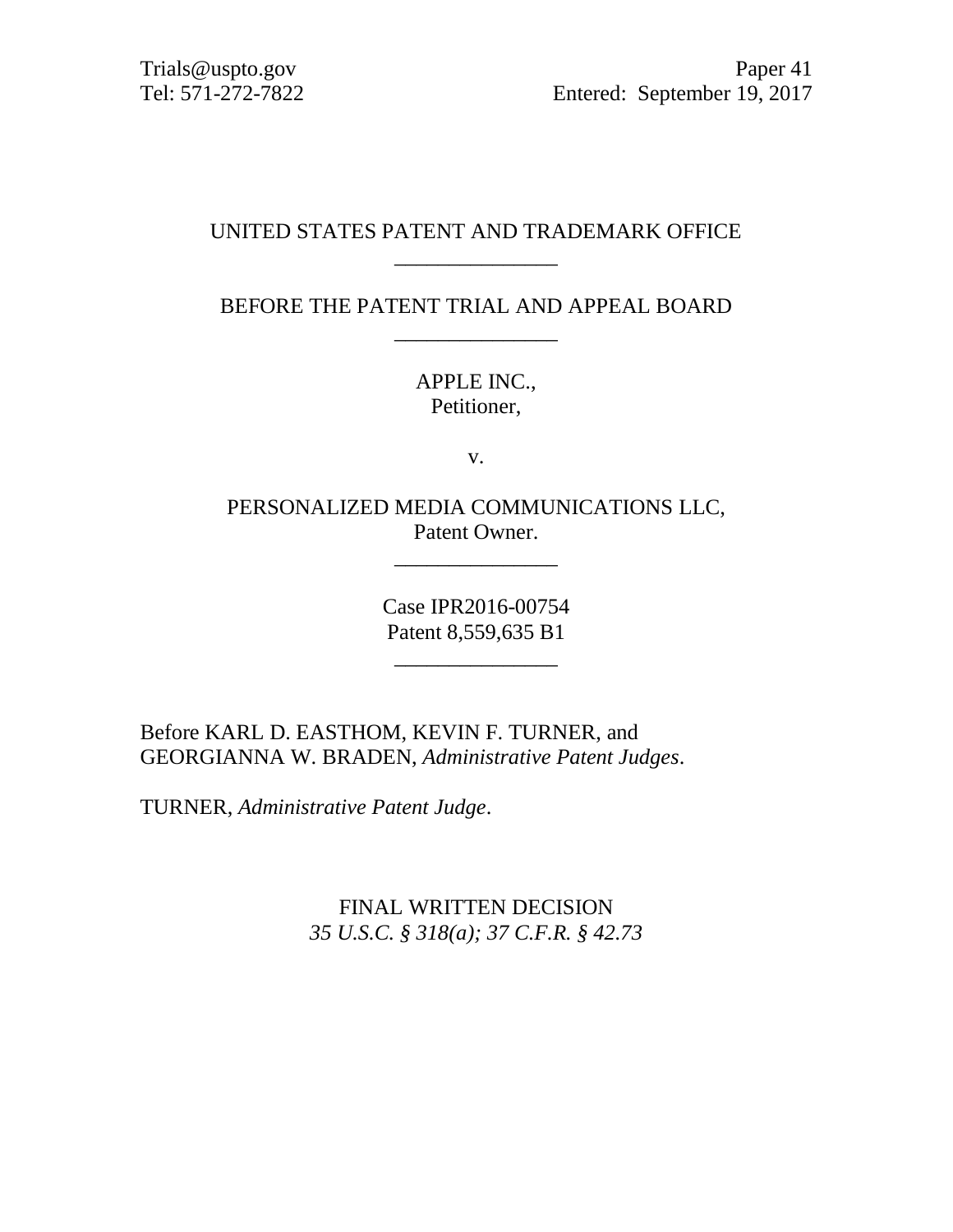Trials@uspto.gov
Tel: 571-272-7822

Paper 41
Entered: September 19, 2017

UNITED STATES PATENT AND TRADEMARK OFFICE

---

BEFORE THE PATENT TRIAL AND APPEAL BOARD

---

APPLE INC.,
Petitioner,

v.

PERSONALIZED MEDIA COMMUNICATIONS LLC,
Patent Owner.

---

Case IPR2016-00754
Patent 8,559,635 B1

---

Before KARL D. EASTHOM, KEVIN F. TURNER, and GEORGIANNA W. BRADEN, *Administrative Patent Judges*.

TURNER, *Administrative Patent Judge*.

FINAL WRITTEN DECISION
*35 U.S.C. § 318(a); 37 C.F.R. § 42.73*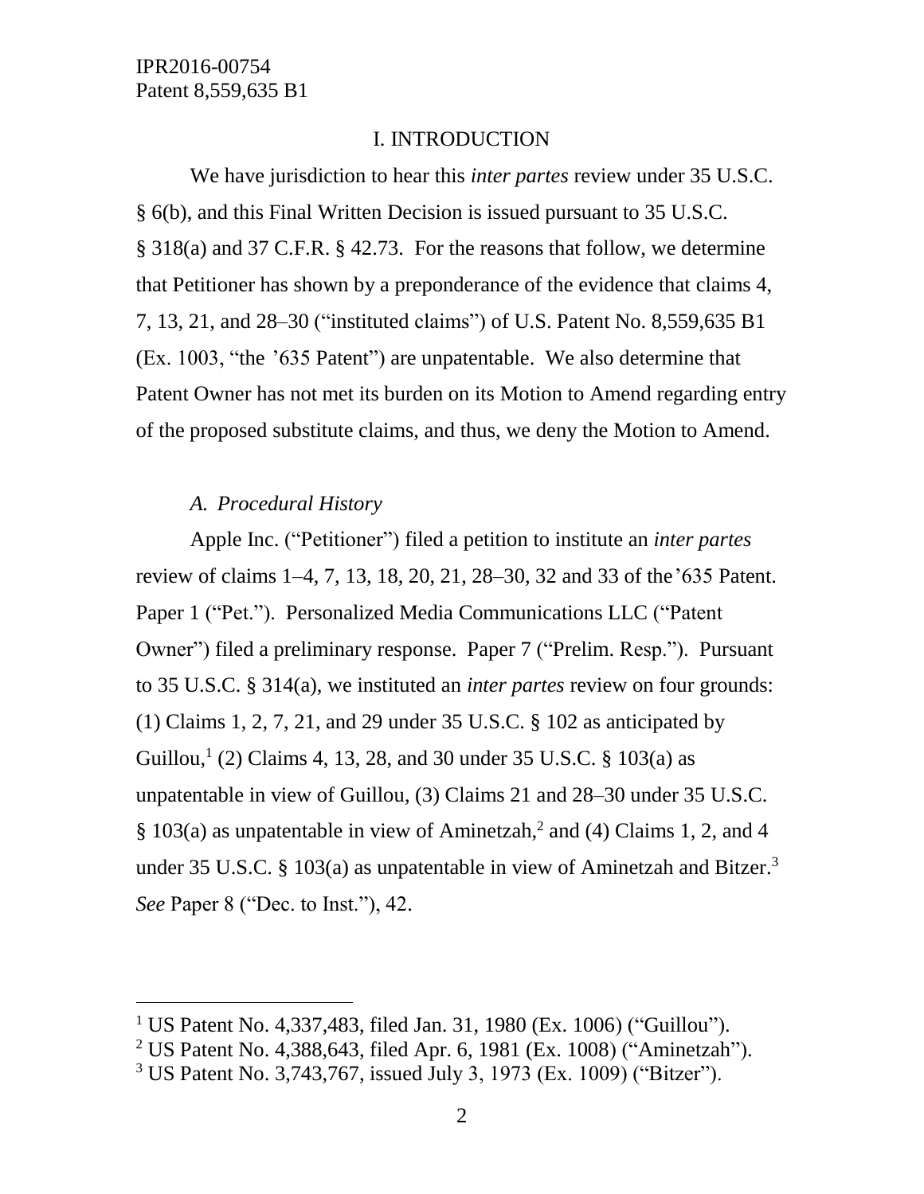# I. INTRODUCTION

We have jurisdiction to hear this *inter partes* review under 35 U.S.C. § 6(b), and this Final Written Decision is issued pursuant to 35 U.S.C. § 318(a) and 37 C.F.R. § 42.73. For the reasons that follow, we determine that Petitioner has shown by a preponderance of the evidence that claims 4, 7, 13, 21, and 28–30 ("instituted claims") of U.S. Patent No. 8,559,635 B1 (Ex. 1003, "the '635 Patent") are unpatentable. We also determine that Patent Owner has not met its burden on its Motion to Amend regarding entry of the proposed substitute claims, and thus, we deny the Motion to Amend.

## *A. Procedural History*

Apple Inc. ("Petitioner") filed a petition to institute an *inter partes* review of claims 1–4, 7, 13, 18, 20, 21, 28–30, 32 and 33 of the'635 Patent. Paper 1 ("Pet."). Personalized Media Communications LLC ("Patent Owner") filed a preliminary response. Paper 7 ("Prelim. Resp."). Pursuant to 35 U.S.C. § 314(a), we instituted an *inter partes* review on four grounds: (1) Claims 1, 2, 7, 21, and 29 under 35 U.S.C. § 102 as anticipated by Guillou,[1] (2) Claims 4, 13, 28, and 30 under 35 U.S.C. § 103(a) as unpatentable in view of Guillou, (3) Claims 21 and 28–30 under 35 U.S.C. § 103(a) as unpatentable in view of Aminetzah,[2] and (4) Claims 1, 2, and 4 under 35 U.S.C. § 103(a) as unpatentable in view of Aminetzah and Bitzer.[3] *See* Paper 8 ("Dec. to Inst."), 42.

---

[1] US Patent No. 4,337,483, filed Jan. 31, 1980 (Ex. 1006) ("Guillou").

[2] US Patent No. 4,388,643, filed Apr. 6, 1981 (Ex. 1008) ("Aminetzah").

[3] US Patent No. 3,743,767, issued July 3, 1973 (Ex. 1009) ("Bitzer").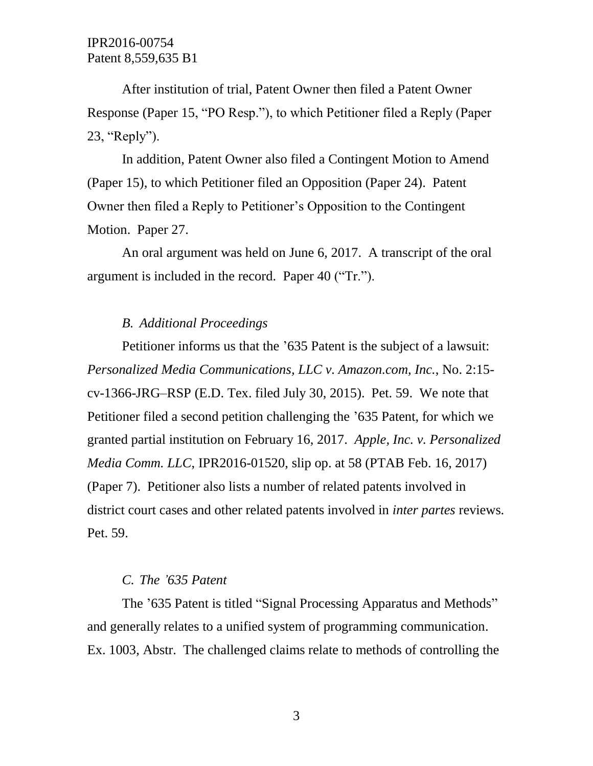After institution of trial, Patent Owner then filed a Patent Owner Response (Paper 15, "PO Resp."), to which Petitioner filed a Reply (Paper 23, "Reply").

In addition, Patent Owner also filed a Contingent Motion to Amend (Paper 15), to which Petitioner filed an Opposition (Paper 24). Patent Owner then filed a Reply to Petitioner's Opposition to the Contingent Motion. Paper 27.

An oral argument was held on June 6, 2017. A transcript of the oral argument is included in the record. Paper 40 ("Tr.").

### *B. Additional Proceedings*

Petitioner informs us that the '635 Patent is the subject of a lawsuit: *Personalized Media Communications, LLC v. Amazon.com, Inc.*, No. 2:15-cv-1366-JRG–RSP (E.D. Tex. filed July 30, 2015). Pet. 59. We note that Petitioner filed a second petition challenging the '635 Patent, for which we granted partial institution on February 16, 2017. *Apple, Inc. v. Personalized Media Comm. LLC*, IPR2016-01520, slip op. at 58 (PTAB Feb. 16, 2017) (Paper 7). Petitioner also lists a number of related patents involved in district court cases and other related patents involved in *inter partes* reviews. Pet. 59.

### *C. The '635 Patent*

The '635 Patent is titled "Signal Processing Apparatus and Methods" and generally relates to a unified system of programming communication. Ex. 1003, Abstr. The challenged claims relate to methods of controlling the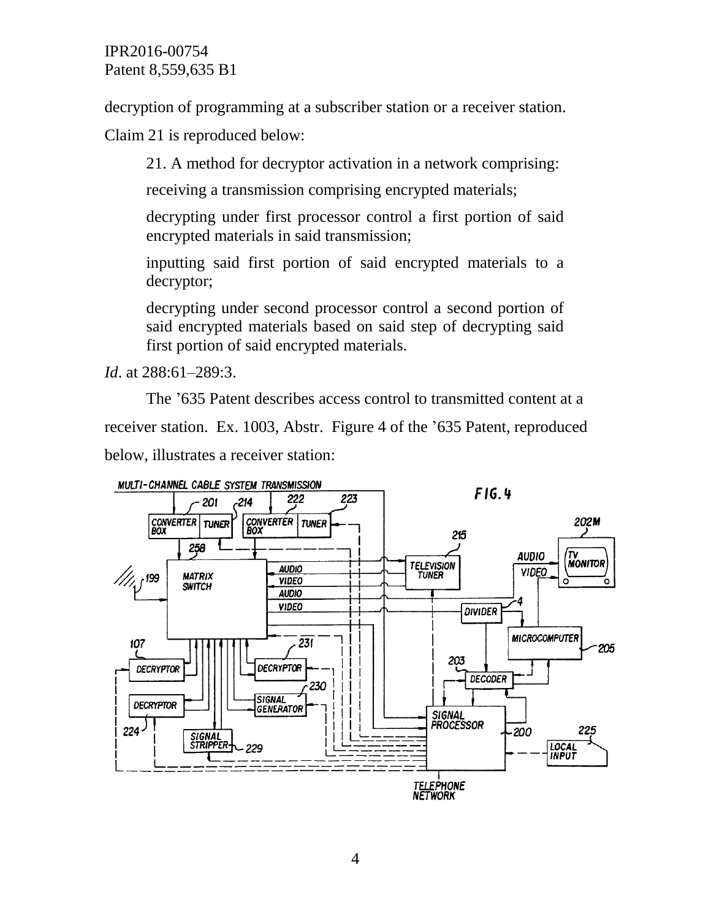decryption of programming at a subscriber station or a receiver station. Claim 21 is reproduced below:

> 21. A method for decryptor activation in a network comprising:
>
> receiving a transmission comprising encrypted materials;
>
> decrypting under first processor control a first portion of said encrypted materials in said transmission;
>
> inputting said first portion of said encrypted materials to a decryptor;
>
> decrypting under second processor control a second portion of said encrypted materials based on said step of decrypting said first portion of said encrypted materials.

*Id*. at 288:61–289:3.

The '635 Patent describes access control to transmitted content at a receiver station. Ex. 1003, Abstr. Figure 4 of the '635 Patent, reproduced below, illustrates a receiver station: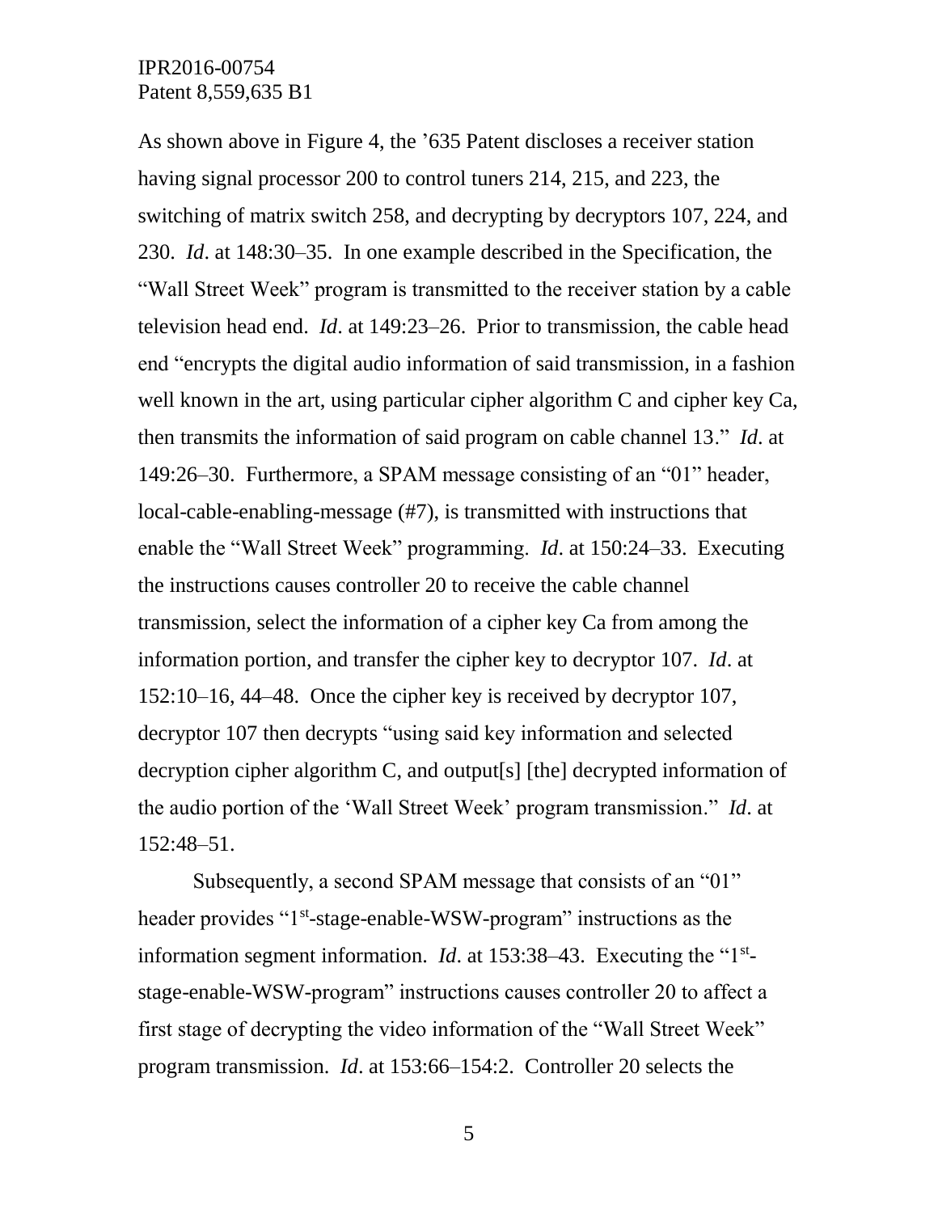As shown above in Figure 4, the '635 Patent discloses a receiver station having signal processor 200 to control tuners 214, 215, and 223, the switching of matrix switch 258, and decrypting by decryptors 107, 224, and 230. *Id*. at 148:30–35. In one example described in the Specification, the "Wall Street Week" program is transmitted to the receiver station by a cable television head end. *Id*. at 149:23–26. Prior to transmission, the cable head end "encrypts the digital audio information of said transmission, in a fashion well known in the art, using particular cipher algorithm C and cipher key Ca, then transmits the information of said program on cable channel 13." *Id*. at 149:26–30. Furthermore, a SPAM message consisting of an "01" header, local-cable-enabling-message (#7), is transmitted with instructions that enable the "Wall Street Week" programming. *Id*. at 150:24–33. Executing the instructions causes controller 20 to receive the cable channel transmission, select the information of a cipher key Ca from among the information portion, and transfer the cipher key to decryptor 107. *Id*. at 152:10–16, 44–48. Once the cipher key is received by decryptor 107, decryptor 107 then decrypts "using said key information and selected decryption cipher algorithm C, and output[s] [the] decrypted information of the audio portion of the 'Wall Street Week' program transmission." *Id*. at 152:48–51.

Subsequently, a second SPAM message that consists of an "01" header provides "1st-stage-enable-WSW-program" instructions as the information segment information. *Id*. at 153:38–43. Executing the "1st-stage-enable-WSW-program" instructions causes controller 20 to affect a first stage of decrypting the video information of the "Wall Street Week" program transmission. *Id*. at 153:66–154:2. Controller 20 selects the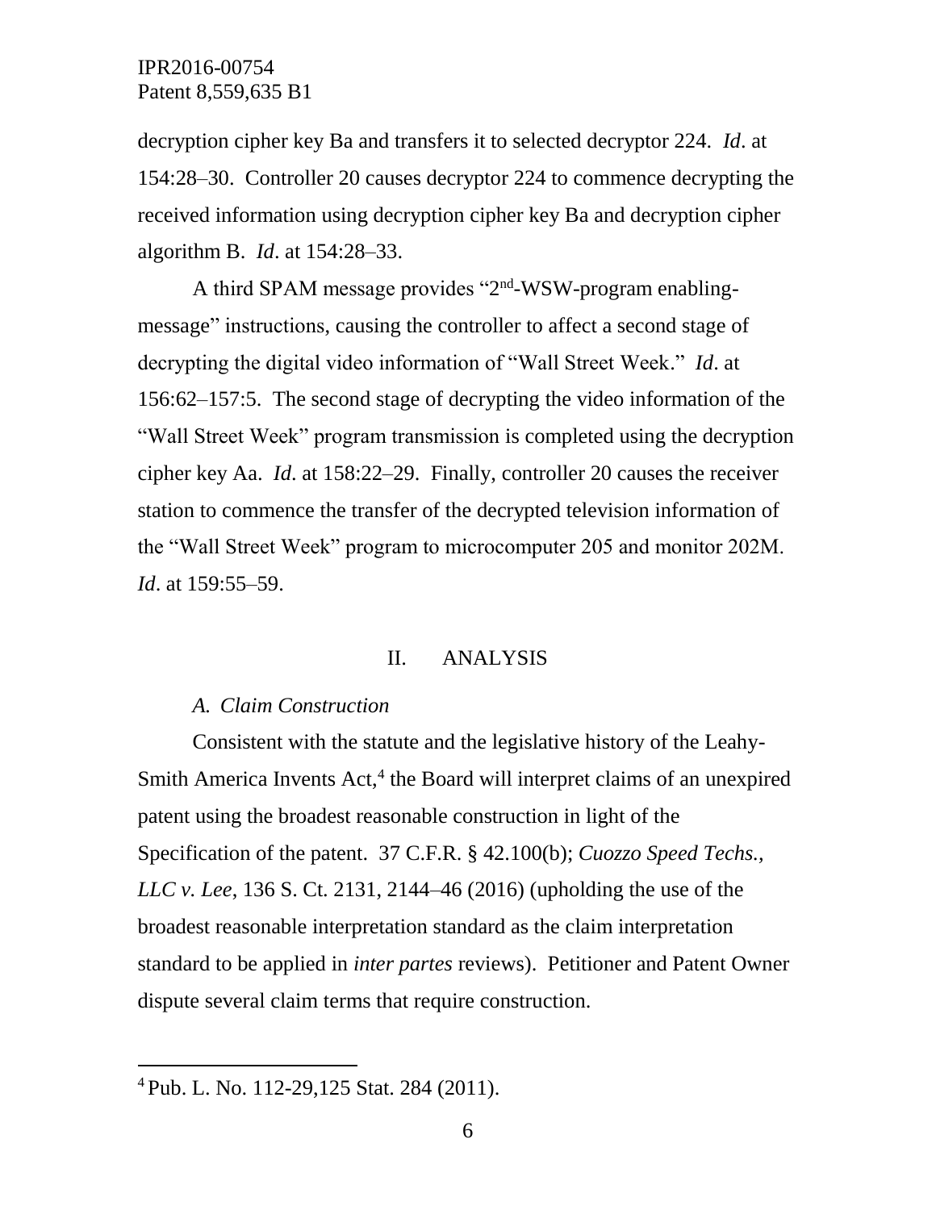decryption cipher key Ba and transfers it to selected decryptor 224. *Id*. at 154:28–30. Controller 20 causes decryptor 224 to commence decrypting the received information using decryption cipher key Ba and decryption cipher algorithm B. *Id*. at 154:28–33.

A third SPAM message provides "2nd-WSW-program enabling-message" instructions, causing the controller to affect a second stage of decrypting the digital video information of "Wall Street Week." *Id*. at 156:62–157:5. The second stage of decrypting the video information of the "Wall Street Week" program transmission is completed using the decryption cipher key Aa. *Id*. at 158:22–29. Finally, controller 20 causes the receiver station to commence the transfer of the decrypted television information of the "Wall Street Week" program to microcomputer 205 and monitor 202M. *Id*. at 159:55–59.

## II. ANALYSIS

### *A. Claim Construction*

Consistent with the statute and the legislative history of the Leahy-Smith America Invents Act,[4] the Board will interpret claims of an unexpired patent using the broadest reasonable construction in light of the Specification of the patent. 37 C.F.R. § 42.100(b); *Cuozzo Speed Techs., LLC v. Lee*, 136 S. Ct. 2131, 2144–46 (2016) (upholding the use of the broadest reasonable interpretation standard as the claim interpretation standard to be applied in *inter partes* reviews). Petitioner and Patent Owner dispute several claim terms that require construction.

[4] Pub. L. No. 112-29,125 Stat. 284 (2011).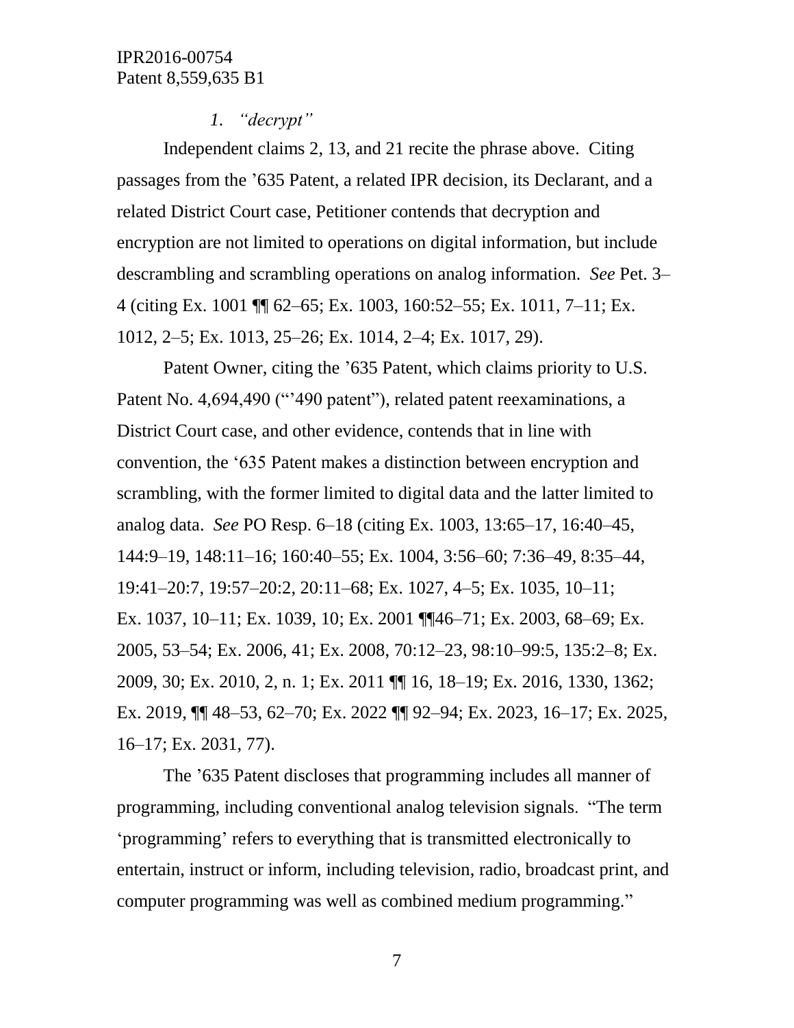### 1. *"decrypt"*

Independent claims 2, 13, and 21 recite the phrase above. Citing passages from the '635 Patent, a related IPR decision, its Declarant, and a related District Court case, Petitioner contends that decryption and encryption are not limited to operations on digital information, but include descrambling and scrambling operations on analog information. *See* Pet. 3–4 (citing Ex. 1001 ¶¶ 62–65; Ex. 1003, 160:52–55; Ex. 1011, 7–11; Ex. 1012, 2–5; Ex. 1013, 25–26; Ex. 1014, 2–4; Ex. 1017, 29).

Patent Owner, citing the '635 Patent, which claims priority to U.S. Patent No. 4,694,490 ("'490 patent"), related patent reexaminations, a District Court case, and other evidence, contends that in line with convention, the '635 Patent makes a distinction between encryption and scrambling, with the former limited to digital data and the latter limited to analog data. *See* PO Resp. 6–18 (citing Ex. 1003, 13:65–17, 16:40–45, 144:9–19, 148:11–16; 160:40–55; Ex. 1004, 3:56–60; 7:36–49, 8:35–44, 19:41–20:7, 19:57–20:2, 20:11–68; Ex. 1027, 4–5; Ex. 1035, 10–11; Ex. 1037, 10–11; Ex. 1039, 10; Ex. 2001 ¶¶46–71; Ex. 2003, 68–69; Ex. 2005, 53–54; Ex. 2006, 41; Ex. 2008, 70:12–23, 98:10–99:5, 135:2–8; Ex. 2009, 30; Ex. 2010, 2, n. 1; Ex. 2011 ¶¶ 16, 18–19; Ex. 2016, 1330, 1362; Ex. 2019, ¶¶ 48–53, 62–70; Ex. 2022 ¶¶ 92–94; Ex. 2023, 16–17; Ex. 2025, 16–17; Ex. 2031, 77).

The '635 Patent discloses that programming includes all manner of programming, including conventional analog television signals. "The term 'programming' refers to everything that is transmitted electronically to entertain, instruct or inform, including television, radio, broadcast print, and computer programming was well as combined medium programming."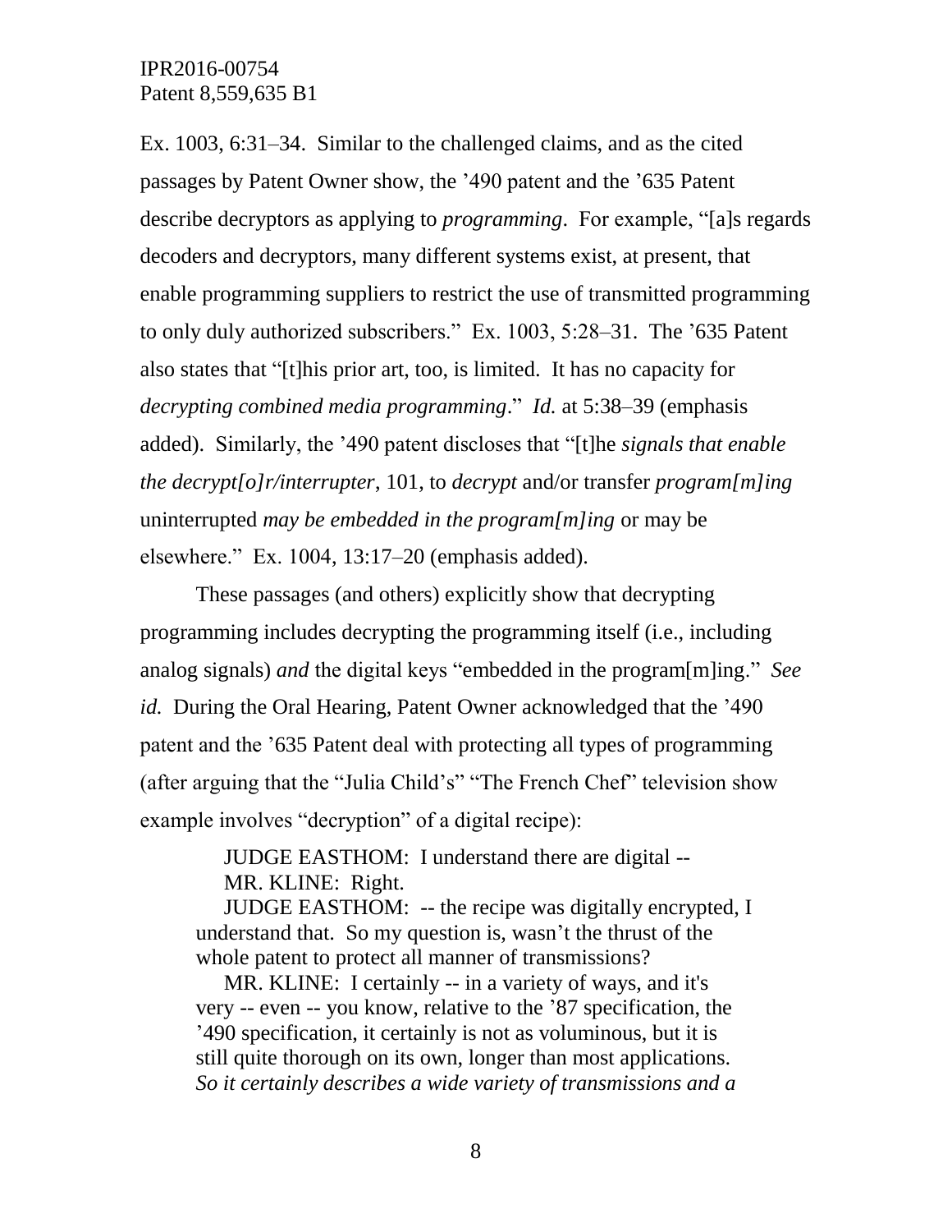Ex. 1003, 6:31–34. Similar to the challenged claims, and as the cited passages by Patent Owner show, the '490 patent and the '635 Patent describe decryptors as applying to *programming*. For example, "[a]s regards decoders and decryptors, many different systems exist, at present, that enable programming suppliers to restrict the use of transmitted programming to only duly authorized subscribers." Ex. 1003, 5:28–31. The '635 Patent also states that "[t]his prior art, too, is limited. It has no capacity for *decrypting combined media programming*." *Id.* at 5:38–39 (emphasis added). Similarly, the '490 patent discloses that "[t]he *signals that enable the decrypt[o]r/interrupter*, 101, to *decrypt* and/or transfer *program[m]ing* uninterrupted *may be embedded in the program[m]ing* or may be elsewhere." Ex. 1004, 13:17–20 (emphasis added).

These passages (and others) explicitly show that decrypting programming includes decrypting the programming itself (i.e., including analog signals) *and* the digital keys "embedded in the program[m]ing." *See id.* During the Oral Hearing, Patent Owner acknowledged that the '490 patent and the '635 Patent deal with protecting all types of programming (after arguing that the "Julia Child's" "The French Chef" television show example involves "decryption" of a digital recipe):

> JUDGE EASTHOM: I understand there are digital --
> MR. KLINE: Right.
> JUDGE EASTHOM: -- the recipe was digitally encrypted, I understand that. So my question is, wasn't the thrust of the whole patent to protect all manner of transmissions?
> MR. KLINE: I certainly -- in a variety of ways, and it's very -- even -- you know, relative to the '87 specification, the '490 specification, it certainly is not as voluminous, but it is still quite thorough on its own, longer than most applications. *So it certainly describes a wide variety of transmissions and a*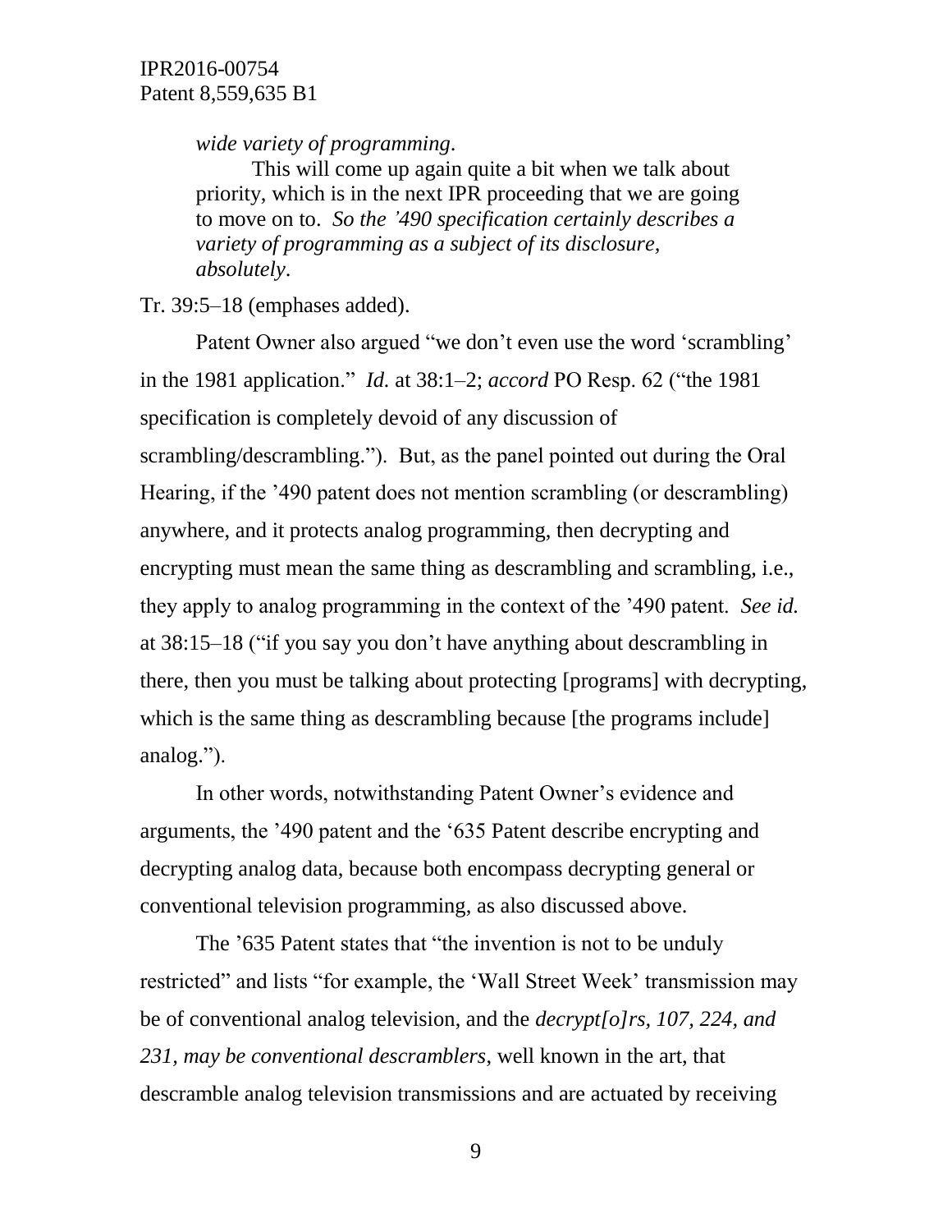> *wide variety of programming*.
>
> This will come up again quite a bit when we talk about priority, which is in the next IPR proceeding that we are going to move on to. *So the '490 specification certainly describes a variety of programming as a subject of its disclosure, absolutely*.

Tr. 39:5–18 (emphases added).

Patent Owner also argued "we don't even use the word 'scrambling' in the 1981 application." *Id.* at 38:1–2; *accord* PO Resp. 62 ("the 1981 specification is completely devoid of any discussion of scrambling/descrambling."). But, as the panel pointed out during the Oral Hearing, if the '490 patent does not mention scrambling (or descrambling) anywhere, and it protects analog programming, then decrypting and encrypting must mean the same thing as descrambling and scrambling, i.e., they apply to analog programming in the context of the '490 patent. *See id.* at 38:15–18 ("if you say you don't have anything about descrambling in there, then you must be talking about protecting [programs] with decrypting, which is the same thing as descrambling because [the programs include] analog.").

In other words, notwithstanding Patent Owner's evidence and arguments, the '490 patent and the '635 Patent describe encrypting and decrypting analog data, because both encompass decrypting general or conventional television programming, as also discussed above.

The '635 Patent states that "the invention is not to be unduly restricted" and lists "for example, the 'Wall Street Week' transmission may be of conventional analog television, and the *decrypt[o]rs, 107, 224, and 231, may be conventional descramblers*, well known in the art, that descramble analog television transmissions and are actuated by receiving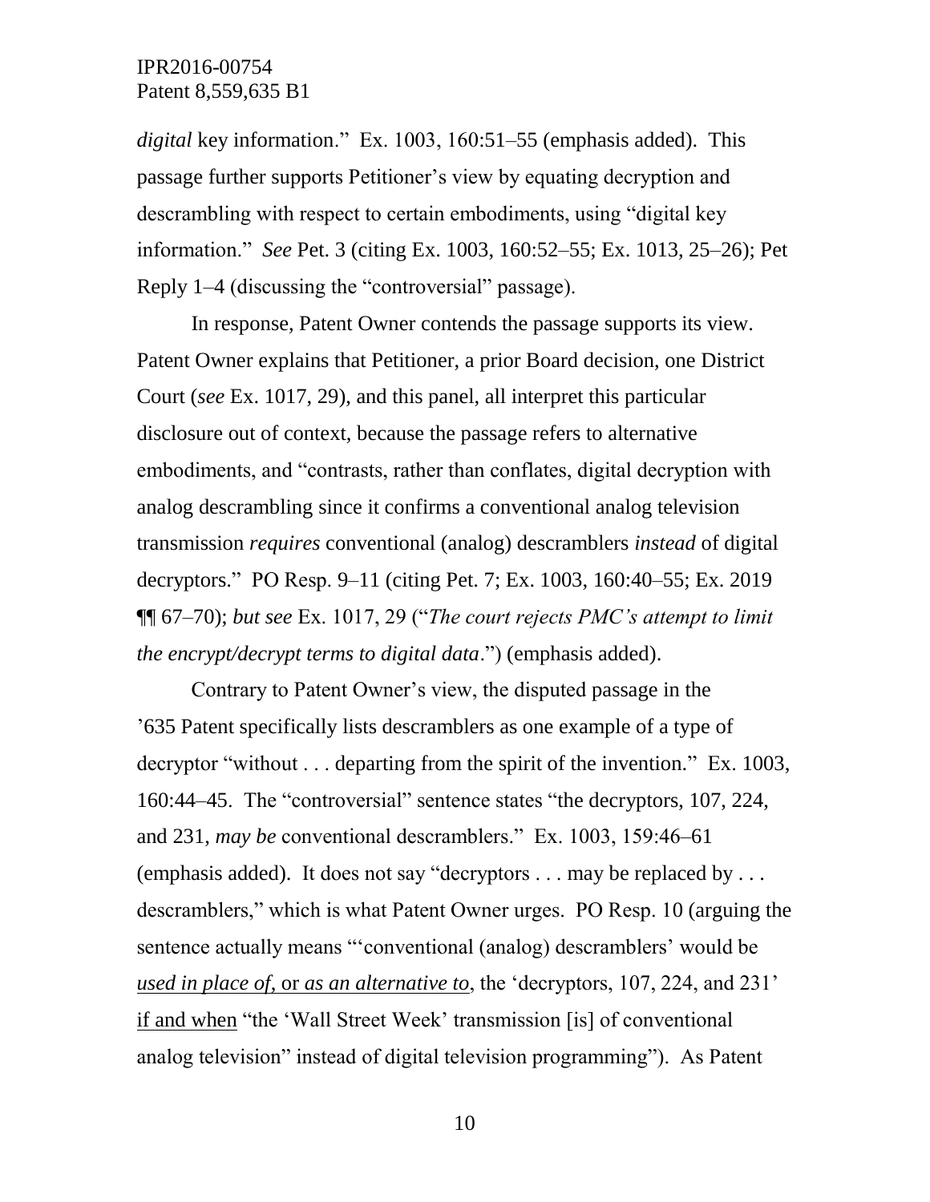*digital* key information." Ex. 1003, 160:51–55 (emphasis added). This passage further supports Petitioner's view by equating decryption and descrambling with respect to certain embodiments, using "digital key information." *See* Pet. 3 (citing Ex. 1003, 160:52–55; Ex. 1013, 25–26); Pet Reply 1–4 (discussing the "controversial" passage).

In response, Patent Owner contends the passage supports its view. Patent Owner explains that Petitioner, a prior Board decision, one District Court (*see* Ex. 1017, 29), and this panel, all interpret this particular disclosure out of context, because the passage refers to alternative embodiments, and "contrasts, rather than conflates, digital decryption with analog descrambling since it confirms a conventional analog television transmission *requires* conventional (analog) descramblers *instead* of digital decryptors." PO Resp. 9–11 (citing Pet. 7; Ex. 1003, 160:40–55; Ex. 2019 ¶¶ 67–70); *but see* Ex. 1017, 29 ("*The court rejects PMC's attempt to limit the encrypt/decrypt terms to digital data*.") (emphasis added).

Contrary to Patent Owner's view, the disputed passage in the '635 Patent specifically lists descramblers as one example of a type of decryptor "without . . . departing from the spirit of the invention." Ex. 1003, 160:44–45. The "controversial" sentence states "the decryptors, 107, 224, and 231, *may be* conventional descramblers." Ex. 1003, 159:46–61 (emphasis added). It does not say "decryptors . . . may be replaced by . . . descramblers," which is what Patent Owner urges. PO Resp. 10 (arguing the sentence actually means "'conventional (analog) descramblers' would be <u>*used in place of,*</u> or <u>*as an alternative to*</u>, the 'decryptors, 107, 224, and 231' <u>if and when</u> "the 'Wall Street Week' transmission [is] of conventional analog television" instead of digital television programming"). As Patent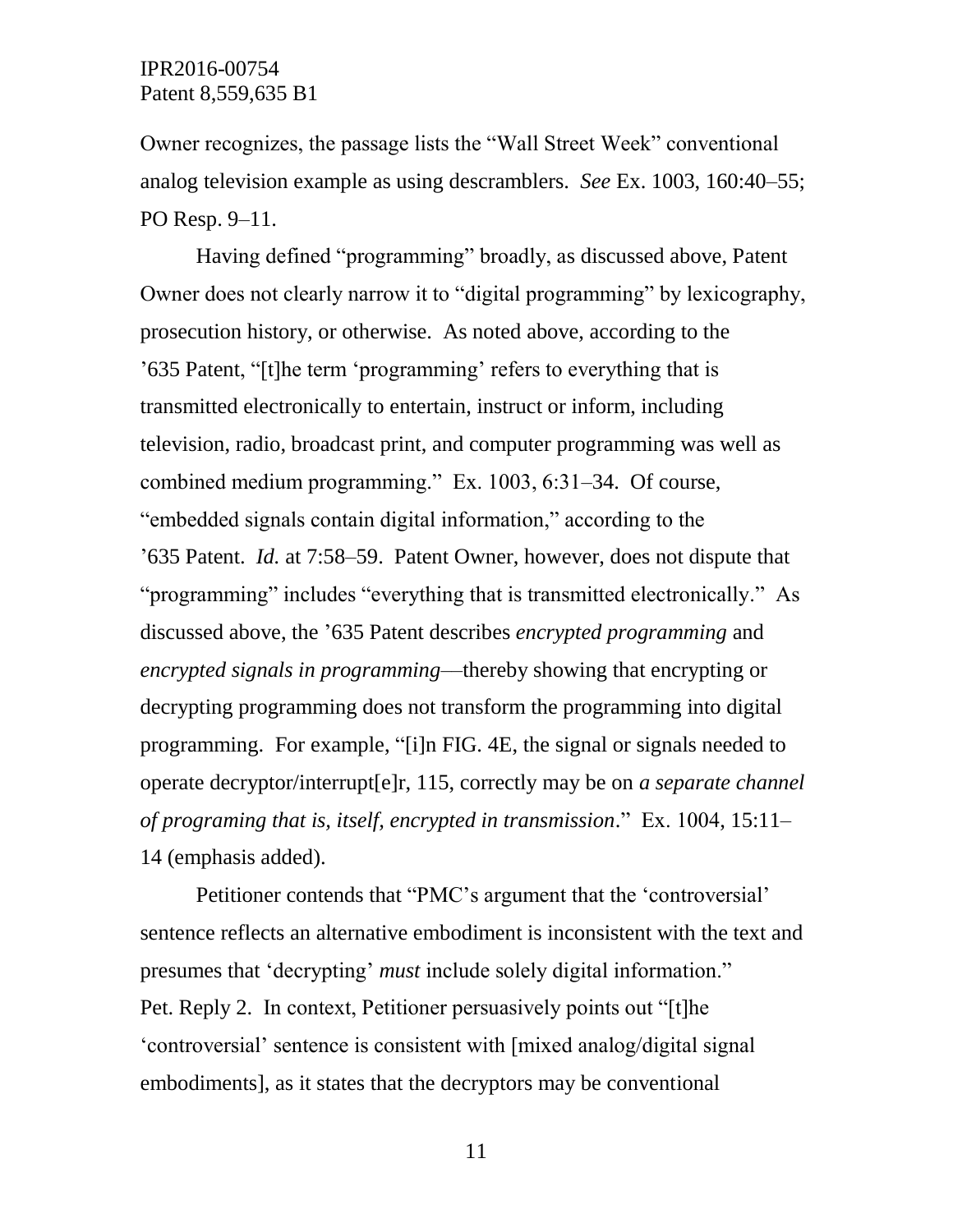Owner recognizes, the passage lists the "Wall Street Week" conventional analog television example as using descramblers. *See* Ex. 1003, 160:40–55; PO Resp. 9–11.

Having defined "programming" broadly, as discussed above, Patent Owner does not clearly narrow it to "digital programming" by lexicography, prosecution history, or otherwise. As noted above, according to the '635 Patent, "[t]he term 'programming' refers to everything that is transmitted electronically to entertain, instruct or inform, including television, radio, broadcast print, and computer programming was well as combined medium programming." Ex. 1003, 6:31–34. Of course, "embedded signals contain digital information," according to the '635 Patent. *Id.* at 7:58–59. Patent Owner, however, does not dispute that "programming" includes "everything that is transmitted electronically." As discussed above, the '635 Patent describes *encrypted programming* and *encrypted signals in programming*—thereby showing that encrypting or decrypting programming does not transform the programming into digital programming. For example, "[i]n FIG. 4E, the signal or signals needed to operate decryptor/interrupt[e]r, 115, correctly may be on *a separate channel of programing that is, itself, encrypted in transmission*." Ex. 1004, 15:11–14 (emphasis added).

Petitioner contends that "PMC's argument that the 'controversial' sentence reflects an alternative embodiment is inconsistent with the text and presumes that 'decrypting' *must* include solely digital information." Pet. Reply 2. In context, Petitioner persuasively points out "[t]he 'controversial' sentence is consistent with [mixed analog/digital signal embodiments], as it states that the decryptors may be conventional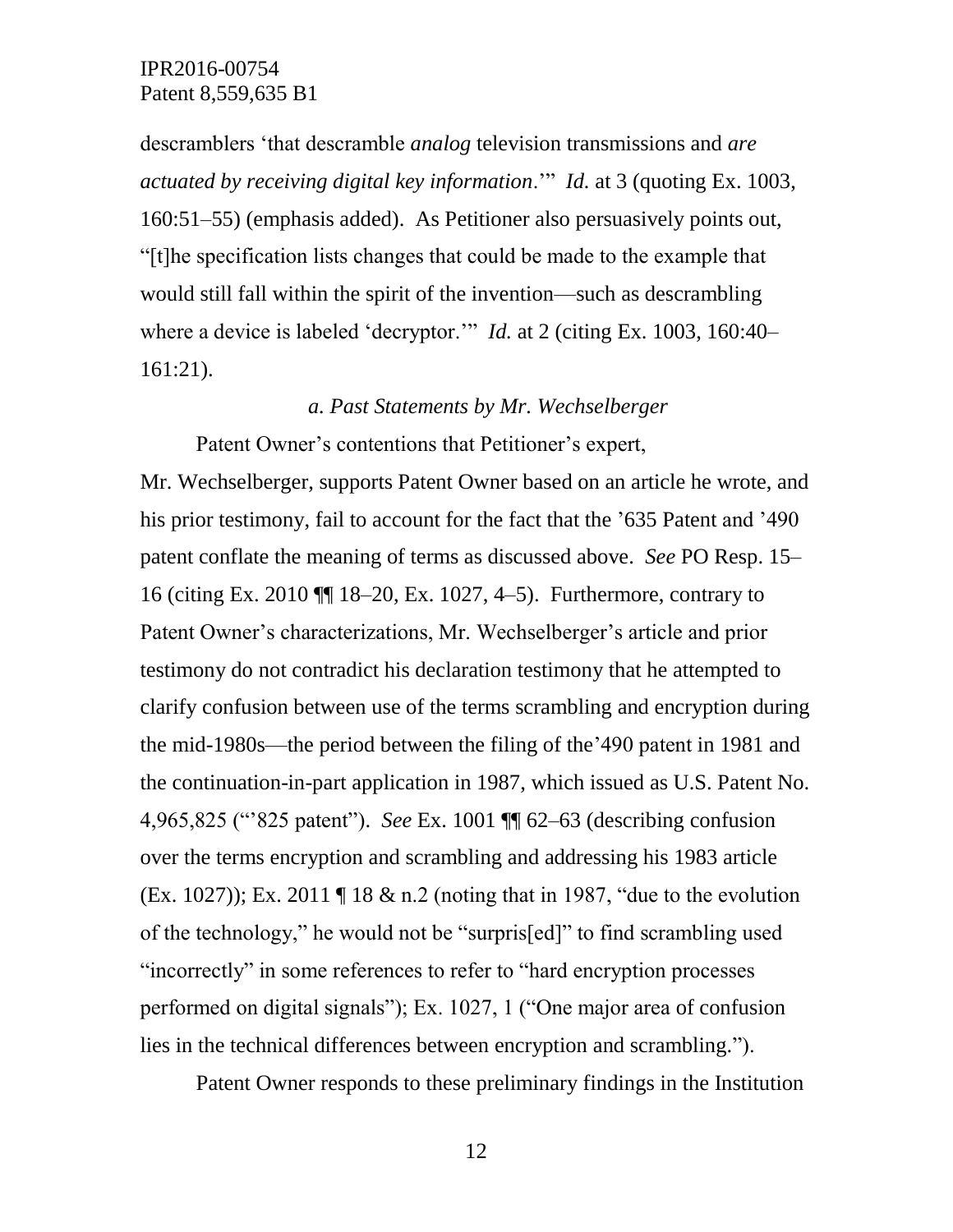descramblers 'that descramble *analog* television transmissions and *are actuated by receiving digital key information*.'" *Id.* at 3 (quoting Ex. 1003, 160:51–55) (emphasis added). As Petitioner also persuasively points out, "[t]he specification lists changes that could be made to the example that would still fall within the spirit of the invention—such as descrambling where a device is labeled 'decryptor.'" *Id.* at 2 (citing Ex. 1003, 160:40–161:21).

### *a. Past Statements by Mr. Wechselberger*

Patent Owner's contentions that Petitioner's expert, Mr. Wechselberger, supports Patent Owner based on an article he wrote, and his prior testimony, fail to account for the fact that the '635 Patent and '490 patent conflate the meaning of terms as discussed above. *See* PO Resp. 15–16 (citing Ex. 2010 ¶¶ 18–20, Ex. 1027, 4–5). Furthermore, contrary to Patent Owner's characterizations, Mr. Wechselberger's article and prior testimony do not contradict his declaration testimony that he attempted to clarify confusion between use of the terms scrambling and encryption during the mid-1980s—the period between the filing of the'490 patent in 1981 and the continuation-in-part application in 1987, which issued as U.S. Patent No. 4,965,825 ("'825 patent"). *See* Ex. 1001 ¶¶ 62–63 (describing confusion over the terms encryption and scrambling and addressing his 1983 article (Ex. 1027)); Ex. 2011 ¶ 18 & n.2 (noting that in 1987, "due to the evolution of the technology," he would not be "surpris[ed]" to find scrambling used "incorrectly" in some references to refer to "hard encryption processes performed on digital signals"); Ex. 1027, 1 ("One major area of confusion lies in the technical differences between encryption and scrambling.").

Patent Owner responds to these preliminary findings in the Institution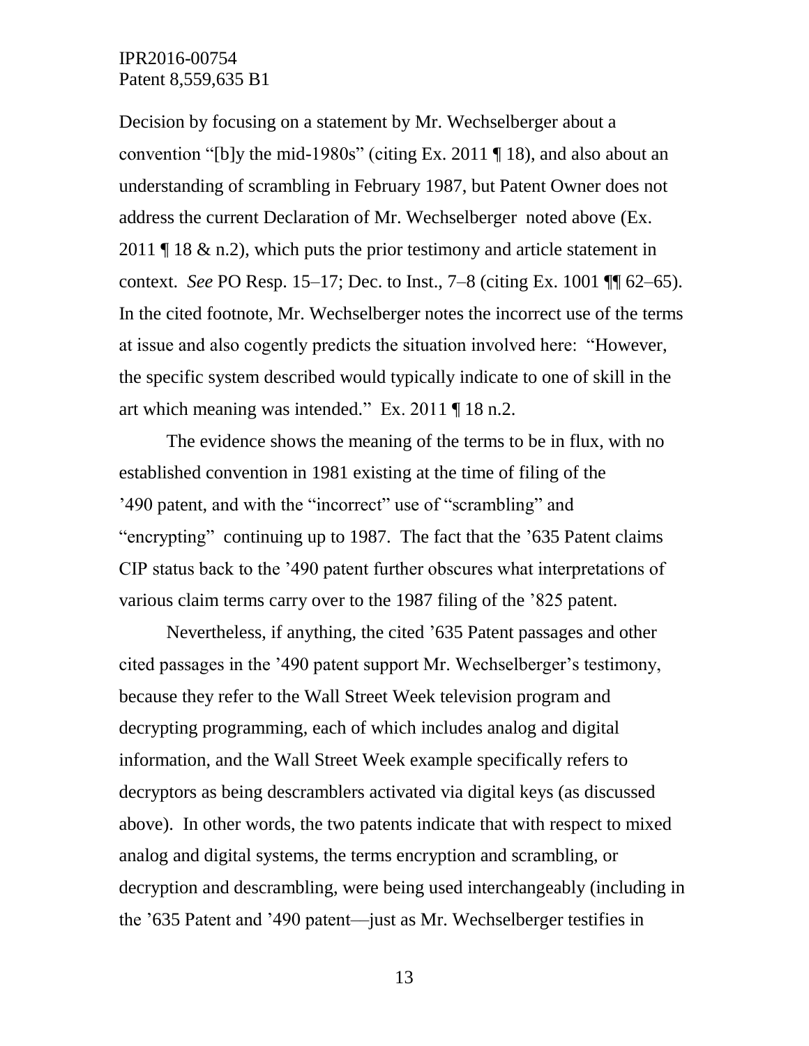Decision by focusing on a statement by Mr. Wechselberger about a convention "[b]y the mid-1980s" (citing Ex. 2011 ¶ 18), and also about an understanding of scrambling in February 1987, but Patent Owner does not address the current Declaration of Mr. Wechselberger noted above (Ex. 2011 ¶ 18 & n.2), which puts the prior testimony and article statement in context. *See* PO Resp. 15–17; Dec. to Inst., 7–8 (citing Ex. 1001 ¶¶ 62–65). In the cited footnote, Mr. Wechselberger notes the incorrect use of the terms at issue and also cogently predicts the situation involved here: "However, the specific system described would typically indicate to one of skill in the art which meaning was intended." Ex. 2011 ¶ 18 n.2.

The evidence shows the meaning of the terms to be in flux, with no established convention in 1981 existing at the time of filing of the '490 patent, and with the "incorrect" use of "scrambling" and "encrypting" continuing up to 1987. The fact that the '635 Patent claims CIP status back to the '490 patent further obscures what interpretations of various claim terms carry over to the 1987 filing of the '825 patent.

Nevertheless, if anything, the cited '635 Patent passages and other cited passages in the '490 patent support Mr. Wechselberger's testimony, because they refer to the Wall Street Week television program and decrypting programming, each of which includes analog and digital information, and the Wall Street Week example specifically refers to decryptors as being descramblers activated via digital keys (as discussed above). In other words, the two patents indicate that with respect to mixed analog and digital systems, the terms encryption and scrambling, or decryption and descrambling, were being used interchangeably (including in the '635 Patent and '490 patent—just as Mr. Wechselberger testifies in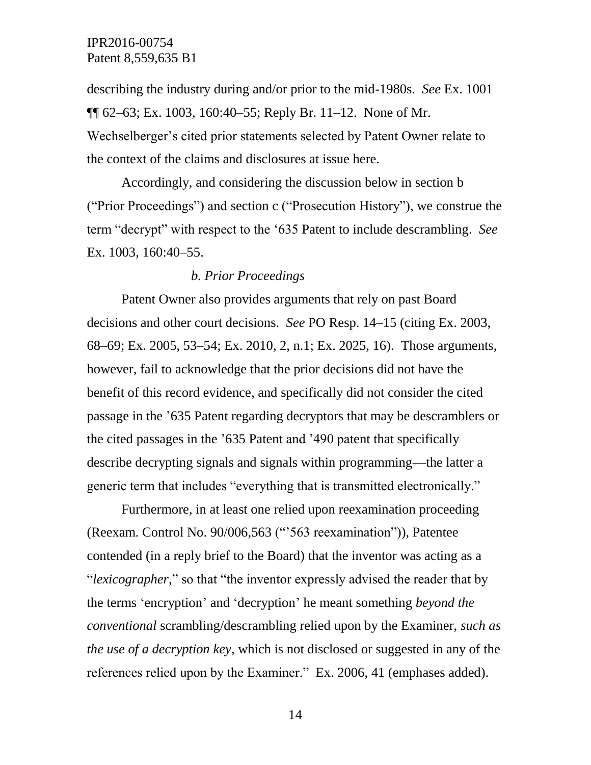describing the industry during and/or prior to the mid-1980s. *See* Ex. 1001 ¶¶ 62–63; Ex. 1003, 160:40–55; Reply Br. 11–12. None of Mr. Wechselberger's cited prior statements selected by Patent Owner relate to the context of the claims and disclosures at issue here.

Accordingly, and considering the discussion below in section b ("Prior Proceedings") and section c ("Prosecution History"), we construe the term "decrypt" with respect to the '635 Patent to include descrambling. *See* Ex. 1003, 160:40–55.

*b. Prior Proceedings*

Patent Owner also provides arguments that rely on past Board decisions and other court decisions. *See* PO Resp. 14–15 (citing Ex. 2003, 68–69; Ex. 2005, 53–54; Ex. 2010, 2, n.1; Ex. 2025, 16). Those arguments, however, fail to acknowledge that the prior decisions did not have the benefit of this record evidence, and specifically did not consider the cited passage in the '635 Patent regarding decryptors that may be descramblers or the cited passages in the '635 Patent and '490 patent that specifically describe decrypting signals and signals within programming—the latter a generic term that includes "everything that is transmitted electronically."

Furthermore, in at least one relied upon reexamination proceeding (Reexam. Control No. 90/006,563 ("'563 reexamination")), Patentee contended (in a reply brief to the Board) that the inventor was acting as a "*lexicographer*," so that "the inventor expressly advised the reader that by the terms 'encryption' and 'decryption' he meant something *beyond the conventional* scrambling/descrambling relied upon by the Examiner, *such as the use of a decryption key*, which is not disclosed or suggested in any of the references relied upon by the Examiner." Ex. 2006, 41 (emphases added).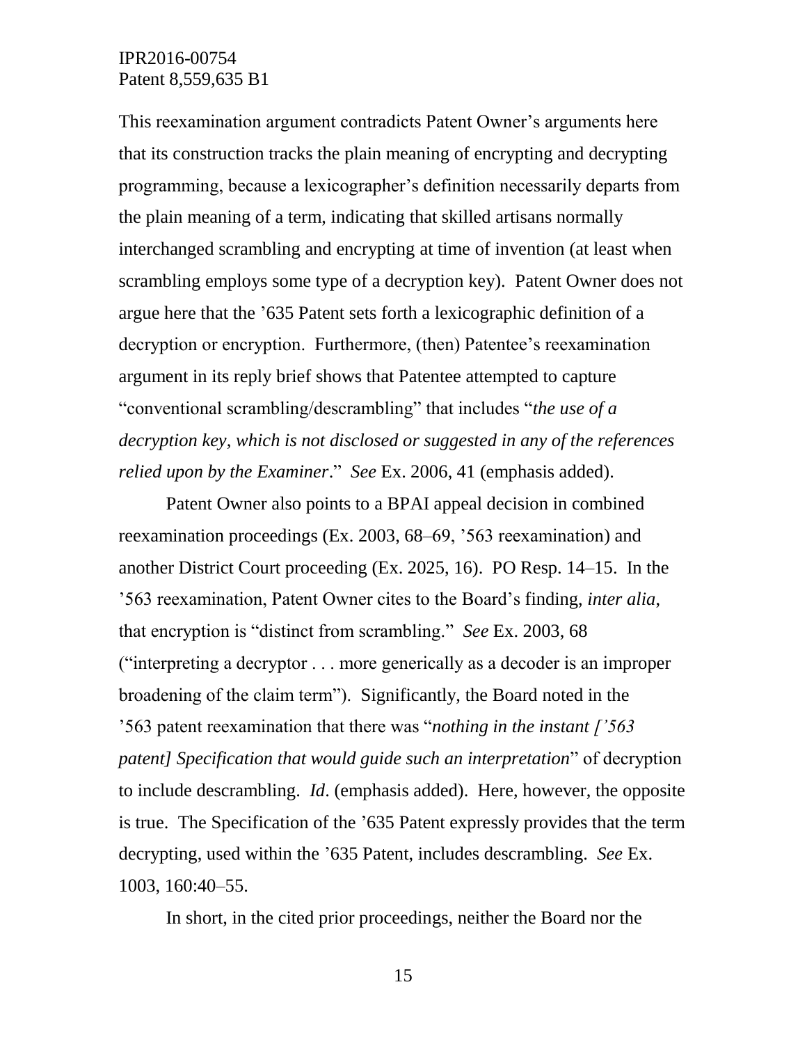This reexamination argument contradicts Patent Owner's arguments here that its construction tracks the plain meaning of encrypting and decrypting programming, because a lexicographer's definition necessarily departs from the plain meaning of a term, indicating that skilled artisans normally interchanged scrambling and encrypting at time of invention (at least when scrambling employs some type of a decryption key). Patent Owner does not argue here that the '635 Patent sets forth a lexicographic definition of a decryption or encryption. Furthermore, (then) Patentee's reexamination argument in its reply brief shows that Patentee attempted to capture "conventional scrambling/descrambling" that includes "*the use of a decryption key, which is not disclosed or suggested in any of the references relied upon by the Examiner*." *See* Ex. 2006, 41 (emphasis added).

Patent Owner also points to a BPAI appeal decision in combined reexamination proceedings (Ex. 2003, 68–69, '563 reexamination) and another District Court proceeding (Ex. 2025, 16). PO Resp. 14–15. In the '563 reexamination, Patent Owner cites to the Board's finding, *inter alia*, that encryption is "distinct from scrambling." *See* Ex. 2003, 68 ("interpreting a decryptor . . . more generically as a decoder is an improper broadening of the claim term"). Significantly, the Board noted in the '563 patent reexamination that there was "*nothing in the instant ['563 patent] Specification that would guide such an interpretation*" of decryption to include descrambling. *Id*. (emphasis added). Here, however, the opposite is true. The Specification of the '635 Patent expressly provides that the term decrypting, used within the '635 Patent, includes descrambling. *See* Ex. 1003, 160:40–55.

In short, in the cited prior proceedings, neither the Board nor the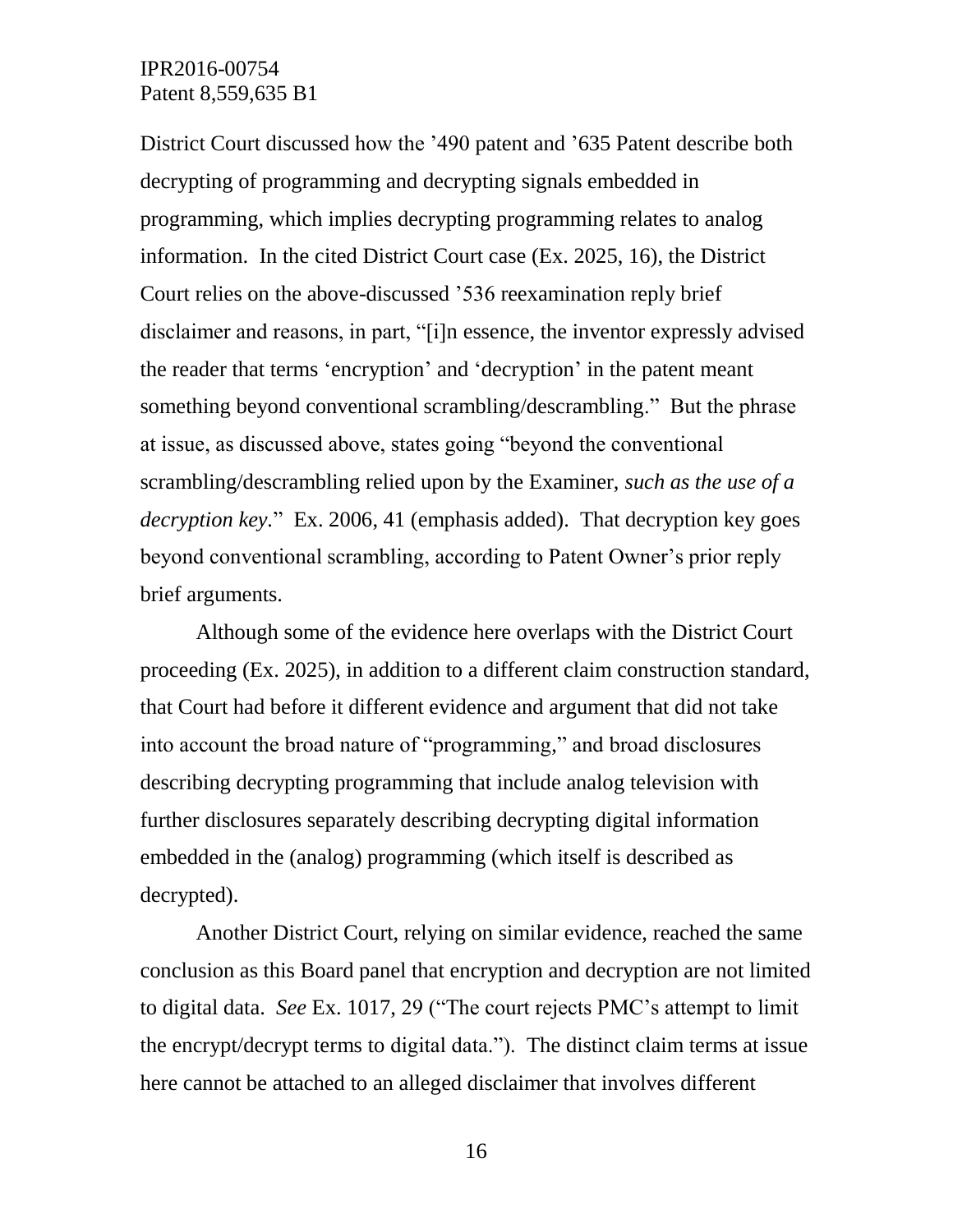District Court discussed how the '490 patent and '635 Patent describe both decrypting of programming and decrypting signals embedded in programming, which implies decrypting programming relates to analog information. In the cited District Court case (Ex. 2025, 16), the District Court relies on the above-discussed '536 reexamination reply brief disclaimer and reasons, in part, "[i]n essence, the inventor expressly advised the reader that terms 'encryption' and 'decryption' in the patent meant something beyond conventional scrambling/descrambling." But the phrase at issue, as discussed above, states going "beyond the conventional scrambling/descrambling relied upon by the Examiner, *such as the use of a decryption key*." Ex. 2006, 41 (emphasis added). That decryption key goes beyond conventional scrambling, according to Patent Owner's prior reply brief arguments.

Although some of the evidence here overlaps with the District Court proceeding (Ex. 2025), in addition to a different claim construction standard, that Court had before it different evidence and argument that did not take into account the broad nature of "programming," and broad disclosures describing decrypting programming that include analog television with further disclosures separately describing decrypting digital information embedded in the (analog) programming (which itself is described as decrypted).

Another District Court, relying on similar evidence, reached the same conclusion as this Board panel that encryption and decryption are not limited to digital data. *See* Ex. 1017, 29 ("The court rejects PMC's attempt to limit the encrypt/decrypt terms to digital data."). The distinct claim terms at issue here cannot be attached to an alleged disclaimer that involves different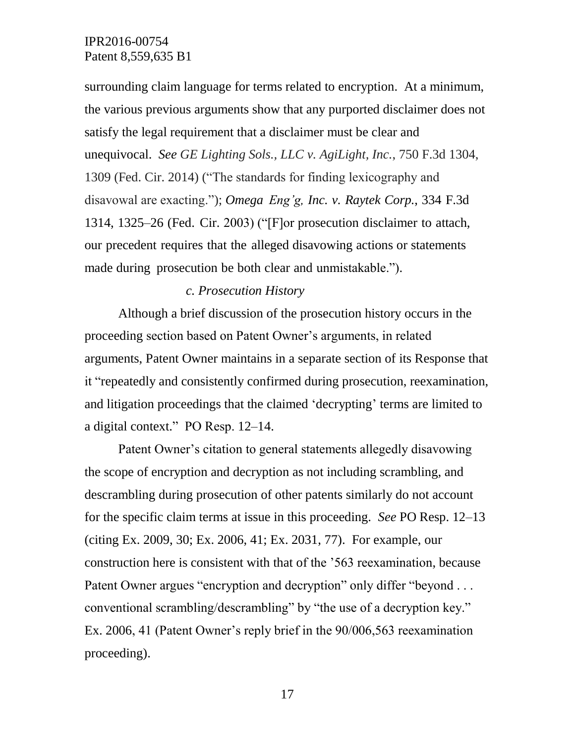surrounding claim language for terms related to encryption. At a minimum, the various previous arguments show that any purported disclaimer does not satisfy the legal requirement that a disclaimer must be clear and unequivocal. *See GE Lighting Sols., LLC v. AgiLight, Inc.*, 750 F.3d 1304, 1309 (Fed. Cir. 2014) ("The standards for finding lexicography and disavowal are exacting."); *Omega Eng'g, Inc. v. Raytek Corp.*, 334 F.3d 1314, 1325–26 (Fed. Cir. 2003) ("[F]or prosecution disclaimer to attach, our precedent requires that the alleged disavowing actions or statements made during prosecution be both clear and unmistakable.").

#### *c. Prosecution History*

Although a brief discussion of the prosecution history occurs in the proceeding section based on Patent Owner's arguments, in related arguments, Patent Owner maintains in a separate section of its Response that it "repeatedly and consistently confirmed during prosecution, reexamination, and litigation proceedings that the claimed 'decrypting' terms are limited to a digital context." PO Resp. 12–14.

Patent Owner's citation to general statements allegedly disavowing the scope of encryption and decryption as not including scrambling, and descrambling during prosecution of other patents similarly do not account for the specific claim terms at issue in this proceeding. *See* PO Resp. 12–13 (citing Ex. 2009, 30; Ex. 2006, 41; Ex. 2031, 77). For example, our construction here is consistent with that of the '563 reexamination, because Patent Owner argues "encryption and decryption" only differ "beyond . . . conventional scrambling/descrambling" by "the use of a decryption key." Ex. 2006, 41 (Patent Owner's reply brief in the 90/006,563 reexamination proceeding).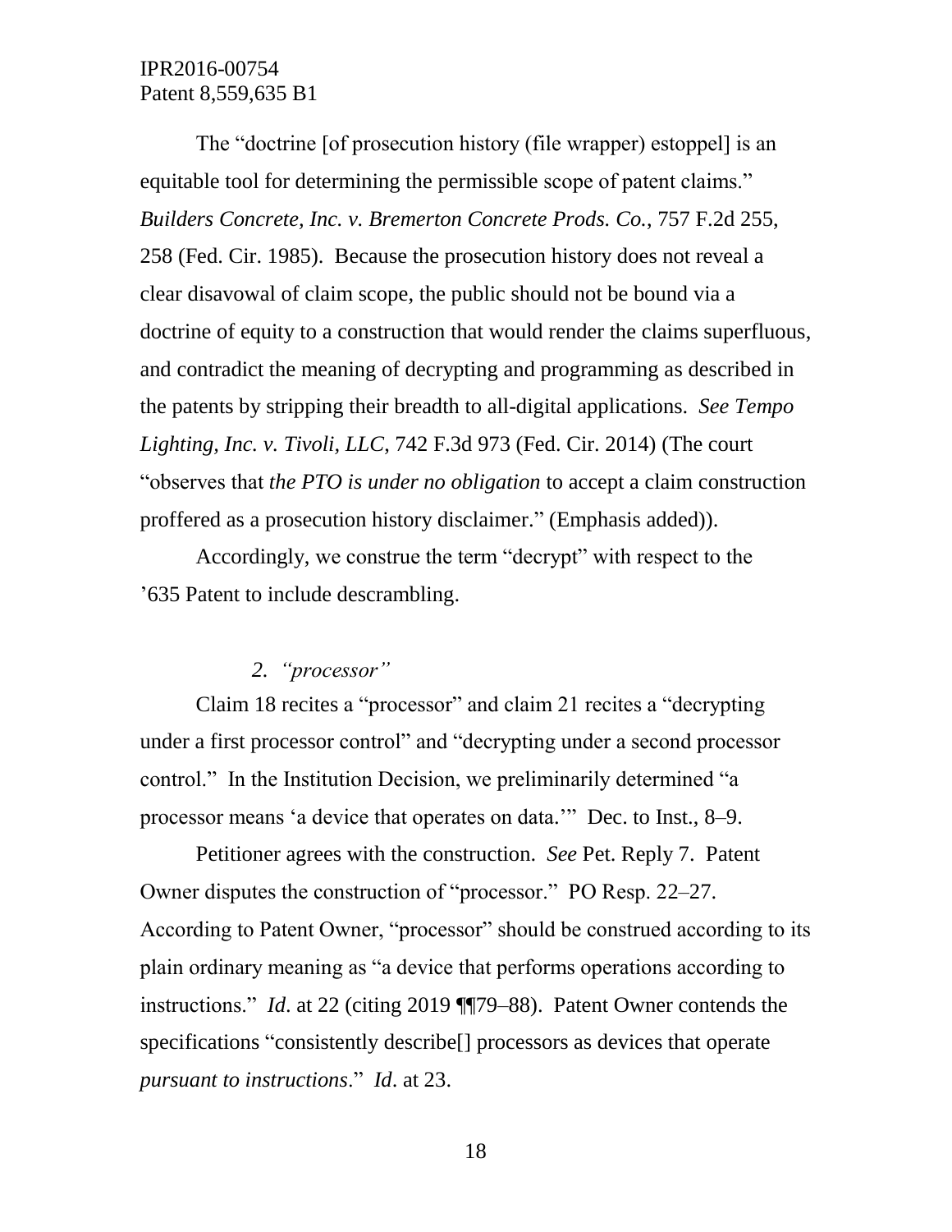The "doctrine [of prosecution history (file wrapper) estoppel] is an equitable tool for determining the permissible scope of patent claims." *Builders Concrete, Inc. v. Bremerton Concrete Prods. Co.*, 757 F.2d 255, 258 (Fed. Cir. 1985). Because the prosecution history does not reveal a clear disavowal of claim scope, the public should not be bound via a doctrine of equity to a construction that would render the claims superfluous, and contradict the meaning of decrypting and programming as described in the patents by stripping their breadth to all-digital applications. *See Tempo Lighting, Inc. v. Tivoli, LLC*, 742 F.3d 973 (Fed. Cir. 2014) (The court "observes that *the PTO is under no obligation* to accept a claim construction proffered as a prosecution history disclaimer." (Emphasis added)).

Accordingly, we construe the term "decrypt" with respect to the '635 Patent to include descrambling.

### 2. *"processor"*

Claim 18 recites a "processor" and claim 21 recites a "decrypting under a first processor control" and "decrypting under a second processor control." In the Institution Decision, we preliminarily determined "a processor means 'a device that operates on data.'" Dec. to Inst., 8–9.

Petitioner agrees with the construction. *See* Pet. Reply 7. Patent Owner disputes the construction of "processor." PO Resp. 22–27. According to Patent Owner, "processor" should be construed according to its plain ordinary meaning as "a device that performs operations according to instructions." *Id*. at 22 (citing 2019 ¶¶79–88). Patent Owner contends the specifications "consistently describe[] processors as devices that operate *pursuant to instructions*." *Id*. at 23.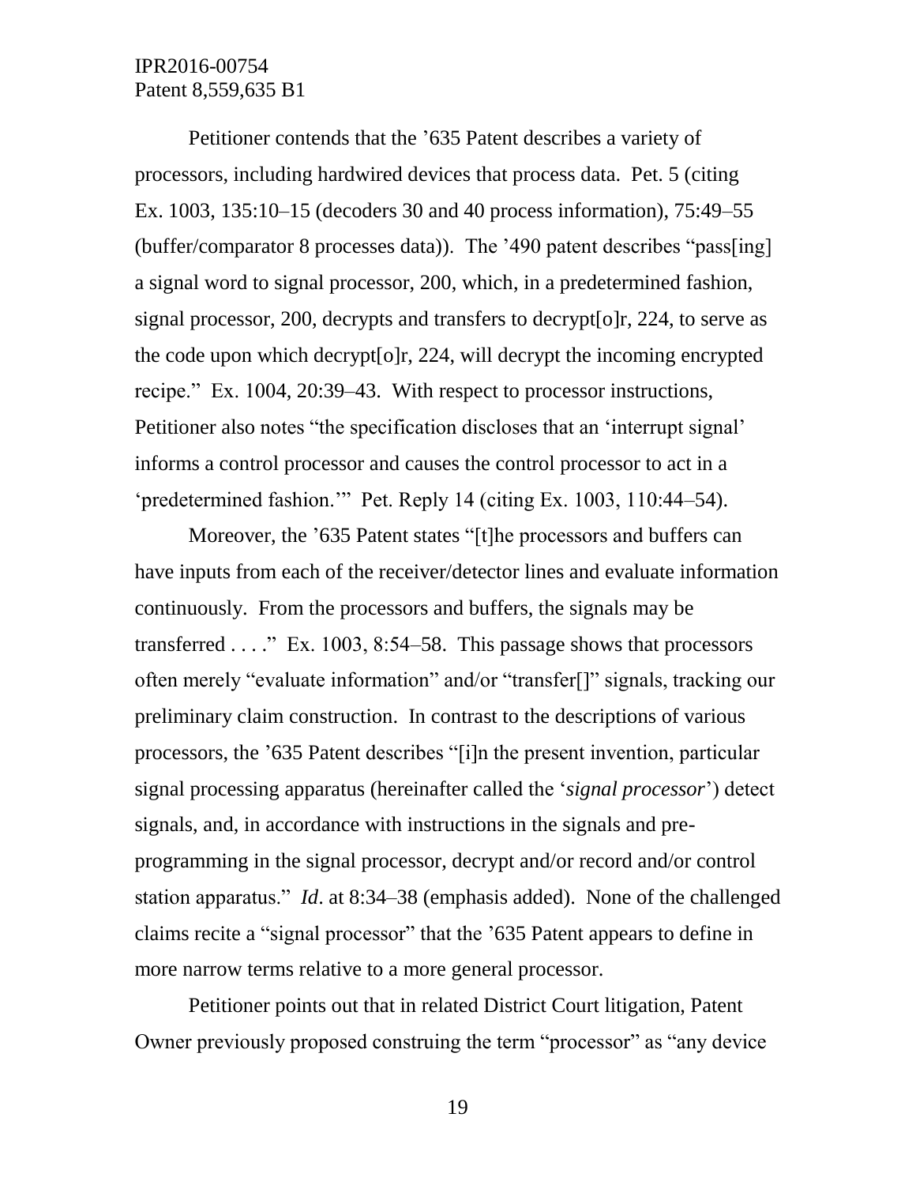Petitioner contends that the ’635 Patent describes a variety of processors, including hardwired devices that process data. Pet. 5 (citing Ex. 1003, 135:10–15 (decoders 30 and 40 process information), 75:49–55 (buffer/comparator 8 processes data)). The ’490 patent describes “pass[ing] a signal word to signal processor, 200, which, in a predetermined fashion, signal processor, 200, decrypts and transfers to decrypt[o]r, 224, to serve as the code upon which decrypt[o]r, 224, will decrypt the incoming encrypted recipe.” Ex. 1004, 20:39–43. With respect to processor instructions, Petitioner also notes “the specification discloses that an ‘interrupt signal’ informs a control processor and causes the control processor to act in a ‘predetermined fashion.’” Pet. Reply 14 (citing Ex. 1003, 110:44–54).

Moreover, the ’635 Patent states “[t]he processors and buffers can have inputs from each of the receiver/detector lines and evaluate information continuously. From the processors and buffers, the signals may be transferred . . . .” Ex. 1003, 8:54–58. This passage shows that processors often merely “evaluate information” and/or “transfer[]” signals, tracking our preliminary claim construction. In contrast to the descriptions of various processors, the ’635 Patent describes “[i]n the present invention, particular signal processing apparatus (hereinafter called the ‘*signal processor*’) detect signals, and, in accordance with instructions in the signals and pre-programming in the signal processor, decrypt and/or record and/or control station apparatus.” *Id*. at 8:34–38 (emphasis added). None of the challenged claims recite a “signal processor” that the ’635 Patent appears to define in more narrow terms relative to a more general processor.

Petitioner points out that in related District Court litigation, Patent Owner previously proposed construing the term “processor” as “any device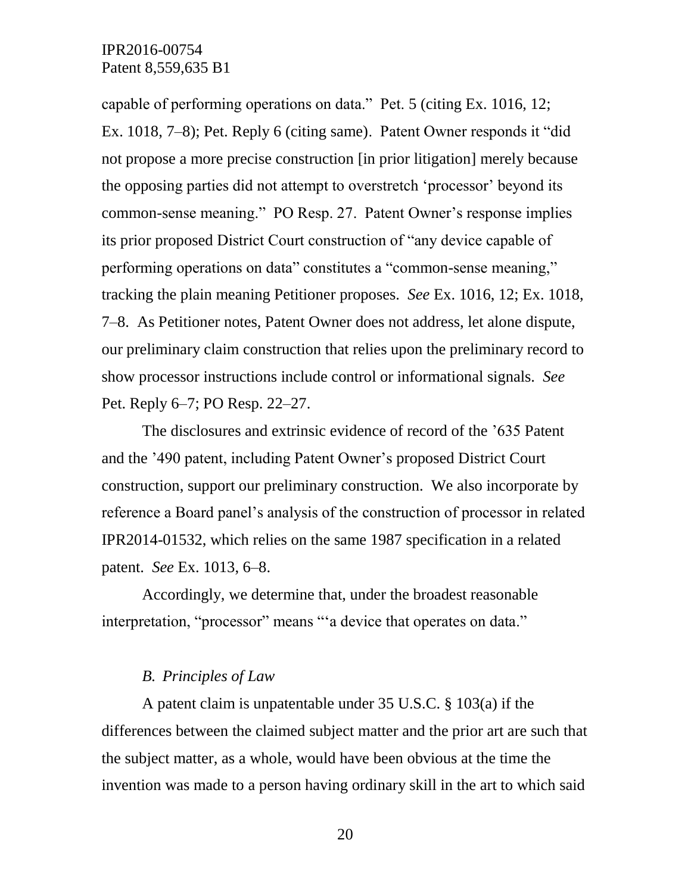capable of performing operations on data." Pet. 5 (citing Ex. 1016, 12; Ex. 1018, 7–8); Pet. Reply 6 (citing same). Patent Owner responds it "did not propose a more precise construction [in prior litigation] merely because the opposing parties did not attempt to overstretch 'processor' beyond its common-sense meaning." PO Resp. 27. Patent Owner's response implies its prior proposed District Court construction of "any device capable of performing operations on data" constitutes a "common-sense meaning," tracking the plain meaning Petitioner proposes. *See* Ex. 1016, 12; Ex. 1018, 7–8. As Petitioner notes, Patent Owner does not address, let alone dispute, our preliminary claim construction that relies upon the preliminary record to show processor instructions include control or informational signals. *See* Pet. Reply 6–7; PO Resp. 22–27.

The disclosures and extrinsic evidence of record of the '635 Patent and the '490 patent, including Patent Owner's proposed District Court construction, support our preliminary construction. We also incorporate by reference a Board panel's analysis of the construction of processor in related IPR2014-01532, which relies on the same 1987 specification in a related patent. *See* Ex. 1013, 6–8.

Accordingly, we determine that, under the broadest reasonable interpretation, "processor" means "'a device that operates on data."

### *B. Principles of Law*

A patent claim is unpatentable under 35 U.S.C. § 103(a) if the differences between the claimed subject matter and the prior art are such that the subject matter, as a whole, would have been obvious at the time the invention was made to a person having ordinary skill in the art to which said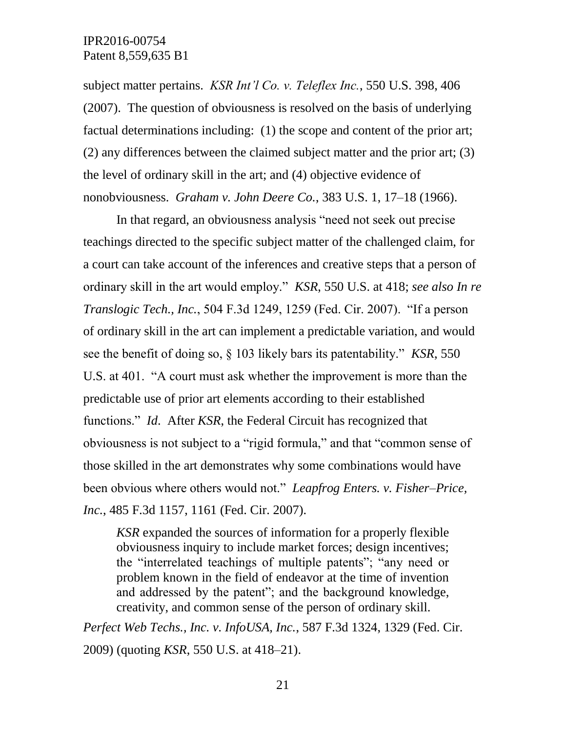subject matter pertains. *KSR Int'l Co. v. Teleflex Inc.*, 550 U.S. 398, 406 (2007). The question of obviousness is resolved on the basis of underlying factual determinations including: (1) the scope and content of the prior art; (2) any differences between the claimed subject matter and the prior art; (3) the level of ordinary skill in the art; and (4) objective evidence of nonobviousness. *Graham v. John Deere Co.*, 383 U.S. 1, 17–18 (1966).

In that regard, an obviousness analysis "need not seek out precise teachings directed to the specific subject matter of the challenged claim, for a court can take account of the inferences and creative steps that a person of ordinary skill in the art would employ." *KSR*, 550 U.S. at 418; *see also In re Translogic Tech., Inc.*, 504 F.3d 1249, 1259 (Fed. Cir. 2007). "If a person of ordinary skill in the art can implement a predictable variation, and would see the benefit of doing so, § 103 likely bars its patentability." *KSR*, 550 U.S. at 401. "A court must ask whether the improvement is more than the predictable use of prior art elements according to their established functions." *Id.* After *KSR*, the Federal Circuit has recognized that obviousness is not subject to a "rigid formula," and that "common sense of those skilled in the art demonstrates why some combinations would have been obvious where others would not." *Leapfrog Enters. v. Fisher–Price, Inc.*, 485 F.3d 1157, 1161 (Fed. Cir. 2007).

> *KSR* expanded the sources of information for a properly flexible obviousness inquiry to include market forces; design incentives; the "interrelated teachings of multiple patents"; "any need or problem known in the field of endeavor at the time of invention and addressed by the patent"; and the background knowledge, creativity, and common sense of the person of ordinary skill.

*Perfect Web Techs., Inc. v. InfoUSA, Inc.*, 587 F.3d 1324, 1329 (Fed. Cir. 2009) (quoting *KSR*, 550 U.S. at 418–21).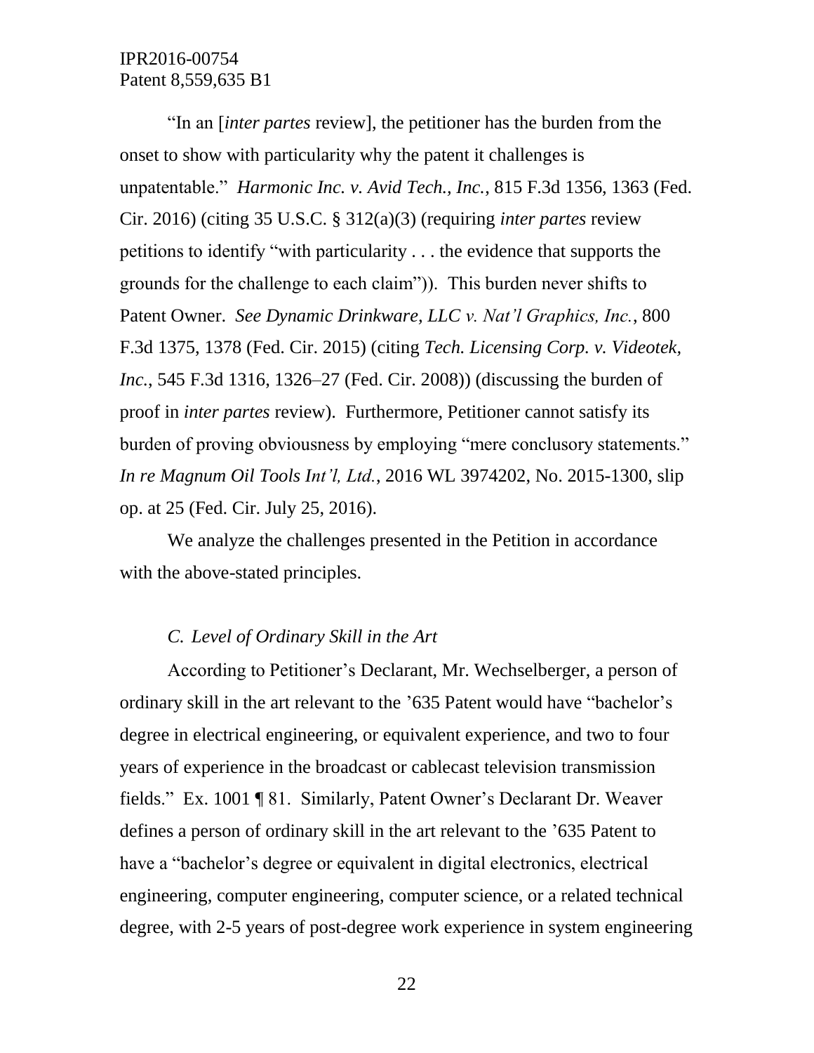"In an [*inter partes* review], the petitioner has the burden from the onset to show with particularity why the patent it challenges is unpatentable." *Harmonic Inc. v. Avid Tech., Inc.*, 815 F.3d 1356, 1363 (Fed. Cir. 2016) (citing 35 U.S.C. § 312(a)(3) (requiring *inter partes* review petitions to identify "with particularity . . . the evidence that supports the grounds for the challenge to each claim")). This burden never shifts to Patent Owner. *See Dynamic Drinkware, LLC v. Nat'l Graphics, Inc.*, 800 F.3d 1375, 1378 (Fed. Cir. 2015) (citing *Tech. Licensing Corp. v. Videotek, Inc.*, 545 F.3d 1316, 1326–27 (Fed. Cir. 2008)) (discussing the burden of proof in *inter partes* review). Furthermore, Petitioner cannot satisfy its burden of proving obviousness by employing "mere conclusory statements." *In re Magnum Oil Tools Int'l, Ltd.*, 2016 WL 3974202, No. 2015-1300, slip op. at 25 (Fed. Cir. July 25, 2016).

We analyze the challenges presented in the Petition in accordance with the above-stated principles.

### *C. Level of Ordinary Skill in the Art*

According to Petitioner's Declarant, Mr. Wechselberger, a person of ordinary skill in the art relevant to the '635 Patent would have "bachelor's degree in electrical engineering, or equivalent experience, and two to four years of experience in the broadcast or cablecast television transmission fields." Ex. 1001 ¶ 81. Similarly, Patent Owner's Declarant Dr. Weaver defines a person of ordinary skill in the art relevant to the '635 Patent to have a "bachelor's degree or equivalent in digital electronics, electrical engineering, computer engineering, computer science, or a related technical degree, with 2-5 years of post-degree work experience in system engineering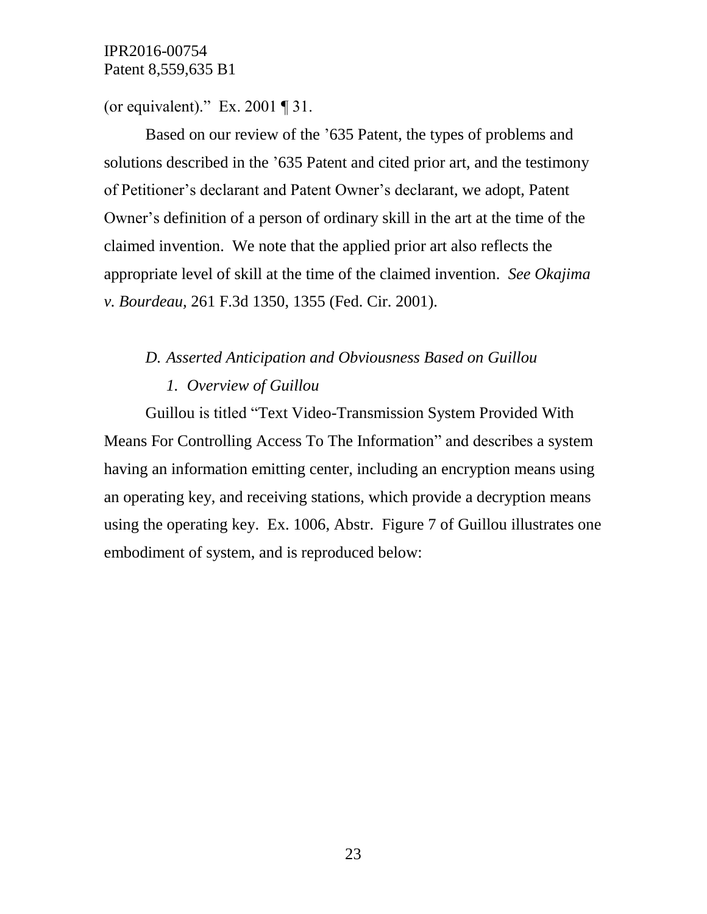(or equivalent)." Ex. 2001 ¶ 31.

Based on our review of the '635 Patent, the types of problems and solutions described in the '635 Patent and cited prior art, and the testimony of Petitioner's declarant and Patent Owner's declarant, we adopt, Patent Owner's definition of a person of ordinary skill in the art at the time of the claimed invention. We note that the applied prior art also reflects the appropriate level of skill at the time of the claimed invention. *See Okajima v. Bourdeau*, 261 F.3d 1350, 1355 (Fed. Cir. 2001).

### *D. Asserted Anticipation and Obviousness Based on Guillou*

#### *1. Overview of Guillou*

Guillou is titled "Text Video-Transmission System Provided With Means For Controlling Access To The Information" and describes a system having an information emitting center, including an encryption means using an operating key, and receiving stations, which provide a decryption means using the operating key. Ex. 1006, Abstr. Figure 7 of Guillou illustrates one embodiment of system, and is reproduced below: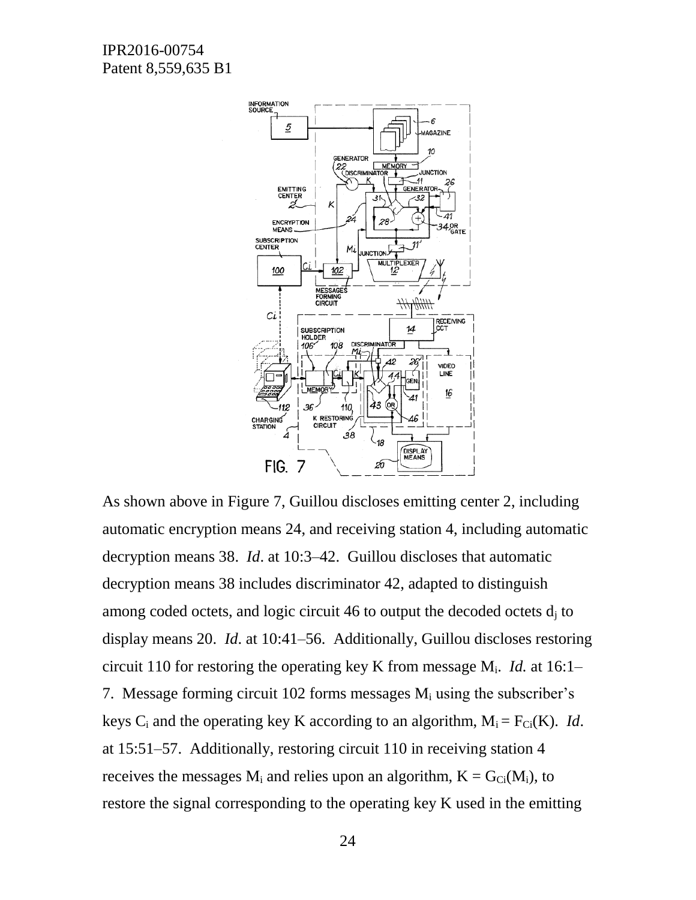As shown above in Figure 7, Guillou discloses emitting center 2, including automatic encryption means 24, and receiving station 4, including automatic decryption means 38. *Id*. at 10:3–42. Guillou discloses that automatic decryption means 38 includes discriminator 42, adapted to distinguish among coded octets, and logic circuit 46 to output the decoded octets $d_j$ to display means 20. *Id*. at 10:41–56. Additionally, Guillou discloses restoring circuit 110 for restoring the operating key K from message $M_i$. *Id.* at 16:1–7. Message forming circuit 102 forms messages $M_i$ using the subscriber's keys $C_i$ and the operating key K according to an algorithm, $M_i = F_{Ci}(K)$. *Id*. at 15:51–57. Additionally, restoring circuit 110 in receiving station 4 receives the messages $M_i$ and relies upon an algorithm, $K = G_{Ci}(M_i)$, to restore the signal corresponding to the operating key K used in the emitting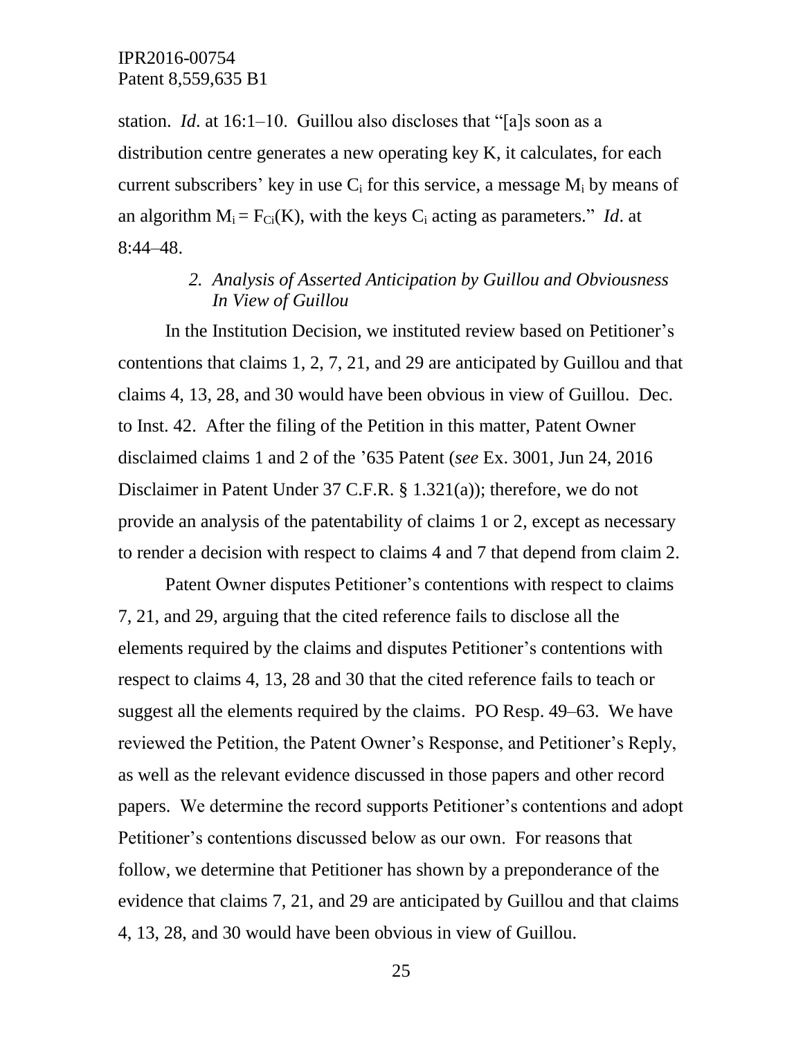station. *Id*. at 16:1–10. Guillou also discloses that "[a]s soon as a distribution centre generates a new operating key K, it calculates, for each current subscribers' key in use $C_i$ for this service, a message $M_i$ by means of an algorithm $M_i = F_{Ci}(K)$, with the keys $C_i$ acting as parameters." *Id*. at 8:44–48.

### *2. Analysis of Asserted Anticipation by Guillou and Obviousness In View of Guillou*

In the Institution Decision, we instituted review based on Petitioner's contentions that claims 1, 2, 7, 21, and 29 are anticipated by Guillou and that claims 4, 13, 28, and 30 would have been obvious in view of Guillou. Dec. to Inst. 42. After the filing of the Petition in this matter, Patent Owner disclaimed claims 1 and 2 of the '635 Patent (*see* Ex. 3001, Jun 24, 2016 Disclaimer in Patent Under 37 C.F.R. § 1.321(a)); therefore, we do not provide an analysis of the patentability of claims 1 or 2, except as necessary to render a decision with respect to claims 4 and 7 that depend from claim 2.

Patent Owner disputes Petitioner's contentions with respect to claims 7, 21, and 29, arguing that the cited reference fails to disclose all the elements required by the claims and disputes Petitioner's contentions with respect to claims 4, 13, 28 and 30 that the cited reference fails to teach or suggest all the elements required by the claims. PO Resp. 49–63. We have reviewed the Petition, the Patent Owner's Response, and Petitioner's Reply, as well as the relevant evidence discussed in those papers and other record papers. We determine the record supports Petitioner's contentions and adopt Petitioner's contentions discussed below as our own. For reasons that follow, we determine that Petitioner has shown by a preponderance of the evidence that claims 7, 21, and 29 are anticipated by Guillou and that claims 4, 13, 28, and 30 would have been obvious in view of Guillou.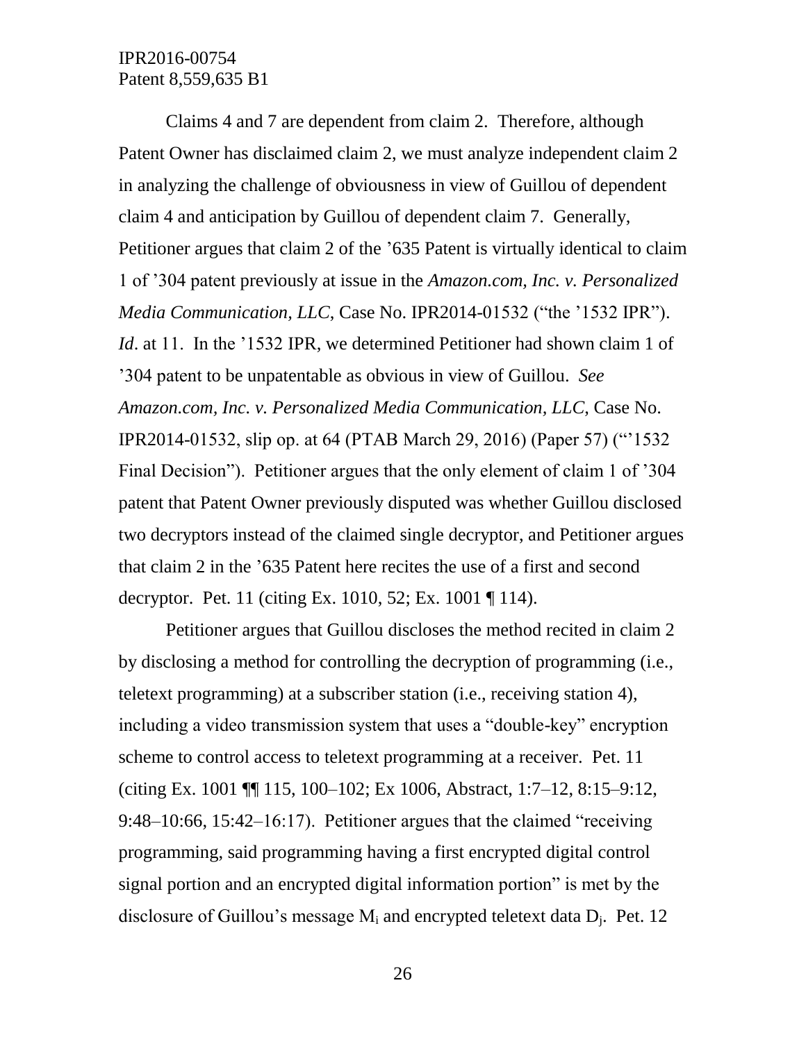Claims 4 and 7 are dependent from claim 2. Therefore, although Patent Owner has disclaimed claim 2, we must analyze independent claim 2 in analyzing the challenge of obviousness in view of Guillou of dependent claim 4 and anticipation by Guillou of dependent claim 7. Generally, Petitioner argues that claim 2 of the ’635 Patent is virtually identical to claim 1 of ’304 patent previously at issue in the *Amazon.com, Inc. v. Personalized Media Communication, LLC*, Case No. IPR2014-01532 (“the ’1532 IPR”). *Id*. at 11. In the ’1532 IPR, we determined Petitioner had shown claim 1 of ’304 patent to be unpatentable as obvious in view of Guillou. *See Amazon.com, Inc. v. Personalized Media Communication, LLC*, Case No. IPR2014-01532, slip op. at 64 (PTAB March 29, 2016) (Paper 57) (“’1532 Final Decision”). Petitioner argues that the only element of claim 1 of ’304 patent that Patent Owner previously disputed was whether Guillou disclosed two decryptors instead of the claimed single decryptor, and Petitioner argues that claim 2 in the ’635 Patent here recites the use of a first and second decryptor. Pet. 11 (citing Ex. 1010, 52; Ex. 1001 ¶ 114).

Petitioner argues that Guillou discloses the method recited in claim 2 by disclosing a method for controlling the decryption of programming (i.e., teletext programming) at a subscriber station (i.e., receiving station 4), including a video transmission system that uses a “double-key” encryption scheme to control access to teletext programming at a receiver. Pet. 11 (citing Ex. 1001 ¶¶ 115, 100–102; Ex 1006, Abstract, 1:7–12, 8:15–9:12, 9:48–10:66, 15:42–16:17). Petitioner argues that the claimed “receiving programming, said programming having a first encrypted digital control signal portion and an encrypted digital information portion” is met by the disclosure of Guillou’s message $M_i$ and encrypted teletext data $D_j$. Pet. 12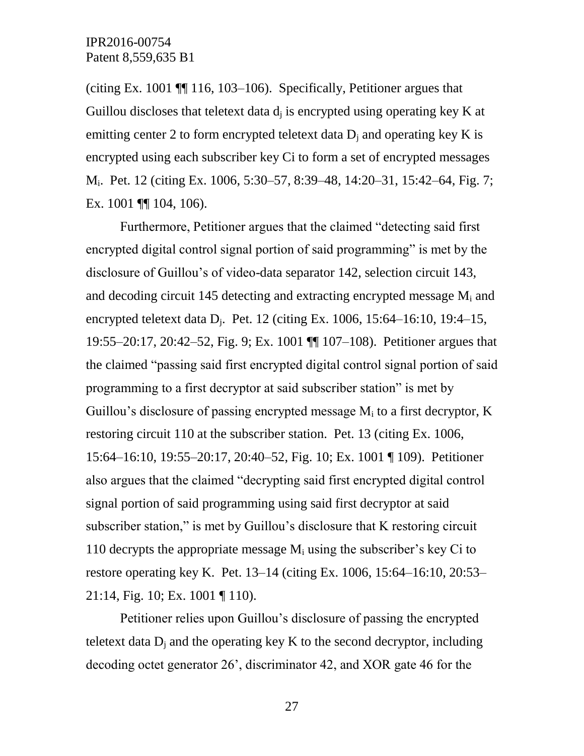(citing Ex. 1001 ¶¶ 116, 103–106). Specifically, Petitioner argues that Guillou discloses that teletext data $d_j$ is encrypted using operating key K at emitting center 2 to form encrypted teletext data $D_j$ and operating key K is encrypted using each subscriber key Ci to form a set of encrypted messages $M_i$. Pet. 12 (citing Ex. 1006, 5:30–57, 8:39–48, 14:20–31, 15:42–64, Fig. 7; Ex. 1001 ¶¶ 104, 106).

Furthermore, Petitioner argues that the claimed "detecting said first encrypted digital control signal portion of said programming" is met by the disclosure of Guillou's of video-data separator 142, selection circuit 143, and decoding circuit 145 detecting and extracting encrypted message $M_i$ and encrypted teletext data $D_j$. Pet. 12 (citing Ex. 1006, 15:64–16:10, 19:4–15, 19:55–20:17, 20:42–52, Fig. 9; Ex. 1001 ¶¶ 107–108). Petitioner argues that the claimed "passing said first encrypted digital control signal portion of said programming to a first decryptor at said subscriber station" is met by Guillou's disclosure of passing encrypted message $M_i$ to a first decryptor, K restoring circuit 110 at the subscriber station. Pet. 13 (citing Ex. 1006, 15:64–16:10, 19:55–20:17, 20:40–52, Fig. 10; Ex. 1001 ¶ 109). Petitioner also argues that the claimed "decrypting said first encrypted digital control signal portion of said programming using said first decryptor at said subscriber station," is met by Guillou's disclosure that K restoring circuit 110 decrypts the appropriate message $M_i$ using the subscriber's key Ci to restore operating key K. Pet. 13–14 (citing Ex. 1006, 15:64–16:10, 20:53–21:14, Fig. 10; Ex. 1001 ¶ 110).

Petitioner relies upon Guillou's disclosure of passing the encrypted teletext data $D_j$ and the operating key K to the second decryptor, including decoding octet generator 26', discriminator 42, and XOR gate 46 for the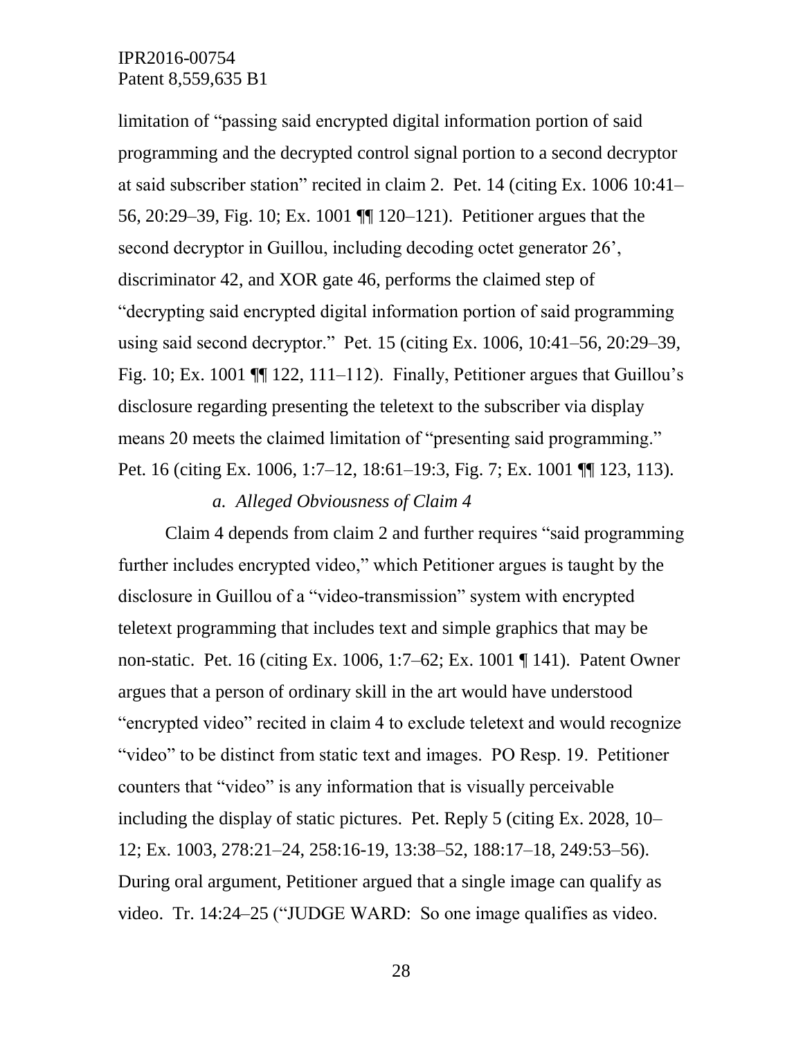limitation of "passing said encrypted digital information portion of said programming and the decrypted control signal portion to a second decryptor at said subscriber station" recited in claim 2. Pet. 14 (citing Ex. 1006 10:41–56, 20:29–39, Fig. 10; Ex. 1001 ¶¶ 120–121). Petitioner argues that the second decryptor in Guillou, including decoding octet generator 26', discriminator 42, and XOR gate 46, performs the claimed step of "decrypting said encrypted digital information portion of said programming using said second decryptor." Pet. 15 (citing Ex. 1006, 10:41–56, 20:29–39, Fig. 10; Ex. 1001 ¶¶ 122, 111–112). Finally, Petitioner argues that Guillou's disclosure regarding presenting the teletext to the subscriber via display means 20 meets the claimed limitation of "presenting said programming." Pet. 16 (citing Ex. 1006, 1:7–12, 18:61–19:3, Fig. 7; Ex. 1001 ¶¶ 123, 113).

*a. Alleged Obviousness of Claim 4*

Claim 4 depends from claim 2 and further requires "said programming further includes encrypted video," which Petitioner argues is taught by the disclosure in Guillou of a "video-transmission" system with encrypted teletext programming that includes text and simple graphics that may be non-static. Pet. 16 (citing Ex. 1006, 1:7–62; Ex. 1001 ¶ 141). Patent Owner argues that a person of ordinary skill in the art would have understood "encrypted video" recited in claim 4 to exclude teletext and would recognize "video" to be distinct from static text and images. PO Resp. 19. Petitioner counters that "video" is any information that is visually perceivable including the display of static pictures. Pet. Reply 5 (citing Ex. 2028, 10–12; Ex. 1003, 278:21–24, 258:16-19, 13:38–52, 188:17–18, 249:53–56). During oral argument, Petitioner argued that a single image can qualify as video. Tr. 14:24–25 ("JUDGE WARD: So one image qualifies as video.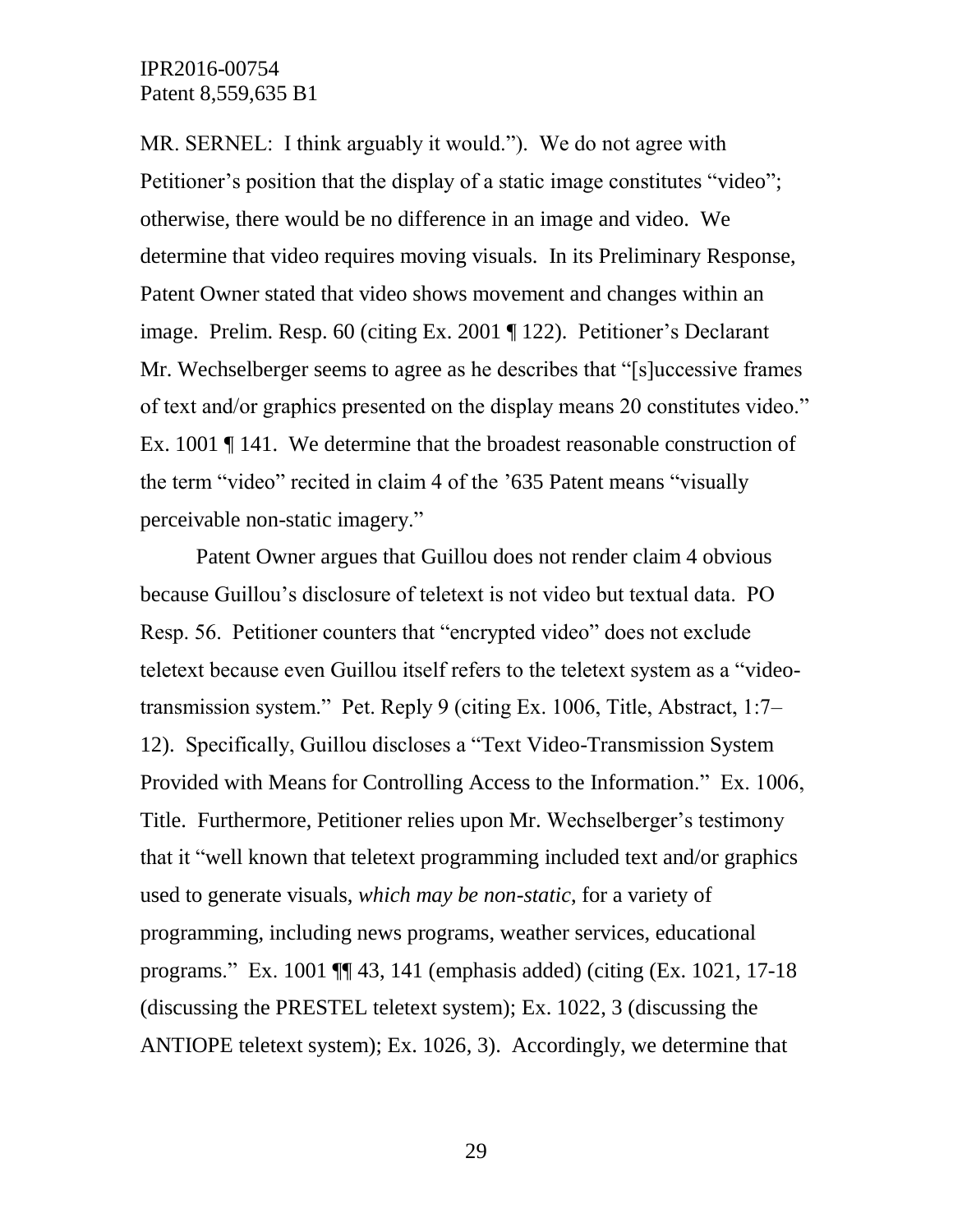MR. SERNEL: I think arguably it would."). We do not agree with Petitioner's position that the display of a static image constitutes "video"; otherwise, there would be no difference in an image and video. We determine that video requires moving visuals. In its Preliminary Response, Patent Owner stated that video shows movement and changes within an image. Prelim. Resp. 60 (citing Ex. 2001 ¶ 122). Petitioner's Declarant Mr. Wechselberger seems to agree as he describes that "[s]uccessive frames of text and/or graphics presented on the display means 20 constitutes video." Ex. 1001 ¶ 141. We determine that the broadest reasonable construction of the term "video" recited in claim 4 of the '635 Patent means "visually perceivable non-static imagery."

Patent Owner argues that Guillou does not render claim 4 obvious because Guillou's disclosure of teletext is not video but textual data. PO Resp. 56. Petitioner counters that "encrypted video" does not exclude teletext because even Guillou itself refers to the teletext system as a "video-transmission system." Pet. Reply 9 (citing Ex. 1006, Title, Abstract, 1:7–12). Specifically, Guillou discloses a "Text Video-Transmission System Provided with Means for Controlling Access to the Information." Ex. 1006, Title. Furthermore, Petitioner relies upon Mr. Wechselberger's testimony that it "well known that teletext programming included text and/or graphics used to generate visuals, *which may be non-static*, for a variety of programming, including news programs, weather services, educational programs." Ex. 1001 ¶¶ 43, 141 (emphasis added) (citing (Ex. 1021, 17-18 (discussing the PRESTEL teletext system); Ex. 1022, 3 (discussing the ANTIOPE teletext system); Ex. 1026, 3). Accordingly, we determine that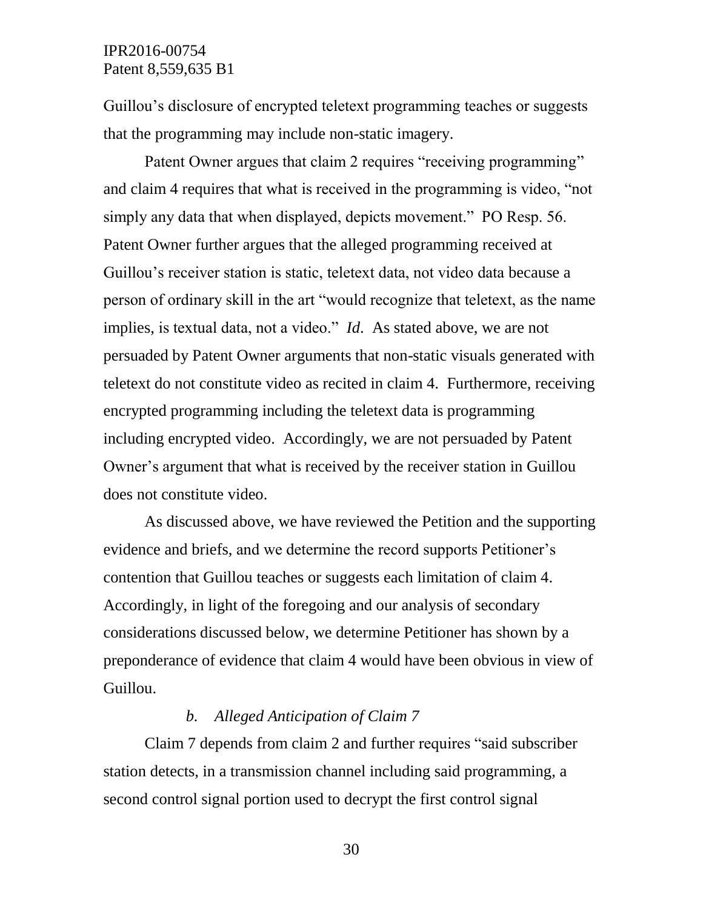Guillou's disclosure of encrypted teletext programming teaches or suggests that the programming may include non-static imagery.

Patent Owner argues that claim 2 requires "receiving programming" and claim 4 requires that what is received in the programming is video, "not simply any data that when displayed, depicts movement." PO Resp. 56. Patent Owner further argues that the alleged programming received at Guillou's receiver station is static, teletext data, not video data because a person of ordinary skill in the art "would recognize that teletext, as the name implies, is textual data, not a video." *Id*. As stated above, we are not persuaded by Patent Owner arguments that non-static visuals generated with teletext do not constitute video as recited in claim 4. Furthermore, receiving encrypted programming including the teletext data is programming including encrypted video. Accordingly, we are not persuaded by Patent Owner's argument that what is received by the receiver station in Guillou does not constitute video.

As discussed above, we have reviewed the Petition and the supporting evidence and briefs, and we determine the record supports Petitioner's contention that Guillou teaches or suggests each limitation of claim 4. Accordingly, in light of the foregoing and our analysis of secondary considerations discussed below, we determine Petitioner has shown by a preponderance of evidence that claim 4 would have been obvious in view of Guillou.

*b. Alleged Anticipation of Claim 7*

Claim 7 depends from claim 2 and further requires "said subscriber station detects, in a transmission channel including said programming, a second control signal portion used to decrypt the first control signal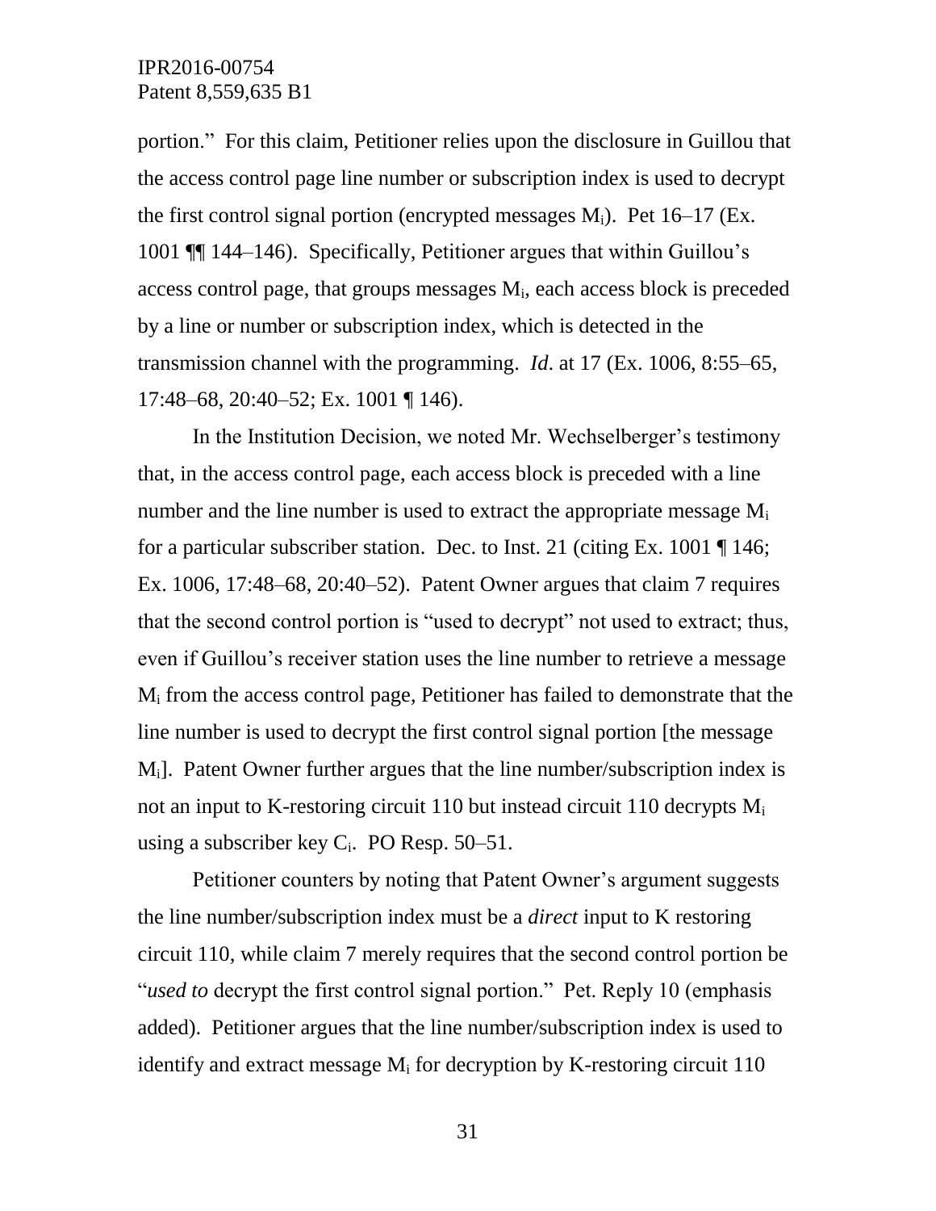portion." For this claim, Petitioner relies upon the disclosure in Guillou that the access control page line number or subscription index is used to decrypt the first control signal portion (encrypted messages $M_i$). Pet 16–17 (Ex. 1001 ¶¶ 144–146). Specifically, Petitioner argues that within Guillou's access control page, that groups messages $M_i$, each access block is preceded by a line or number or subscription index, which is detected in the transmission channel with the programming. *Id*. at 17 (Ex. 1006, 8:55–65, 17:48–68, 20:40–52; Ex. 1001 ¶ 146).

In the Institution Decision, we noted Mr. Wechselberger's testimony that, in the access control page, each access block is preceded with a line number and the line number is used to extract the appropriate message $M_i$ for a particular subscriber station. Dec. to Inst. 21 (citing Ex. 1001 ¶ 146; Ex. 1006, 17:48–68, 20:40–52). Patent Owner argues that claim 7 requires that the second control portion is "used to decrypt" not used to extract; thus, even if Guillou's receiver station uses the line number to retrieve a message $M_i$ from the access control page, Petitioner has failed to demonstrate that the line number is used to decrypt the first control signal portion [the message $M_i$]. Patent Owner further argues that the line number/subscription index is not an input to K-restoring circuit 110 but instead circuit 110 decrypts $M_i$ using a subscriber key $C_i$. PO Resp. 50–51.

Petitioner counters by noting that Patent Owner's argument suggests the line number/subscription index must be a *direct* input to K restoring circuit 110, while claim 7 merely requires that the second control portion be "*used to* decrypt the first control signal portion." Pet. Reply 10 (emphasis added). Petitioner argues that the line number/subscription index is used to identify and extract message $M_i$ for decryption by K-restoring circuit 110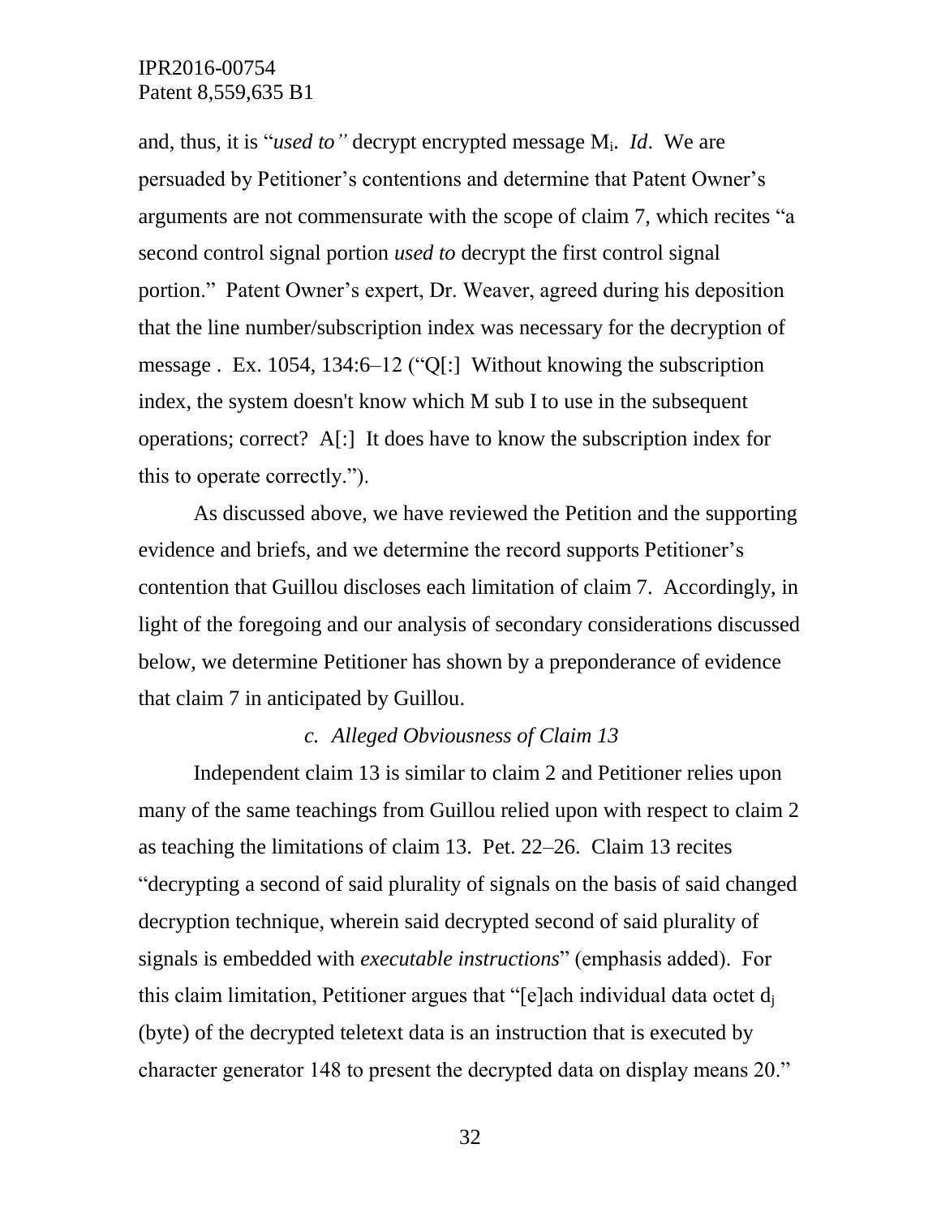and, thus, it is "*used to"* decrypt encrypted message $M_i$. *Id*. We are persuaded by Petitioner's contentions and determine that Patent Owner's arguments are not commensurate with the scope of claim 7, which recites "a second control signal portion *used to* decrypt the first control signal portion." Patent Owner's expert, Dr. Weaver, agreed during his deposition that the line number/subscription index was necessary for the decryption of message . Ex. 1054, 134:6–12 ("Q[:] Without knowing the subscription index, the system doesn't know which M sub I to use in the subsequent operations; correct? A[:] It does have to know the subscription index for this to operate correctly.").

As discussed above, we have reviewed the Petition and the supporting evidence and briefs, and we determine the record supports Petitioner's contention that Guillou discloses each limitation of claim 7. Accordingly, in light of the foregoing and our analysis of secondary considerations discussed below, we determine Petitioner has shown by a preponderance of evidence that claim 7 in anticipated by Guillou.

### *c. Alleged Obviousness of Claim 13*

Independent claim 13 is similar to claim 2 and Petitioner relies upon many of the same teachings from Guillou relied upon with respect to claim 2 as teaching the limitations of claim 13. Pet. 22–26. Claim 13 recites "decrypting a second of said plurality of signals on the basis of said changed decryption technique, wherein said decrypted second of said plurality of signals is embedded with *executable instructions*" (emphasis added). For this claim limitation, Petitioner argues that "[e]ach individual data octet $d_j$ (byte) of the decrypted teletext data is an instruction that is executed by character generator 148 to present the decrypted data on display means 20."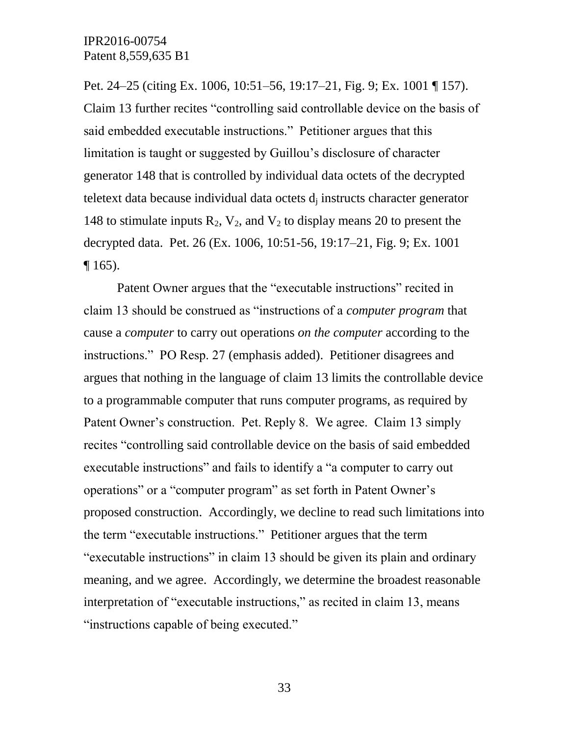Pet. 24–25 (citing Ex. 1006, 10:51–56, 19:17–21, Fig. 9; Ex. 1001 ¶ 157). Claim 13 further recites "controlling said controllable device on the basis of said embedded executable instructions." Petitioner argues that this limitation is taught or suggested by Guillou's disclosure of character generator 148 that is controlled by individual data octets of the decrypted teletext data because individual data octets $d_j$ instructs character generator 148 to stimulate inputs $R_2$, $V_2$, and $V_2$ to display means 20 to present the decrypted data. Pet. 26 (Ex. 1006, 10:51-56, 19:17–21, Fig. 9; Ex. 1001 ¶ 165).

Patent Owner argues that the "executable instructions" recited in claim 13 should be construed as "instructions of a *computer program* that cause a *computer* to carry out operations *on the computer* according to the instructions." PO Resp. 27 (emphasis added). Petitioner disagrees and argues that nothing in the language of claim 13 limits the controllable device to a programmable computer that runs computer programs, as required by Patent Owner's construction. Pet. Reply 8. We agree. Claim 13 simply recites "controlling said controllable device on the basis of said embedded executable instructions" and fails to identify a "a computer to carry out operations" or a "computer program" as set forth in Patent Owner's proposed construction. Accordingly, we decline to read such limitations into the term "executable instructions." Petitioner argues that the term "executable instructions" in claim 13 should be given its plain and ordinary meaning, and we agree. Accordingly, we determine the broadest reasonable interpretation of "executable instructions," as recited in claim 13, means "instructions capable of being executed."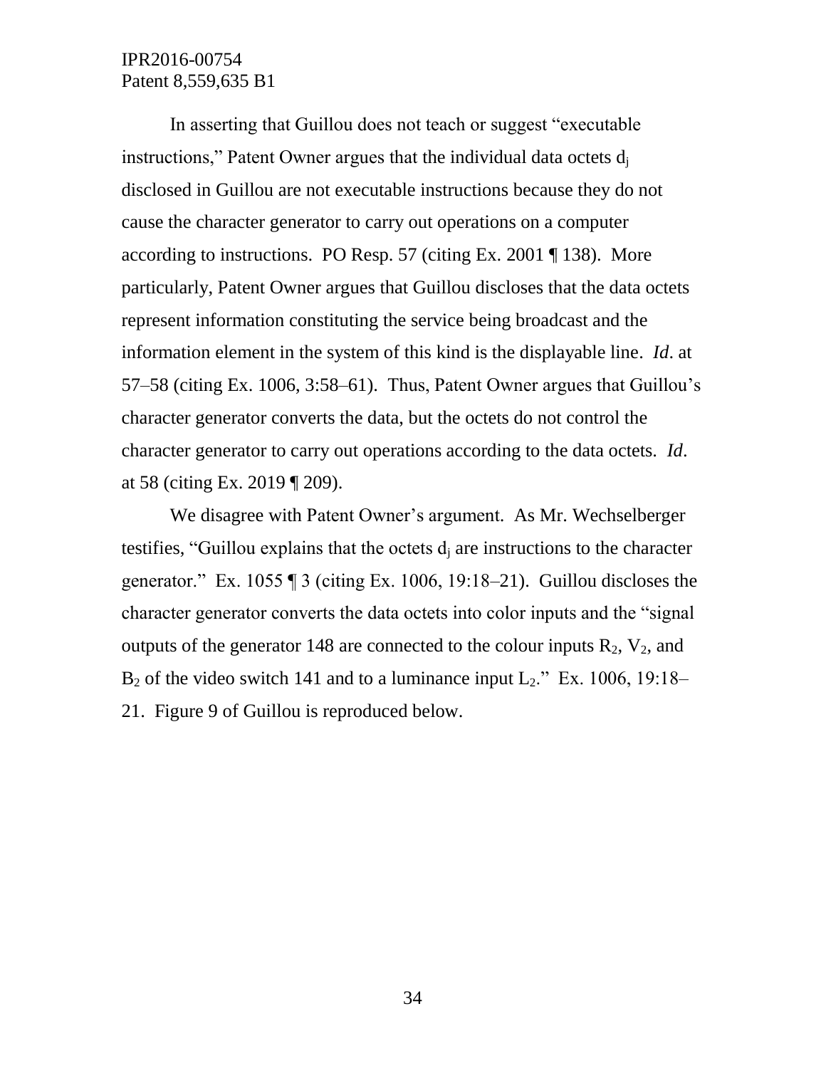In asserting that Guillou does not teach or suggest "executable instructions," Patent Owner argues that the individual data octets $d_j$ disclosed in Guillou are not executable instructions because they do not cause the character generator to carry out operations on a computer according to instructions. PO Resp. 57 (citing Ex. 2001 ¶ 138). More particularly, Patent Owner argues that Guillou discloses that the data octets represent information constituting the service being broadcast and the information element in the system of this kind is the displayable line. *Id.* at 57–58 (citing Ex. 1006, 3:58–61). Thus, Patent Owner argues that Guillou's character generator converts the data, but the octets do not control the character generator to carry out operations according to the data octets. *Id*. at 58 (citing Ex. 2019 ¶ 209).

We disagree with Patent Owner's argument. As Mr. Wechselberger testifies, "Guillou explains that the octets $d_j$ are instructions to the character generator." Ex. 1055 ¶ 3 (citing Ex. 1006, 19:18–21). Guillou discloses the character generator converts the data octets into color inputs and the "signal outputs of the generator 148 are connected to the colour inputs $R_2$, $V_2$, and $B_2$ of the video switch 141 and to a luminance input $L_2$." Ex. 1006, 19:18–21. Figure 9 of Guillou is reproduced below.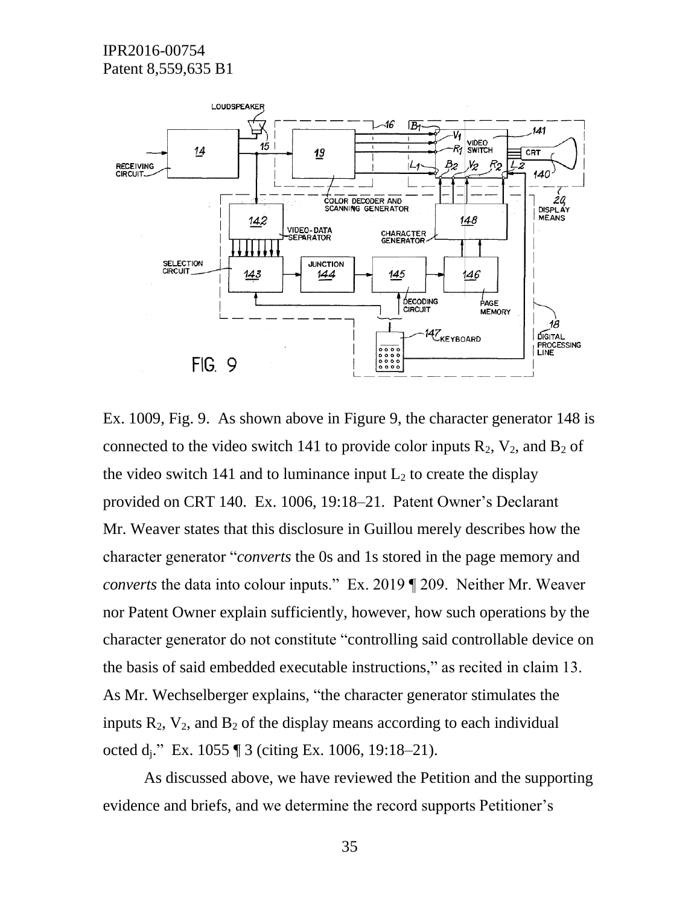Ex. 1009, Fig. 9. As shown above in Figure 9, the character generator 148 is connected to the video switch 141 to provide color inputs $R_2$, $V_2$, and $B_2$ of the video switch 141 and to luminance input $L_2$ to create the display provided on CRT 140. Ex. 1006, 19:18–21. Patent Owner's Declarant Mr. Weaver states that this disclosure in Guillou merely describes how the character generator "*converts* the 0s and 1s stored in the page memory and *converts* the data into colour inputs." Ex. 2019 ¶ 209. Neither Mr. Weaver nor Patent Owner explain sufficiently, however, how such operations by the character generator do not constitute "controlling said controllable device on the basis of said embedded executable instructions," as recited in claim 13. As Mr. Wechselberger explains, "the character generator stimulates the inputs $R_2$, $V_2$, and $B_2$ of the display means according to each individual octed $d_j$." Ex. 1055 ¶ 3 (citing Ex. 1006, 19:18–21).

As discussed above, we have reviewed the Petition and the supporting evidence and briefs, and we determine the record supports Petitioner's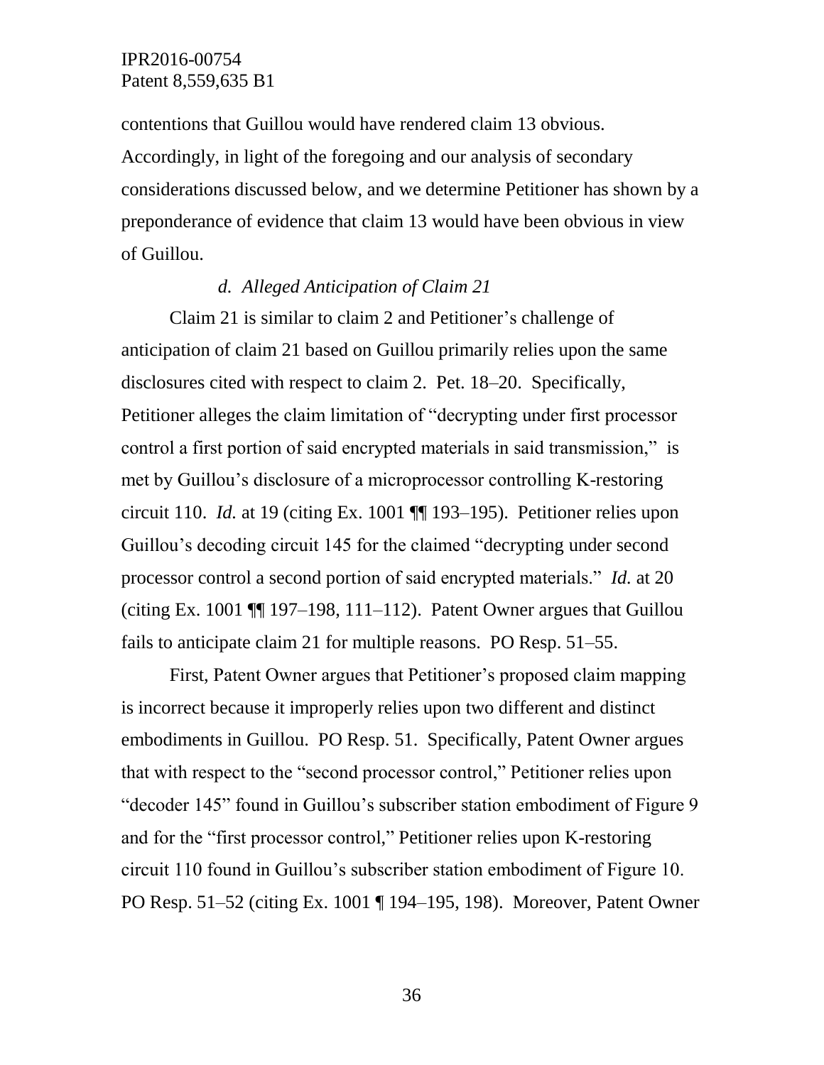contentions that Guillou would have rendered claim 13 obvious. Accordingly, in light of the foregoing and our analysis of secondary considerations discussed below, and we determine Petitioner has shown by a preponderance of evidence that claim 13 would have been obvious in view of Guillou.

*d. Alleged Anticipation of Claim 21*

Claim 21 is similar to claim 2 and Petitioner's challenge of anticipation of claim 21 based on Guillou primarily relies upon the same disclosures cited with respect to claim 2. Pet. 18–20. Specifically, Petitioner alleges the claim limitation of "decrypting under first processor control a first portion of said encrypted materials in said transmission," is met by Guillou's disclosure of a microprocessor controlling K-restoring circuit 110. *Id.* at 19 (citing Ex. 1001 ¶¶ 193–195). Petitioner relies upon Guillou's decoding circuit 145 for the claimed "decrypting under second processor control a second portion of said encrypted materials." *Id.* at 20 (citing Ex. 1001 ¶¶ 197–198, 111–112). Patent Owner argues that Guillou fails to anticipate claim 21 for multiple reasons. PO Resp. 51–55.

First, Patent Owner argues that Petitioner's proposed claim mapping is incorrect because it improperly relies upon two different and distinct embodiments in Guillou. PO Resp. 51. Specifically, Patent Owner argues that with respect to the "second processor control," Petitioner relies upon "decoder 145" found in Guillou's subscriber station embodiment of Figure 9 and for the "first processor control," Petitioner relies upon K-restoring circuit 110 found in Guillou's subscriber station embodiment of Figure 10. PO Resp. 51–52 (citing Ex. 1001 ¶ 194–195, 198). Moreover, Patent Owner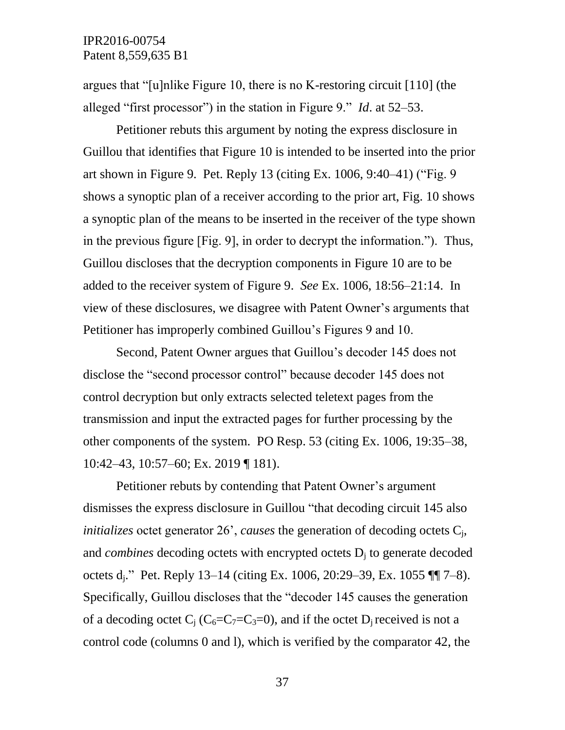argues that "[u]nlike Figure 10, there is no K-restoring circuit [110] (the alleged "first processor") in the station in Figure 9." *Id*. at 52–53.

Petitioner rebuts this argument by noting the express disclosure in Guillou that identifies that Figure 10 is intended to be inserted into the prior art shown in Figure 9. Pet. Reply 13 (citing Ex. 1006, 9:40–41) ("Fig. 9 shows a synoptic plan of a receiver according to the prior art, Fig. 10 shows a synoptic plan of the means to be inserted in the receiver of the type shown in the previous figure [Fig. 9], in order to decrypt the information."). Thus, Guillou discloses that the decryption components in Figure 10 are to be added to the receiver system of Figure 9. *See* Ex. 1006, 18:56–21:14. In view of these disclosures, we disagree with Patent Owner's arguments that Petitioner has improperly combined Guillou's Figures 9 and 10.

Second, Patent Owner argues that Guillou's decoder 145 does not disclose the "second processor control" because decoder 145 does not control decryption but only extracts selected teletext pages from the transmission and input the extracted pages for further processing by the other components of the system. PO Resp. 53 (citing Ex. 1006, 19:35–38, 10:42–43, 10:57–60; Ex. 2019 ¶ 181).

Petitioner rebuts by contending that Patent Owner's argument dismisses the express disclosure in Guillou "that decoding circuit 145 also *initializes* octet generator 26', *causes* the generation of decoding octets $C_j$, and *combines* decoding octets with encrypted octets $D_j$ to generate decoded octets $d_j$." Pet. Reply 13–14 (citing Ex. 1006, 20:29–39, Ex. 1055 ¶¶ 7–8). Specifically, Guillou discloses that the "decoder 145 causes the generation of a decoding octet $C_j$ ($C_6$=$C_7$=$C_3$=0), and if the octet $D_j$ received is not a control code (columns 0 and l), which is verified by the comparator 42, the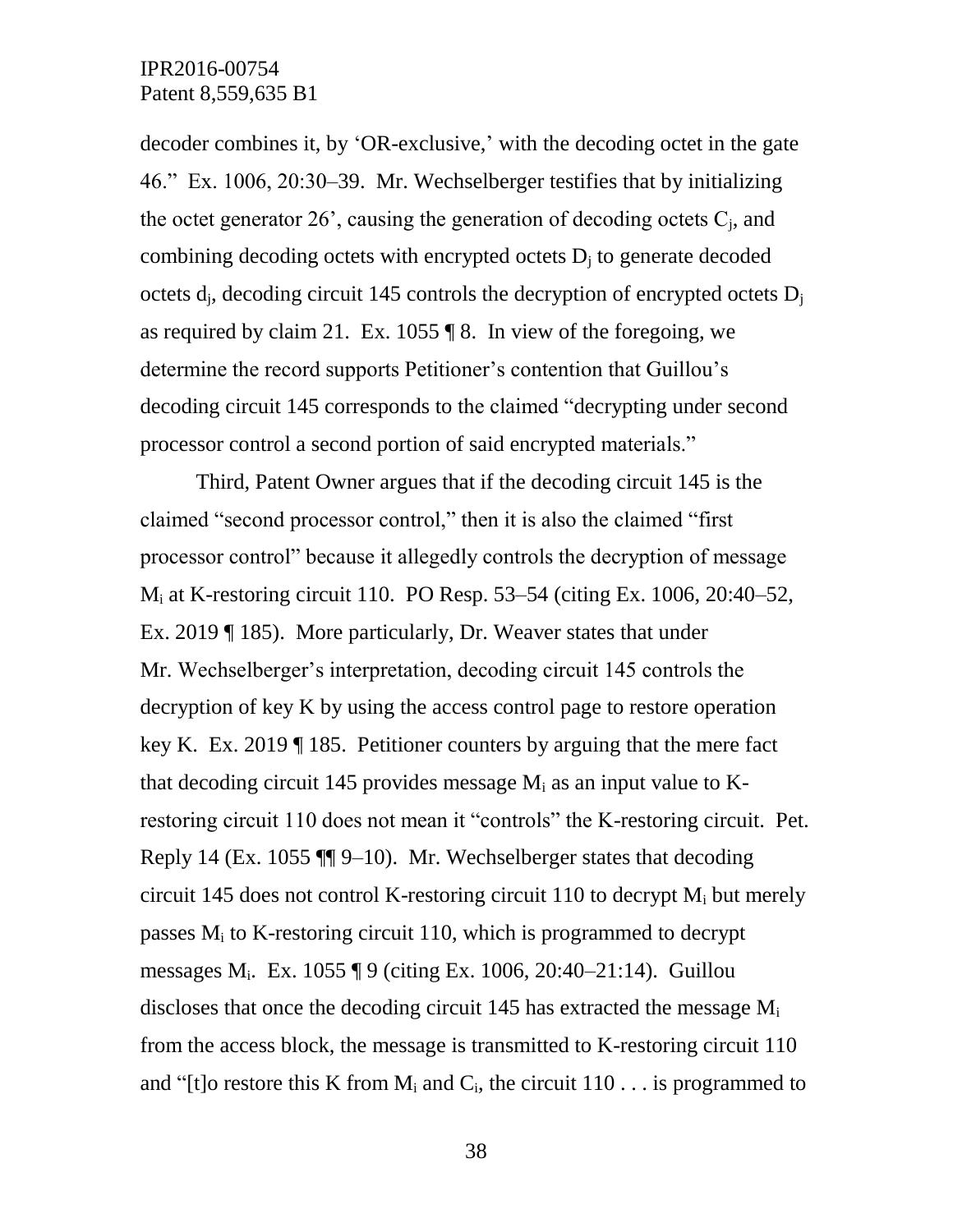decoder combines it, by 'OR-exclusive,' with the decoding octet in the gate 46." Ex. 1006, 20:30–39. Mr. Wechselberger testifies that by initializing the octet generator 26', causing the generation of decoding octets $C_j$, and combining decoding octets with encrypted octets $D_j$ to generate decoded octets $d_j$, decoding circuit 145 controls the decryption of encrypted octets $D_j$ as required by claim 21. Ex. 1055 ¶ 8. In view of the foregoing, we determine the record supports Petitioner's contention that Guillou's decoding circuit 145 corresponds to the claimed "decrypting under second processor control a second portion of said encrypted materials."

Third, Patent Owner argues that if the decoding circuit 145 is the claimed "second processor control," then it is also the claimed "first processor control" because it allegedly controls the decryption of message $M_i$ at K-restoring circuit 110. PO Resp. 53–54 (citing Ex. 1006, 20:40–52, Ex. 2019 ¶ 185). More particularly, Dr. Weaver states that under Mr. Wechselberger's interpretation, decoding circuit 145 controls the decryption of key K by using the access control page to restore operation key K. Ex. 2019 ¶ 185. Petitioner counters by arguing that the mere fact that decoding circuit 145 provides message $M_i$ as an input value to K-restoring circuit 110 does not mean it "controls" the K-restoring circuit. Pet. Reply 14 (Ex. 1055 ¶¶ 9–10). Mr. Wechselberger states that decoding circuit 145 does not control K-restoring circuit 110 to decrypt $M_i$ but merely passes $M_i$ to K-restoring circuit 110, which is programmed to decrypt messages $M_i$. Ex. 1055 ¶ 9 (citing Ex. 1006, 20:40–21:14). Guillou discloses that once the decoding circuit 145 has extracted the message $M_i$ from the access block, the message is transmitted to K-restoring circuit 110 and "[t]o restore this K from $M_i$ and $C_i$, the circuit 110 . . . is programmed to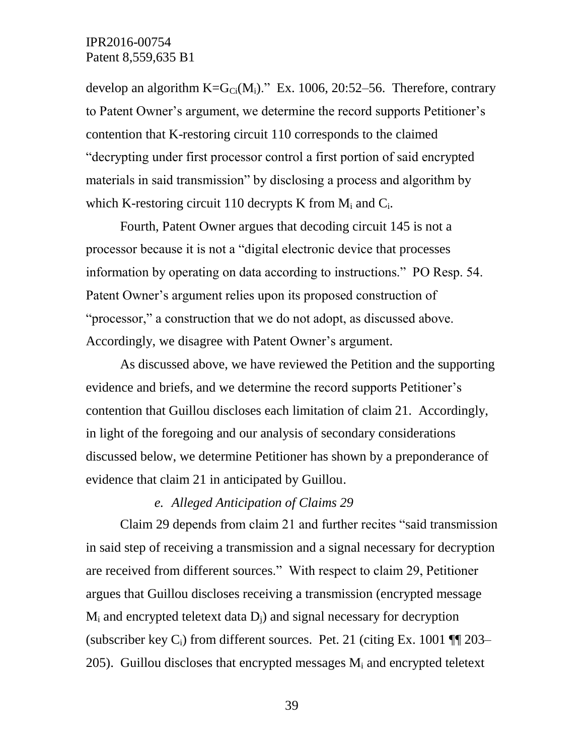develop an algorithm $K=G_{Ci}(M_i)$." Ex. 1006, 20:52–56. Therefore, contrary to Patent Owner's argument, we determine the record supports Petitioner's contention that K-restoring circuit 110 corresponds to the claimed "decrypting under first processor control a first portion of said encrypted materials in said transmission" by disclosing a process and algorithm by which K-restoring circuit 110 decrypts K from $M_i$ and $C_i$.

Fourth, Patent Owner argues that decoding circuit 145 is not a processor because it is not a "digital electronic device that processes information by operating on data according to instructions." PO Resp. 54. Patent Owner's argument relies upon its proposed construction of "processor," a construction that we do not adopt, as discussed above. Accordingly, we disagree with Patent Owner's argument.

As discussed above, we have reviewed the Petition and the supporting evidence and briefs, and we determine the record supports Petitioner's contention that Guillou discloses each limitation of claim 21. Accordingly, in light of the foregoing and our analysis of secondary considerations discussed below, we determine Petitioner has shown by a preponderance of evidence that claim 21 in anticipated by Guillou.

*e. Alleged Anticipation of Claims 29*

Claim 29 depends from claim 21 and further recites "said transmission in said step of receiving a transmission and a signal necessary for decryption are received from different sources." With respect to claim 29, Petitioner argues that Guillou discloses receiving a transmission (encrypted message $M_i$ and encrypted teletext data $D_j$) and signal necessary for decryption (subscriber key $C_i$) from different sources. Pet. 21 (citing Ex. 1001 ¶¶ 203–205). Guillou discloses that encrypted messages $M_i$ and encrypted teletext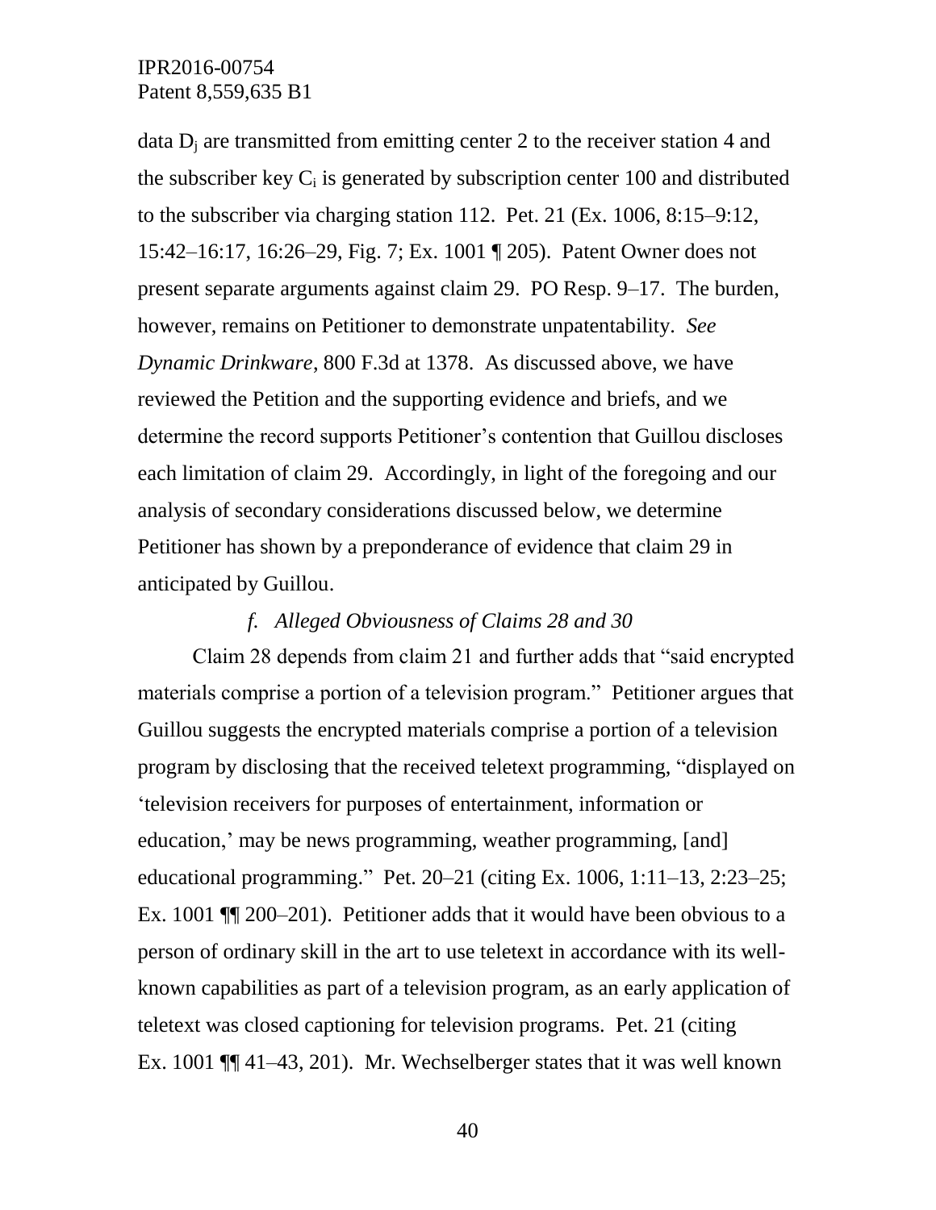data $D_j$ are transmitted from emitting center 2 to the receiver station 4 and the subscriber key $C_i$ is generated by subscription center 100 and distributed to the subscriber via charging station 112. Pet. 21 (Ex. 1006, 8:15–9:12, 15:42–16:17, 16:26–29, Fig. 7; Ex. 1001 ¶ 205). Patent Owner does not present separate arguments against claim 29. PO Resp. 9–17. The burden, however, remains on Petitioner to demonstrate unpatentability. *See Dynamic Drinkware*, 800 F.3d at 1378. As discussed above, we have reviewed the Petition and the supporting evidence and briefs, and we determine the record supports Petitioner's contention that Guillou discloses each limitation of claim 29. Accordingly, in light of the foregoing and our analysis of secondary considerations discussed below, we determine Petitioner has shown by a preponderance of evidence that claim 29 in anticipated by Guillou.

*f. Alleged Obviousness of Claims 28 and 30*

Claim 28 depends from claim 21 and further adds that "said encrypted materials comprise a portion of a television program." Petitioner argues that Guillou suggests the encrypted materials comprise a portion of a television program by disclosing that the received teletext programming, "displayed on 'television receivers for purposes of entertainment, information or education,' may be news programming, weather programming, [and] educational programming." Pet. 20–21 (citing Ex. 1006, 1:11–13, 2:23–25; Ex. 1001 ¶¶ 200–201). Petitioner adds that it would have been obvious to a person of ordinary skill in the art to use teletext in accordance with its well-known capabilities as part of a television program, as an early application of teletext was closed captioning for television programs. Pet. 21 (citing Ex. 1001 ¶¶ 41–43, 201). Mr. Wechselberger states that it was well known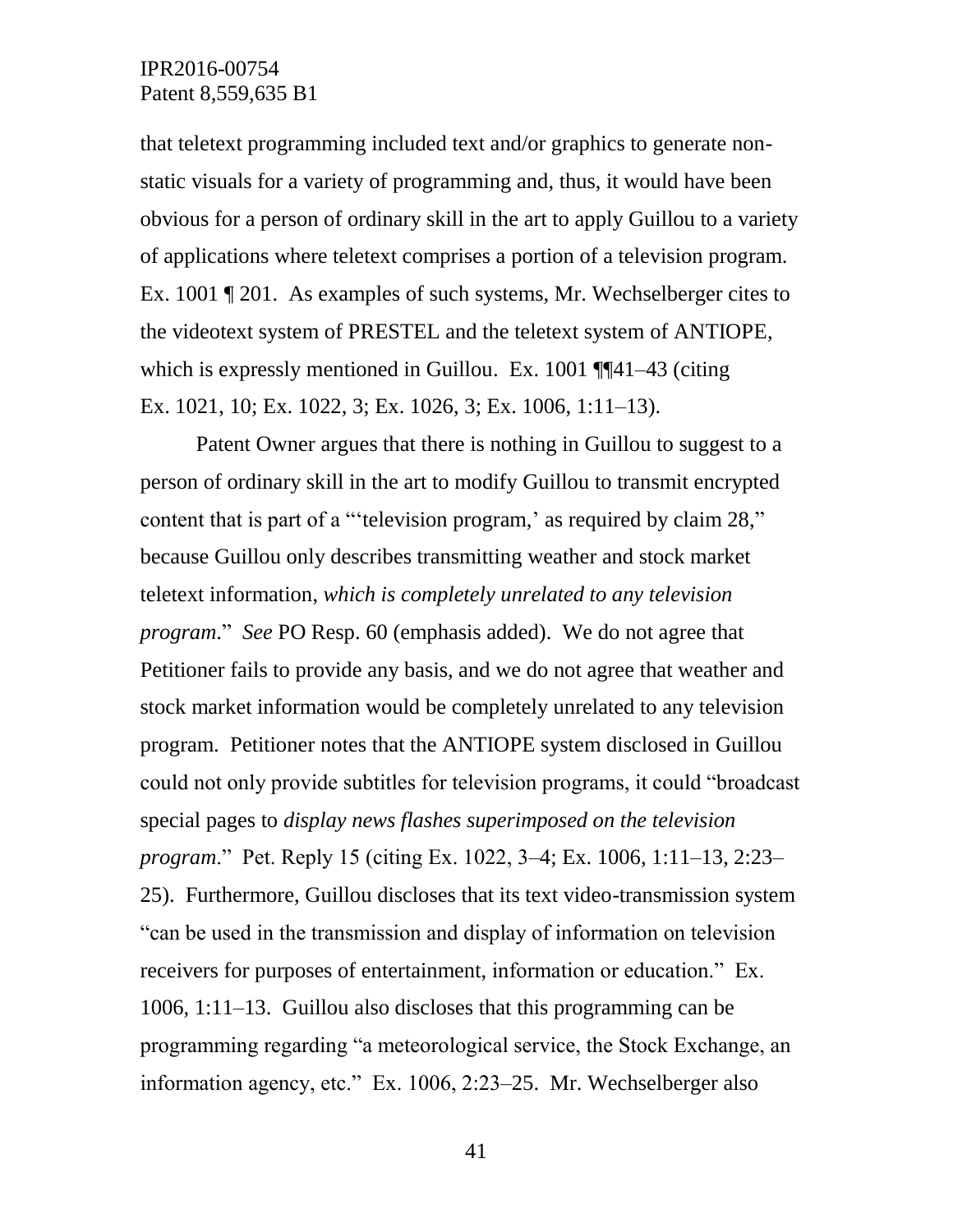that teletext programming included text and/or graphics to generate non-static visuals for a variety of programming and, thus, it would have been obvious for a person of ordinary skill in the art to apply Guillou to a variety of applications where teletext comprises a portion of a television program. Ex. 1001 ¶ 201. As examples of such systems, Mr. Wechselberger cites to the videotext system of PRESTEL and the teletext system of ANTIOPE, which is expressly mentioned in Guillou. Ex. 1001 ¶¶41–43 (citing Ex. 1021, 10; Ex. 1022, 3; Ex. 1026, 3; Ex. 1006, 1:11–13).

Patent Owner argues that there is nothing in Guillou to suggest to a person of ordinary skill in the art to modify Guillou to transmit encrypted content that is part of a "'television program,' as required by claim 28," because Guillou only describes transmitting weather and stock market teletext information, *which is completely unrelated to any television program*." *See* PO Resp. 60 (emphasis added). We do not agree that Petitioner fails to provide any basis, and we do not agree that weather and stock market information would be completely unrelated to any television program. Petitioner notes that the ANTIOPE system disclosed in Guillou could not only provide subtitles for television programs, it could "broadcast special pages to *display news flashes superimposed on the television program*." Pet. Reply 15 (citing Ex. 1022, 3–4; Ex. 1006, 1:11–13, 2:23–25). Furthermore, Guillou discloses that its text video-transmission system "can be used in the transmission and display of information on television receivers for purposes of entertainment, information or education." Ex. 1006, 1:11–13. Guillou also discloses that this programming can be programming regarding "a meteorological service, the Stock Exchange, an information agency, etc." Ex. 1006, 2:23–25. Mr. Wechselberger also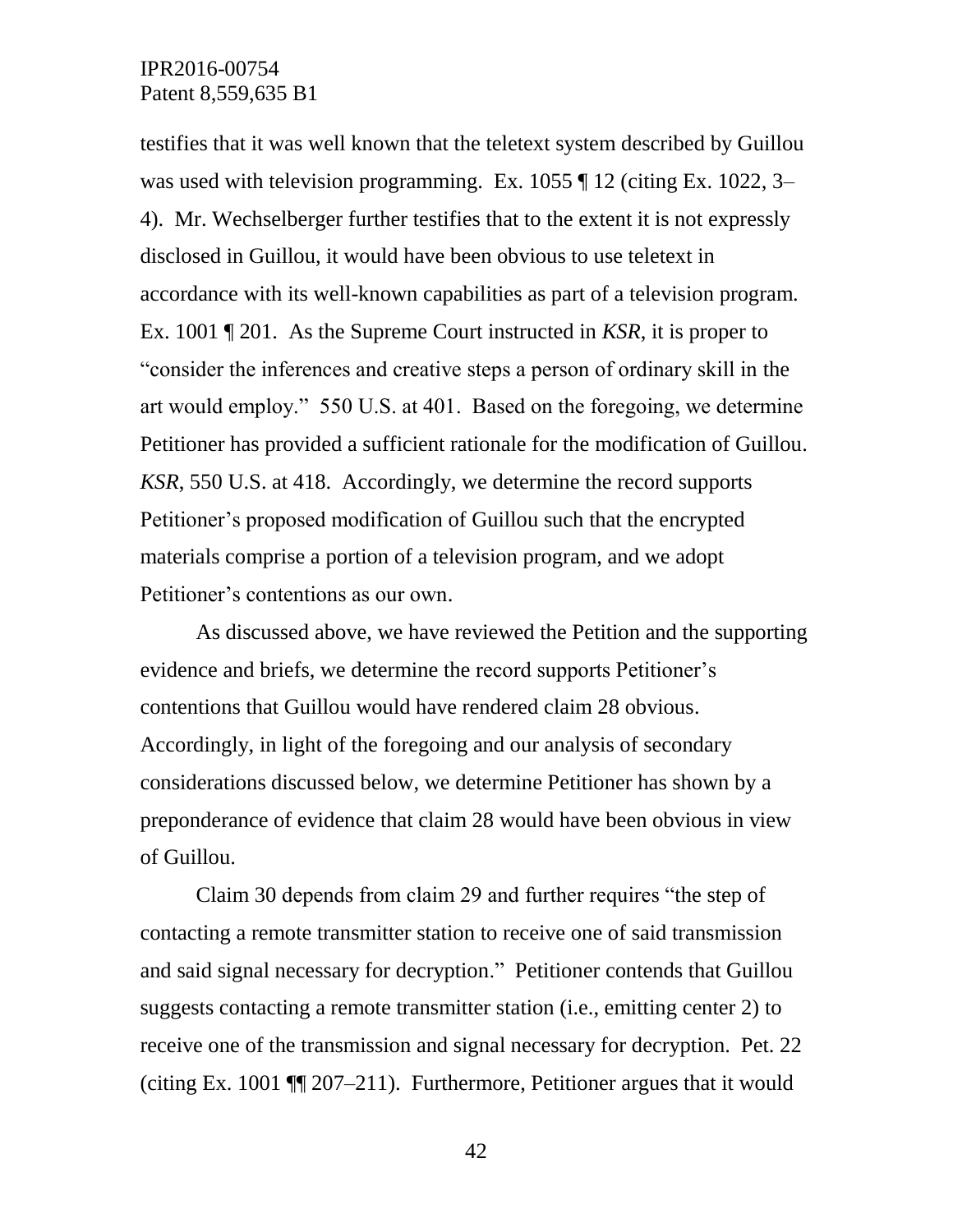testifies that it was well known that the teletext system described by Guillou was used with television programming. Ex. 1055 ¶ 12 (citing Ex. 1022, 3–4). Mr. Wechselberger further testifies that to the extent it is not expressly disclosed in Guillou, it would have been obvious to use teletext in accordance with its well-known capabilities as part of a television program. Ex. 1001 ¶ 201. As the Supreme Court instructed in *KSR*, it is proper to "consider the inferences and creative steps a person of ordinary skill in the art would employ." 550 U.S. at 401. Based on the foregoing, we determine Petitioner has provided a sufficient rationale for the modification of Guillou. *KSR*, 550 U.S. at 418. Accordingly, we determine the record supports Petitioner's proposed modification of Guillou such that the encrypted materials comprise a portion of a television program, and we adopt Petitioner's contentions as our own.

As discussed above, we have reviewed the Petition and the supporting evidence and briefs, we determine the record supports Petitioner's contentions that Guillou would have rendered claim 28 obvious. Accordingly, in light of the foregoing and our analysis of secondary considerations discussed below, we determine Petitioner has shown by a preponderance of evidence that claim 28 would have been obvious in view of Guillou.

Claim 30 depends from claim 29 and further requires "the step of contacting a remote transmitter station to receive one of said transmission and said signal necessary for decryption." Petitioner contends that Guillou suggests contacting a remote transmitter station (i.e., emitting center 2) to receive one of the transmission and signal necessary for decryption. Pet. 22 (citing Ex. 1001 ¶¶ 207–211). Furthermore, Petitioner argues that it would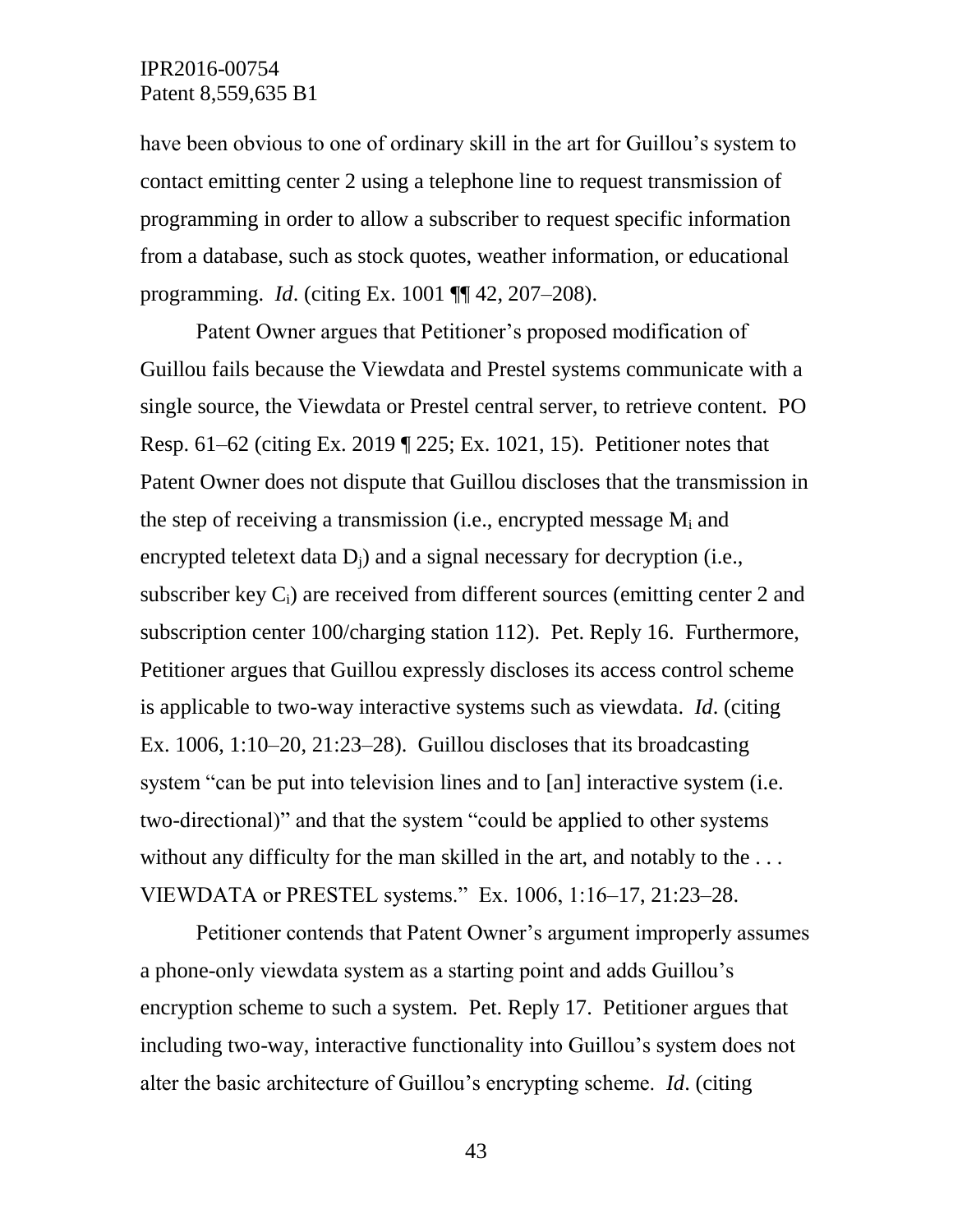have been obvious to one of ordinary skill in the art for Guillou's system to contact emitting center 2 using a telephone line to request transmission of programming in order to allow a subscriber to request specific information from a database, such as stock quotes, weather information, or educational programming. *Id*. (citing Ex. 1001 ¶¶ 42, 207–208).

Patent Owner argues that Petitioner's proposed modification of Guillou fails because the Viewdata and Prestel systems communicate with a single source, the Viewdata or Prestel central server, to retrieve content. PO Resp. 61–62 (citing Ex. 2019 ¶ 225; Ex. 1021, 15). Petitioner notes that Patent Owner does not dispute that Guillou discloses that the transmission in the step of receiving a transmission (i.e., encrypted message $M_i$ and encrypted teletext data $D_j$) and a signal necessary for decryption (i.e., subscriber key $C_i$) are received from different sources (emitting center 2 and subscription center 100/charging station 112). Pet. Reply 16. Furthermore, Petitioner argues that Guillou expressly discloses its access control scheme is applicable to two-way interactive systems such as viewdata. *Id*. (citing Ex. 1006, 1:10–20, 21:23–28). Guillou discloses that its broadcasting system "can be put into television lines and to [an] interactive system (i.e. two-directional)" and that the system "could be applied to other systems without any difficulty for the man skilled in the art, and notably to the . . . VIEWDATA or PRESTEL systems." Ex. 1006, 1:16–17, 21:23–28.

Petitioner contends that Patent Owner's argument improperly assumes a phone-only viewdata system as a starting point and adds Guillou's encryption scheme to such a system. Pet. Reply 17. Petitioner argues that including two-way, interactive functionality into Guillou's system does not alter the basic architecture of Guillou's encrypting scheme. *Id*. (citing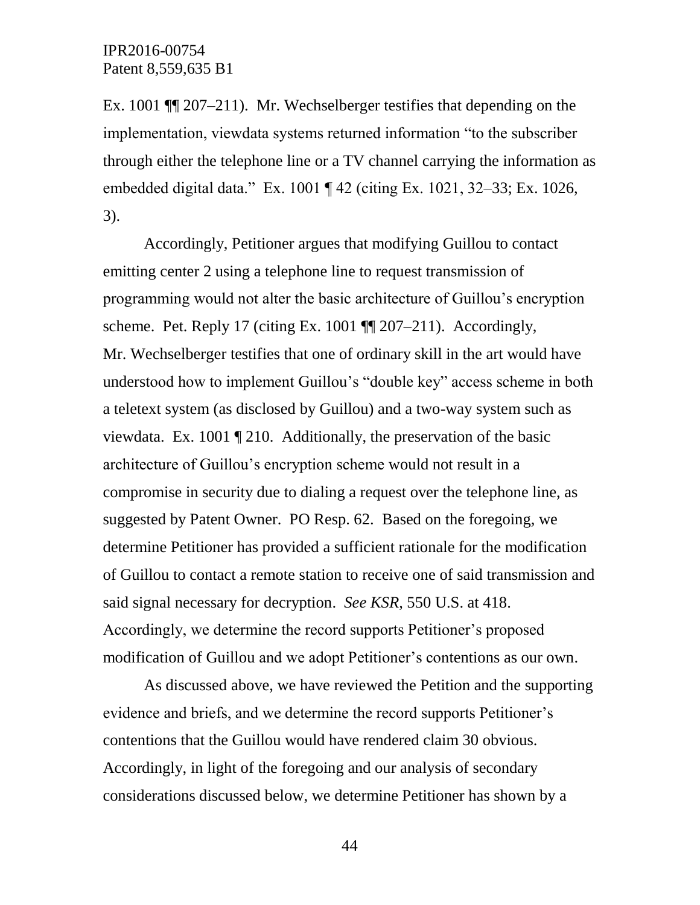Ex. 1001 ¶¶ 207–211). Mr. Wechselberger testifies that depending on the implementation, viewdata systems returned information "to the subscriber through either the telephone line or a TV channel carrying the information as embedded digital data." Ex. 1001 ¶ 42 (citing Ex. 1021, 32–33; Ex. 1026, 3).

Accordingly, Petitioner argues that modifying Guillou to contact emitting center 2 using a telephone line to request transmission of programming would not alter the basic architecture of Guillou's encryption scheme. Pet. Reply 17 (citing Ex. 1001 ¶¶ 207–211). Accordingly, Mr. Wechselberger testifies that one of ordinary skill in the art would have understood how to implement Guillou's "double key" access scheme in both a teletext system (as disclosed by Guillou) and a two-way system such as viewdata. Ex. 1001 ¶ 210. Additionally, the preservation of the basic architecture of Guillou's encryption scheme would not result in a compromise in security due to dialing a request over the telephone line, as suggested by Patent Owner. PO Resp. 62. Based on the foregoing, we determine Petitioner has provided a sufficient rationale for the modification of Guillou to contact a remote station to receive one of said transmission and said signal necessary for decryption. *See KSR*, 550 U.S. at 418. Accordingly, we determine the record supports Petitioner's proposed modification of Guillou and we adopt Petitioner's contentions as our own.

As discussed above, we have reviewed the Petition and the supporting evidence and briefs, and we determine the record supports Petitioner's contentions that the Guillou would have rendered claim 30 obvious. Accordingly, in light of the foregoing and our analysis of secondary considerations discussed below, we determine Petitioner has shown by a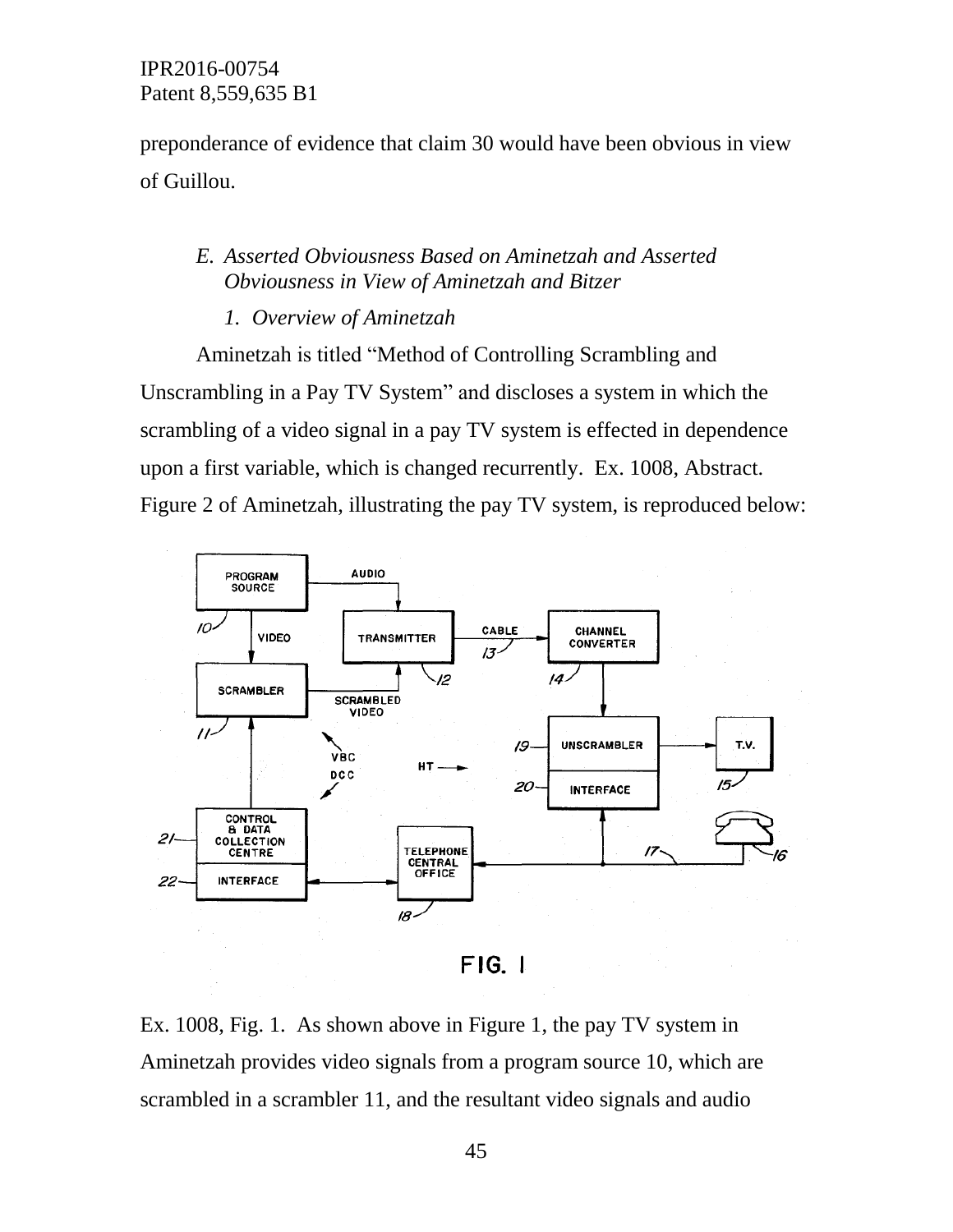preponderance of evidence that claim 30 would have been obvious in view of Guillou.

### *E. Asserted Obviousness Based on Aminetzah and Asserted Obviousness in View of Aminetzah and Bitzer*

#### *1. Overview of Aminetzah*

Aminetzah is titled "Method of Controlling Scrambling and Unscrambling in a Pay TV System" and discloses a system in which the scrambling of a video signal in a pay TV system is effected in dependence upon a first variable, which is changed recurrently. Ex. 1008, Abstract. Figure 2 of Aminetzah, illustrating the pay TV system, is reproduced below:

FIG. 1

Ex. 1008, Fig. 1. As shown above in Figure 1, the pay TV system in Aminetzah provides video signals from a program source 10, which are scrambled in a scrambler 11, and the resultant video signals and audio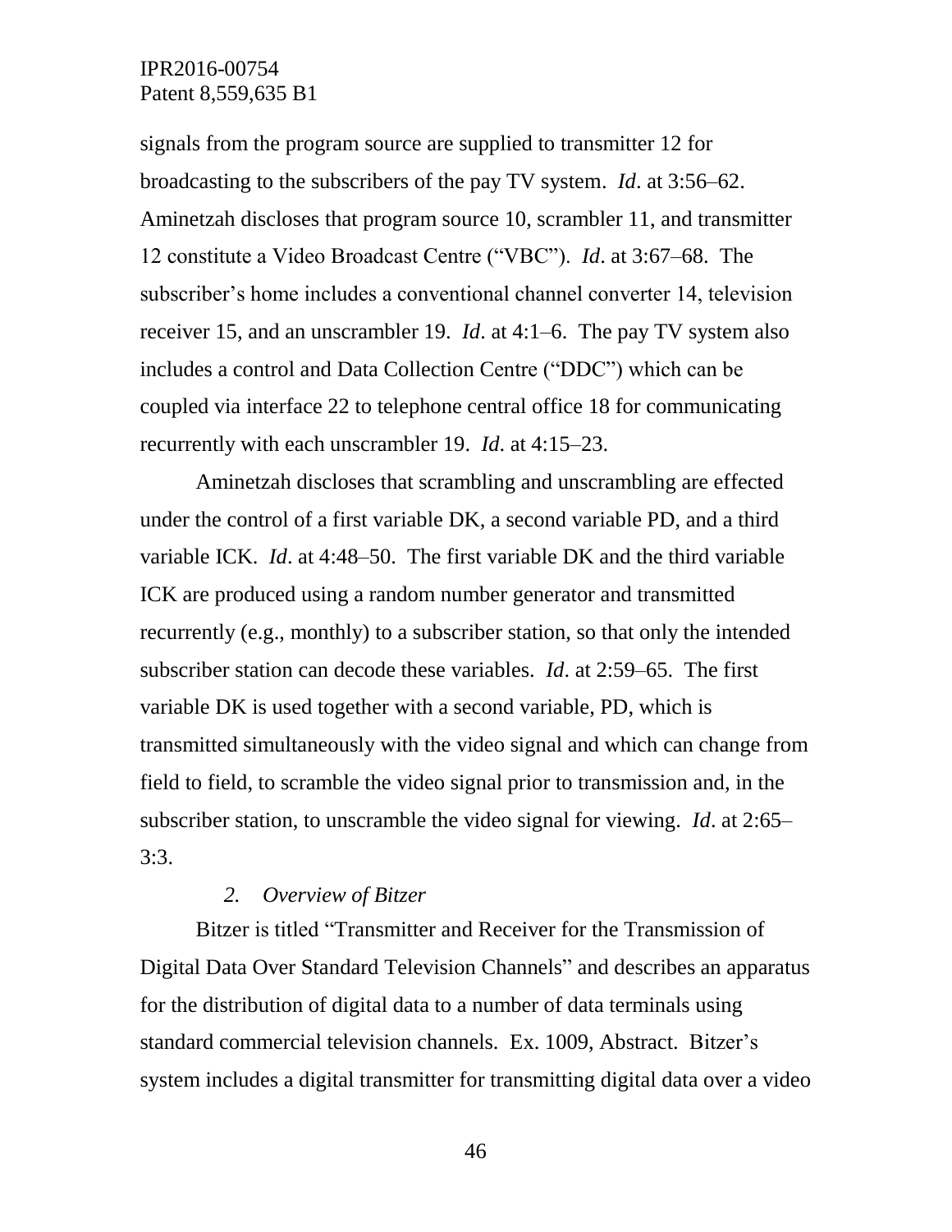signals from the program source are supplied to transmitter 12 for broadcasting to the subscribers of the pay TV system. *Id*. at 3:56–62. Aminetzah discloses that program source 10, scrambler 11, and transmitter 12 constitute a Video Broadcast Centre ("VBC"). *Id*. at 3:67–68. The subscriber's home includes a conventional channel converter 14, television receiver 15, and an unscrambler 19. *Id*. at 4:1–6. The pay TV system also includes a control and Data Collection Centre ("DDC") which can be coupled via interface 22 to telephone central office 18 for communicating recurrently with each unscrambler 19. *Id*. at 4:15–23.

Aminetzah discloses that scrambling and unscrambling are effected under the control of a first variable DK, a second variable PD, and a third variable ICK. *Id*. at 4:48–50. The first variable DK and the third variable ICK are produced using a random number generator and transmitted recurrently (e.g., monthly) to a subscriber station, so that only the intended subscriber station can decode these variables. *Id*. at 2:59–65. The first variable DK is used together with a second variable, PD, which is transmitted simultaneously with the video signal and which can change from field to field, to scramble the video signal prior to transmission and, in the subscriber station, to unscramble the video signal for viewing. *Id*. at 2:65–3:3.

### *2. Overview of Bitzer*

Bitzer is titled "Transmitter and Receiver for the Transmission of Digital Data Over Standard Television Channels" and describes an apparatus for the distribution of digital data to a number of data terminals using standard commercial television channels. Ex. 1009, Abstract. Bitzer's system includes a digital transmitter for transmitting digital data over a video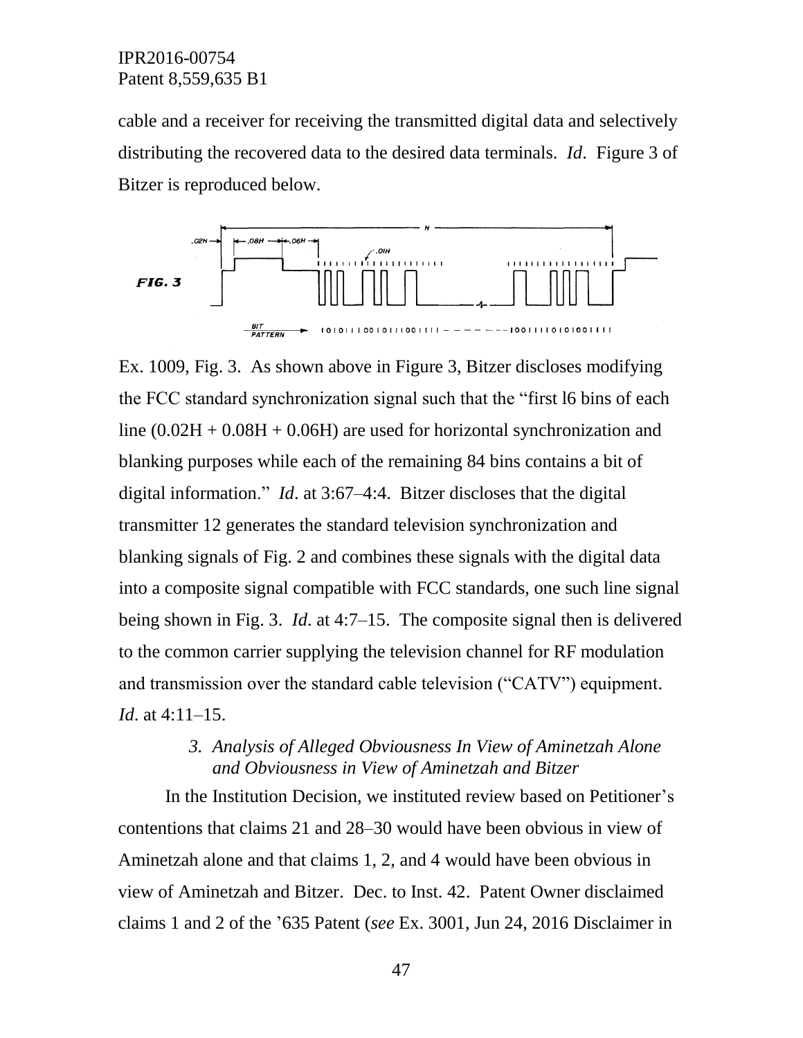cable and a receiver for receiving the transmitted digital data and selectively distributing the recovered data to the desired data terminals. *Id*. Figure 3 of Bitzer is reproduced below.

Ex. 1009, Fig. 3. As shown above in Figure 3, Bitzer discloses modifying the FCC standard synchronization signal such that the "first l6 bins of each line (0.02H + 0.08H + 0.06H) are used for horizontal synchronization and blanking purposes while each of the remaining 84 bins contains a bit of digital information." *Id*. at 3:67–4:4. Bitzer discloses that the digital transmitter 12 generates the standard television synchronization and blanking signals of Fig. 2 and combines these signals with the digital data into a composite signal compatible with FCC standards, one such line signal being shown in Fig. 3. *Id*. at 4:7–15. The composite signal then is delivered to the common carrier supplying the television channel for RF modulation and transmission over the standard cable television ("CATV") equipment. *Id*. at 4:11–15.

### 3. *Analysis of Alleged Obviousness In View of Aminetzah Alone and Obviousness in View of Aminetzah and Bitzer*

In the Institution Decision, we instituted review based on Petitioner's contentions that claims 21 and 28–30 would have been obvious in view of Aminetzah alone and that claims 1, 2, and 4 would have been obvious in view of Aminetzah and Bitzer. Dec. to Inst. 42. Patent Owner disclaimed claims 1 and 2 of the '635 Patent (*see* Ex. 3001, Jun 24, 2016 Disclaimer in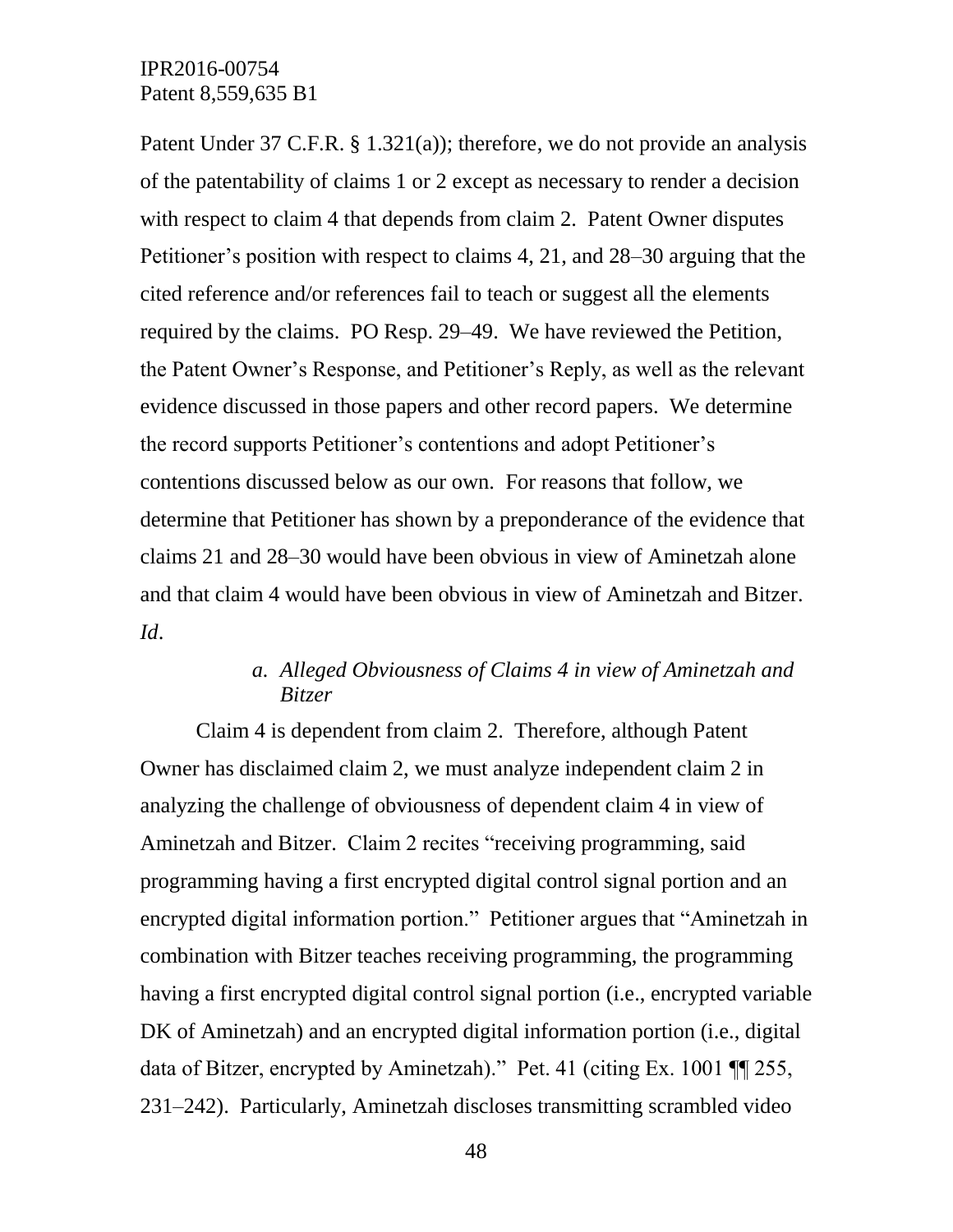Patent Under 37 C.F.R. § 1.321(a)); therefore, we do not provide an analysis of the patentability of claims 1 or 2 except as necessary to render a decision with respect to claim 4 that depends from claim 2. Patent Owner disputes Petitioner's position with respect to claims 4, 21, and 28–30 arguing that the cited reference and/or references fail to teach or suggest all the elements required by the claims. PO Resp. 29–49. We have reviewed the Petition, the Patent Owner's Response, and Petitioner's Reply, as well as the relevant evidence discussed in those papers and other record papers. We determine the record supports Petitioner's contentions and adopt Petitioner's contentions discussed below as our own. For reasons that follow, we determine that Petitioner has shown by a preponderance of the evidence that claims 21 and 28–30 would have been obvious in view of Aminetzah alone and that claim 4 would have been obvious in view of Aminetzah and Bitzer. *Id*.

*a. Alleged Obviousness of Claims 4 in view of Aminetzah and Bitzer*

Claim 4 is dependent from claim 2. Therefore, although Patent Owner has disclaimed claim 2, we must analyze independent claim 2 in analyzing the challenge of obviousness of dependent claim 4 in view of Aminetzah and Bitzer. Claim 2 recites "receiving programming, said programming having a first encrypted digital control signal portion and an encrypted digital information portion." Petitioner argues that "Aminetzah in combination with Bitzer teaches receiving programming, the programming having a first encrypted digital control signal portion (i.e., encrypted variable DK of Aminetzah) and an encrypted digital information portion (i.e., digital data of Bitzer, encrypted by Aminetzah)." Pet. 41 (citing Ex. 1001 ¶¶ 255, 231–242). Particularly, Aminetzah discloses transmitting scrambled video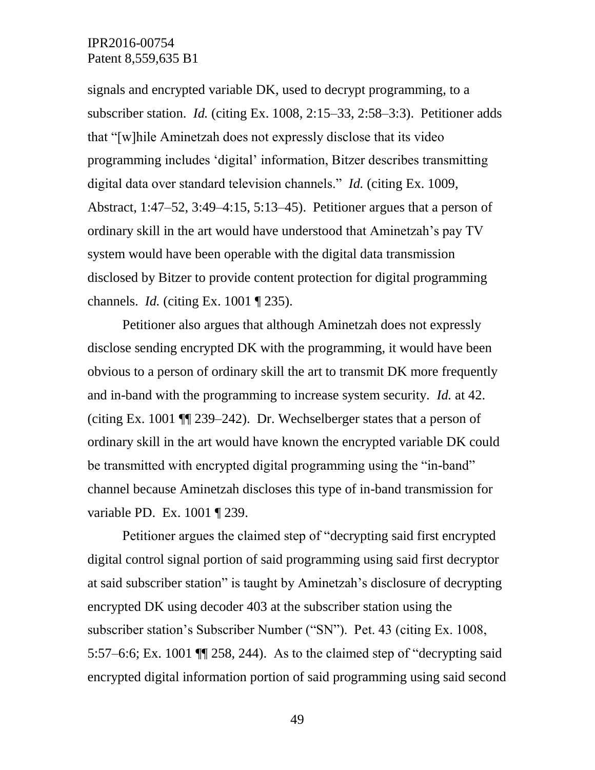signals and encrypted variable DK, used to decrypt programming, to a subscriber station. *Id.* (citing Ex. 1008, 2:15–33, 2:58–3:3). Petitioner adds that "[w]hile Aminetzah does not expressly disclose that its video programming includes 'digital' information, Bitzer describes transmitting digital data over standard television channels." *Id.* (citing Ex. 1009, Abstract, 1:47–52, 3:49–4:15, 5:13–45). Petitioner argues that a person of ordinary skill in the art would have understood that Aminetzah's pay TV system would have been operable with the digital data transmission disclosed by Bitzer to provide content protection for digital programming channels. *Id.* (citing Ex. 1001 ¶ 235).

Petitioner also argues that although Aminetzah does not expressly disclose sending encrypted DK with the programming, it would have been obvious to a person of ordinary skill the art to transmit DK more frequently and in-band with the programming to increase system security. *Id.* at 42. (citing Ex. 1001 ¶¶ 239–242). Dr. Wechselberger states that a person of ordinary skill in the art would have known the encrypted variable DK could be transmitted with encrypted digital programming using the "in-band" channel because Aminetzah discloses this type of in-band transmission for variable PD. Ex. 1001 ¶ 239.

Petitioner argues the claimed step of "decrypting said first encrypted digital control signal portion of said programming using said first decryptor at said subscriber station" is taught by Aminetzah's disclosure of decrypting encrypted DK using decoder 403 at the subscriber station using the subscriber station's Subscriber Number ("SN"). Pet. 43 (citing Ex. 1008, 5:57–6:6; Ex. 1001 ¶¶ 258, 244). As to the claimed step of "decrypting said encrypted digital information portion of said programming using said second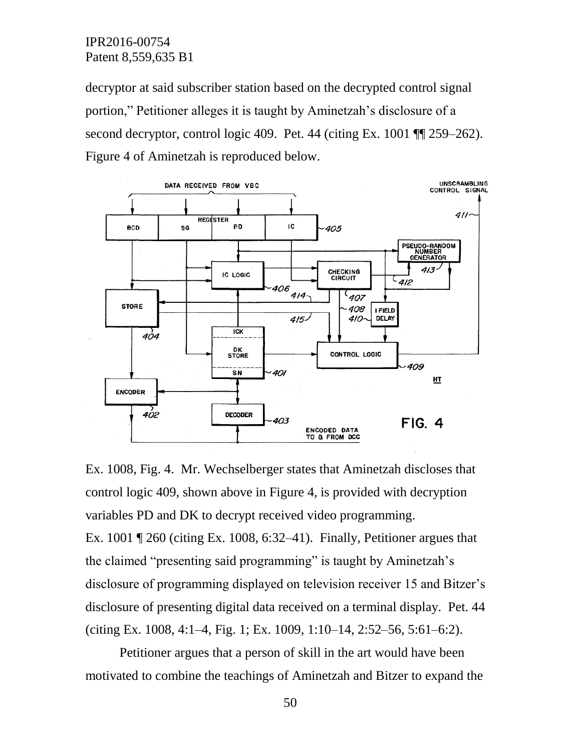decryptor at said subscriber station based on the decrypted control signal portion," Petitioner alleges it is taught by Aminetzah's disclosure of a second decryptor, control logic 409. Pet. 44 (citing Ex. 1001 ¶¶ 259–262). Figure 4 of Aminetzah is reproduced below.

Ex. 1008, Fig. 4. Mr. Wechselberger states that Aminetzah discloses that control logic 409, shown above in Figure 4, is provided with decryption variables PD and DK to decrypt received video programming. Ex. 1001 ¶ 260 (citing Ex. 1008, 6:32–41). Finally, Petitioner argues that the claimed "presenting said programming" is taught by Aminetzah's disclosure of programming displayed on television receiver 15 and Bitzer's disclosure of presenting digital data received on a terminal display. Pet. 44 (citing Ex. 1008, 4:1–4, Fig. 1; Ex. 1009, 1:10–14, 2:52–56, 5:61–6:2).

Petitioner argues that a person of skill in the art would have been motivated to combine the teachings of Aminetzah and Bitzer to expand the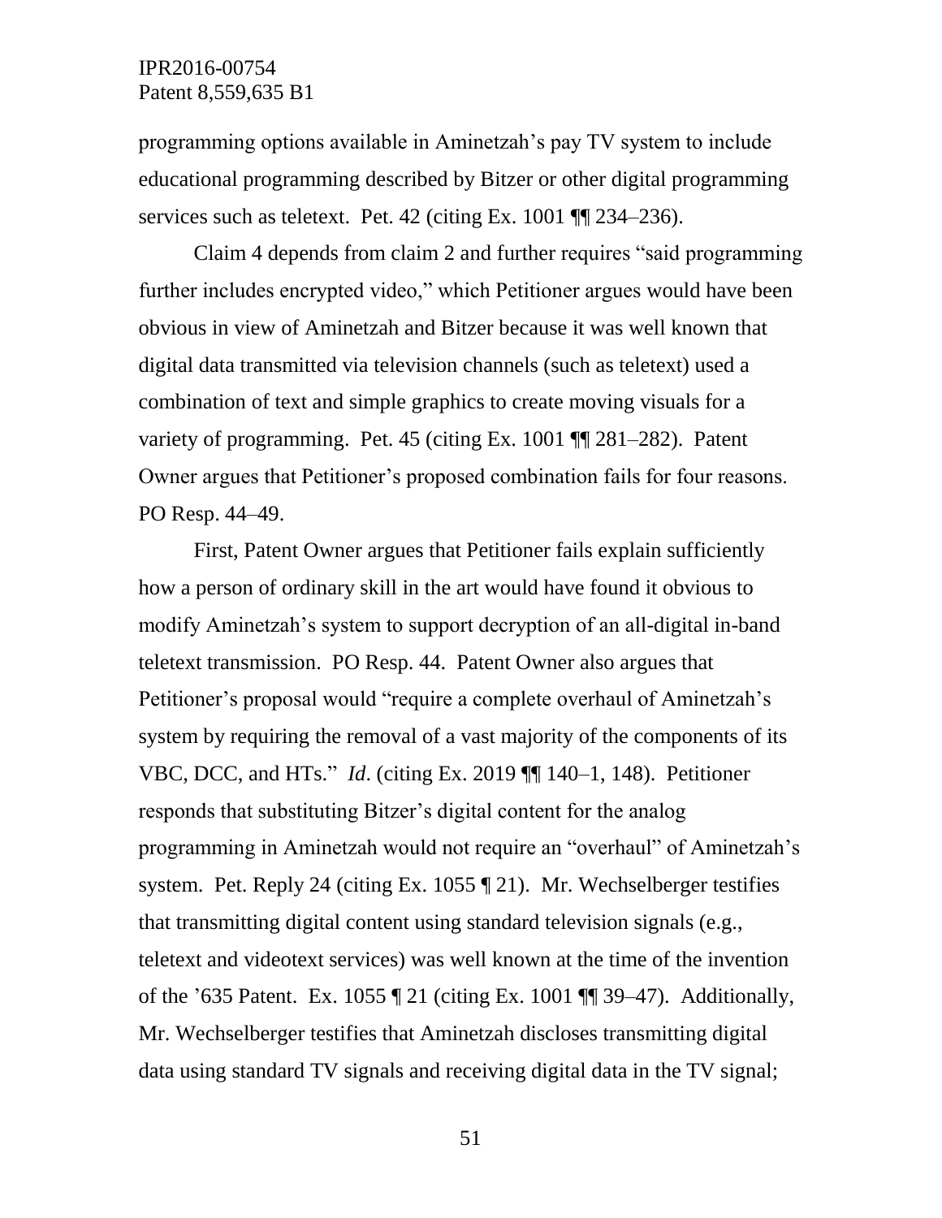programming options available in Aminetzah's pay TV system to include educational programming described by Bitzer or other digital programming services such as teletext. Pet. 42 (citing Ex. 1001 ¶¶ 234–236).

Claim 4 depends from claim 2 and further requires "said programming further includes encrypted video," which Petitioner argues would have been obvious in view of Aminetzah and Bitzer because it was well known that digital data transmitted via television channels (such as teletext) used a combination of text and simple graphics to create moving visuals for a variety of programming. Pet. 45 (citing Ex. 1001 ¶¶ 281–282). Patent Owner argues that Petitioner's proposed combination fails for four reasons. PO Resp. 44–49.

First, Patent Owner argues that Petitioner fails explain sufficiently how a person of ordinary skill in the art would have found it obvious to modify Aminetzah's system to support decryption of an all-digital in-band teletext transmission. PO Resp. 44. Patent Owner also argues that Petitioner's proposal would "require a complete overhaul of Aminetzah's system by requiring the removal of a vast majority of the components of its VBC, DCC, and HTs." *Id*. (citing Ex. 2019 ¶¶ 140–1, 148). Petitioner responds that substituting Bitzer's digital content for the analog programming in Aminetzah would not require an "overhaul" of Aminetzah's system. Pet. Reply 24 (citing Ex. 1055 ¶ 21). Mr. Wechselberger testifies that transmitting digital content using standard television signals (e.g., teletext and videotext services) was well known at the time of the invention of the '635 Patent. Ex. 1055 ¶ 21 (citing Ex. 1001 ¶¶ 39–47). Additionally, Mr. Wechselberger testifies that Aminetzah discloses transmitting digital data using standard TV signals and receiving digital data in the TV signal;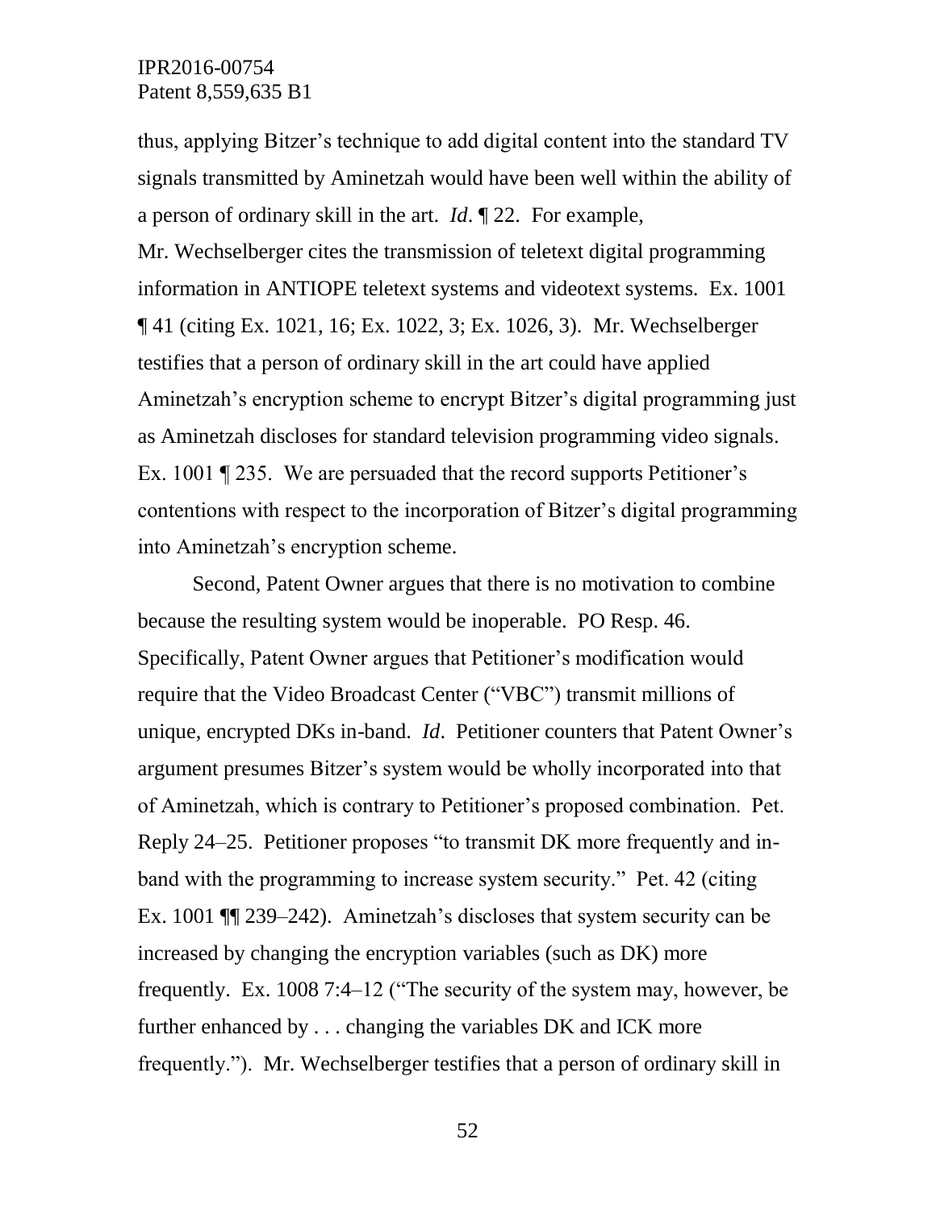thus, applying Bitzer's technique to add digital content into the standard TV signals transmitted by Aminetzah would have been well within the ability of a person of ordinary skill in the art. *Id*. ¶ 22. For example, Mr. Wechselberger cites the transmission of teletext digital programming information in ANTIOPE teletext systems and videotext systems. Ex. 1001 ¶ 41 (citing Ex. 1021, 16; Ex. 1022, 3; Ex. 1026, 3). Mr. Wechselberger testifies that a person of ordinary skill in the art could have applied Aminetzah's encryption scheme to encrypt Bitzer's digital programming just as Aminetzah discloses for standard television programming video signals. Ex. 1001 ¶ 235. We are persuaded that the record supports Petitioner's contentions with respect to the incorporation of Bitzer's digital programming into Aminetzah's encryption scheme.

Second, Patent Owner argues that there is no motivation to combine because the resulting system would be inoperable. PO Resp. 46. Specifically, Patent Owner argues that Petitioner's modification would require that the Video Broadcast Center ("VBC") transmit millions of unique, encrypted DKs in-band. *Id*. Petitioner counters that Patent Owner's argument presumes Bitzer's system would be wholly incorporated into that of Aminetzah, which is contrary to Petitioner's proposed combination. Pet. Reply 24–25. Petitioner proposes "to transmit DK more frequently and in-band with the programming to increase system security." Pet. 42 (citing Ex. 1001 ¶¶ 239–242). Aminetzah's discloses that system security can be increased by changing the encryption variables (such as DK) more frequently. Ex. 1008 7:4–12 ("The security of the system may, however, be further enhanced by . . . changing the variables DK and ICK more frequently."). Mr. Wechselberger testifies that a person of ordinary skill in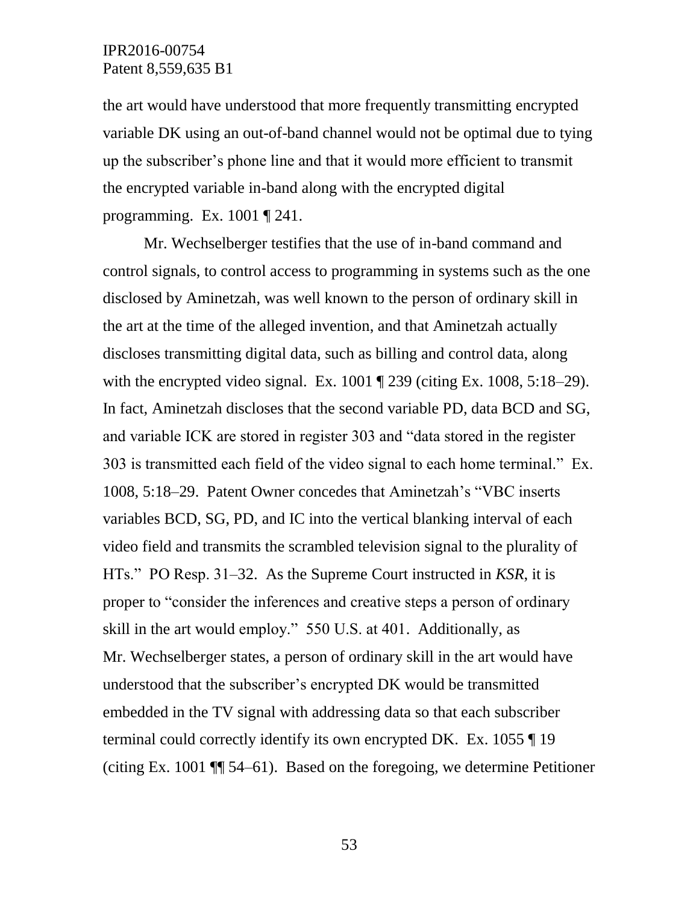the art would have understood that more frequently transmitting encrypted variable DK using an out-of-band channel would not be optimal due to tying up the subscriber's phone line and that it would more efficient to transmit the encrypted variable in-band along with the encrypted digital programming. Ex. 1001 ¶ 241.

Mr. Wechselberger testifies that the use of in-band command and control signals, to control access to programming in systems such as the one disclosed by Aminetzah, was well known to the person of ordinary skill in the art at the time of the alleged invention, and that Aminetzah actually discloses transmitting digital data, such as billing and control data, along with the encrypted video signal. Ex. 1001 ¶ 239 (citing Ex. 1008, 5:18–29). In fact, Aminetzah discloses that the second variable PD, data BCD and SG, and variable ICK are stored in register 303 and "data stored in the register 303 is transmitted each field of the video signal to each home terminal." Ex. 1008, 5:18–29. Patent Owner concedes that Aminetzah's "VBC inserts variables BCD, SG, PD, and IC into the vertical blanking interval of each video field and transmits the scrambled television signal to the plurality of HTs." PO Resp. 31–32. As the Supreme Court instructed in *KSR*, it is proper to "consider the inferences and creative steps a person of ordinary skill in the art would employ." 550 U.S. at 401. Additionally, as Mr. Wechselberger states, a person of ordinary skill in the art would have understood that the subscriber's encrypted DK would be transmitted embedded in the TV signal with addressing data so that each subscriber terminal could correctly identify its own encrypted DK. Ex. 1055 ¶ 19 (citing Ex. 1001 ¶¶ 54–61). Based on the foregoing, we determine Petitioner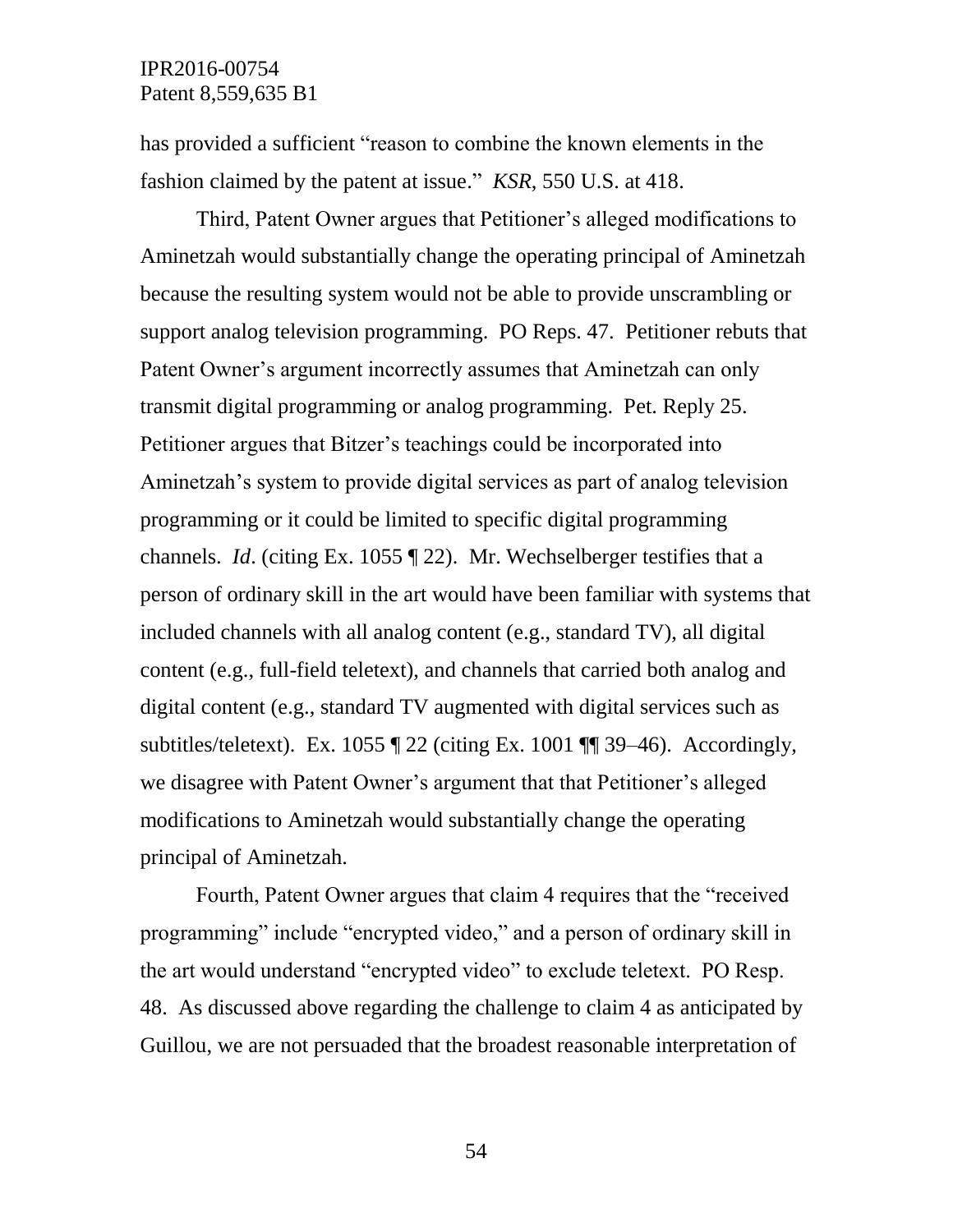has provided a sufficient "reason to combine the known elements in the fashion claimed by the patent at issue." *KSR*, 550 U.S. at 418.

Third, Patent Owner argues that Petitioner's alleged modifications to Aminetzah would substantially change the operating principal of Aminetzah because the resulting system would not be able to provide unscrambling or support analog television programming. PO Reps. 47. Petitioner rebuts that Patent Owner's argument incorrectly assumes that Aminetzah can only transmit digital programming or analog programming. Pet. Reply 25. Petitioner argues that Bitzer's teachings could be incorporated into Aminetzah's system to provide digital services as part of analog television programming or it could be limited to specific digital programming channels. *Id*. (citing Ex. 1055 ¶ 22). Mr. Wechselberger testifies that a person of ordinary skill in the art would have been familiar with systems that included channels with all analog content (e.g., standard TV), all digital content (e.g., full-field teletext), and channels that carried both analog and digital content (e.g., standard TV augmented with digital services such as subtitles/teletext). Ex. 1055 ¶ 22 (citing Ex. 1001 ¶¶ 39–46). Accordingly, we disagree with Patent Owner's argument that that Petitioner's alleged modifications to Aminetzah would substantially change the operating principal of Aminetzah.

Fourth, Patent Owner argues that claim 4 requires that the "received programming" include "encrypted video," and a person of ordinary skill in the art would understand "encrypted video" to exclude teletext. PO Resp. 48. As discussed above regarding the challenge to claim 4 as anticipated by Guillou, we are not persuaded that the broadest reasonable interpretation of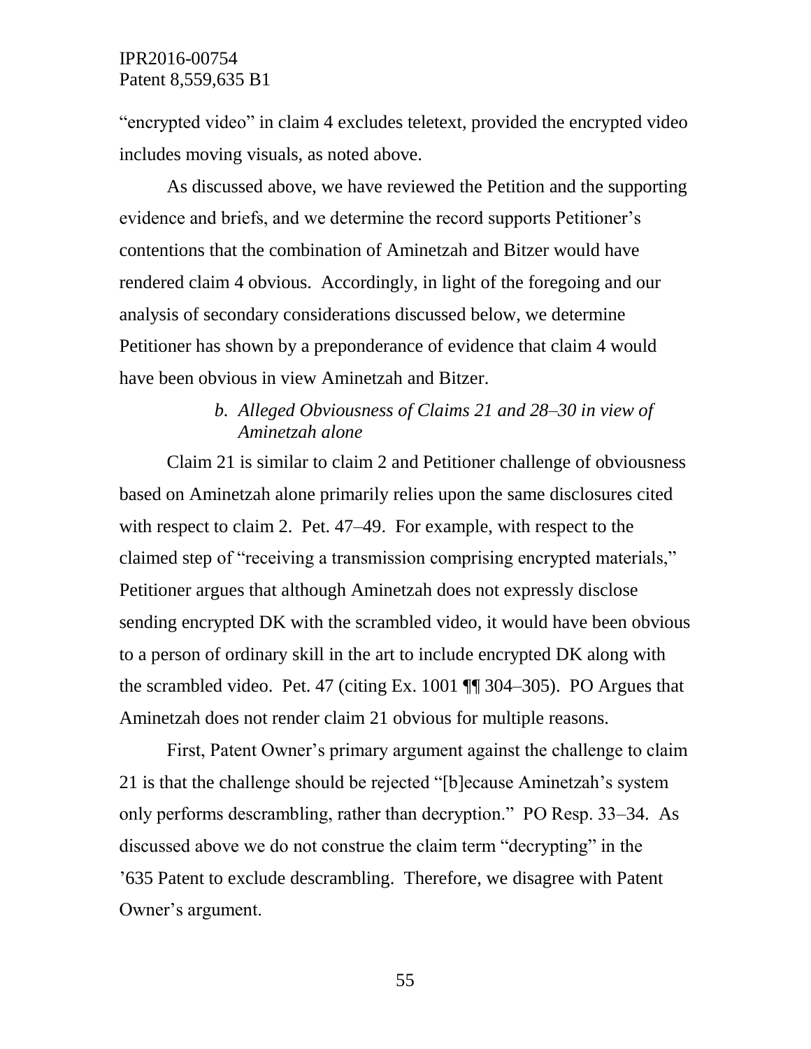"encrypted video" in claim 4 excludes teletext, provided the encrypted video includes moving visuals, as noted above.

As discussed above, we have reviewed the Petition and the supporting evidence and briefs, and we determine the record supports Petitioner's contentions that the combination of Aminetzah and Bitzer would have rendered claim 4 obvious. Accordingly, in light of the foregoing and our analysis of secondary considerations discussed below, we determine Petitioner has shown by a preponderance of evidence that claim 4 would have been obvious in view Aminetzah and Bitzer.

*b. Alleged Obviousness of Claims 21 and 28–30 in view of Aminetzah alone*

Claim 21 is similar to claim 2 and Petitioner challenge of obviousness based on Aminetzah alone primarily relies upon the same disclosures cited with respect to claim 2. Pet. 47–49. For example, with respect to the claimed step of "receiving a transmission comprising encrypted materials," Petitioner argues that although Aminetzah does not expressly disclose sending encrypted DK with the scrambled video, it would have been obvious to a person of ordinary skill in the art to include encrypted DK along with the scrambled video. Pet. 47 (citing Ex. 1001 ¶¶ 304–305). PO Argues that Aminetzah does not render claim 21 obvious for multiple reasons.

First, Patent Owner's primary argument against the challenge to claim 21 is that the challenge should be rejected "[b]ecause Aminetzah's system only performs descrambling, rather than decryption." PO Resp. 33–34. As discussed above we do not construe the claim term "decrypting" in the '635 Patent to exclude descrambling. Therefore, we disagree with Patent Owner's argument.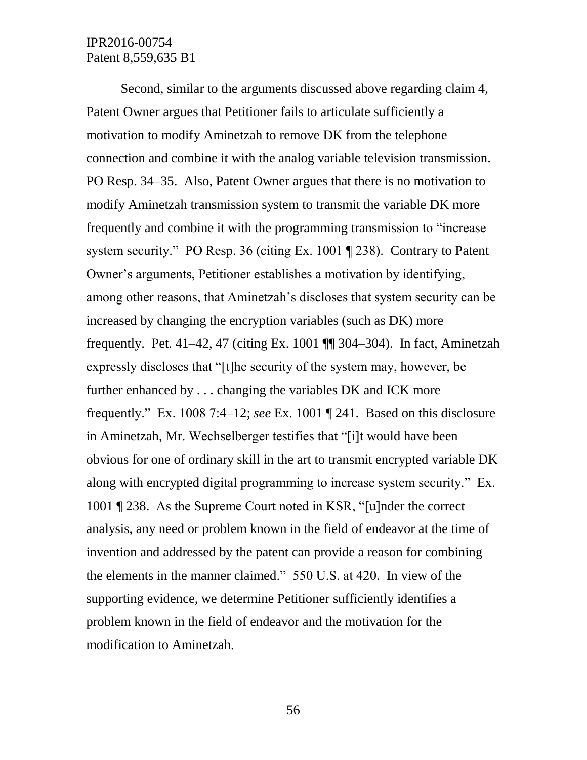Second, similar to the arguments discussed above regarding claim 4, Patent Owner argues that Petitioner fails to articulate sufficiently a motivation to modify Aminetzah to remove DK from the telephone connection and combine it with the analog variable television transmission. PO Resp. 34–35. Also, Patent Owner argues that there is no motivation to modify Aminetzah transmission system to transmit the variable DK more frequently and combine it with the programming transmission to "increase system security." PO Resp. 36 (citing Ex. 1001 ¶ 238). Contrary to Patent Owner's arguments, Petitioner establishes a motivation by identifying, among other reasons, that Aminetzah's discloses that system security can be increased by changing the encryption variables (such as DK) more frequently. Pet. 41–42, 47 (citing Ex. 1001 ¶¶ 304–304). In fact, Aminetzah expressly discloses that "[t]he security of the system may, however, be further enhanced by . . . changing the variables DK and ICK more frequently." Ex. 1008 7:4–12; *see* Ex. 1001 ¶ 241. Based on this disclosure in Aminetzah, Mr. Wechselberger testifies that "[i]t would have been obvious for one of ordinary skill in the art to transmit encrypted variable DK along with encrypted digital programming to increase system security." Ex. 1001 ¶ 238. As the Supreme Court noted in KSR, "[u]nder the correct analysis, any need or problem known in the field of endeavor at the time of invention and addressed by the patent can provide a reason for combining the elements in the manner claimed." 550 U.S. at 420. In view of the supporting evidence, we determine Petitioner sufficiently identifies a problem known in the field of endeavor and the motivation for the modification to Aminetzah.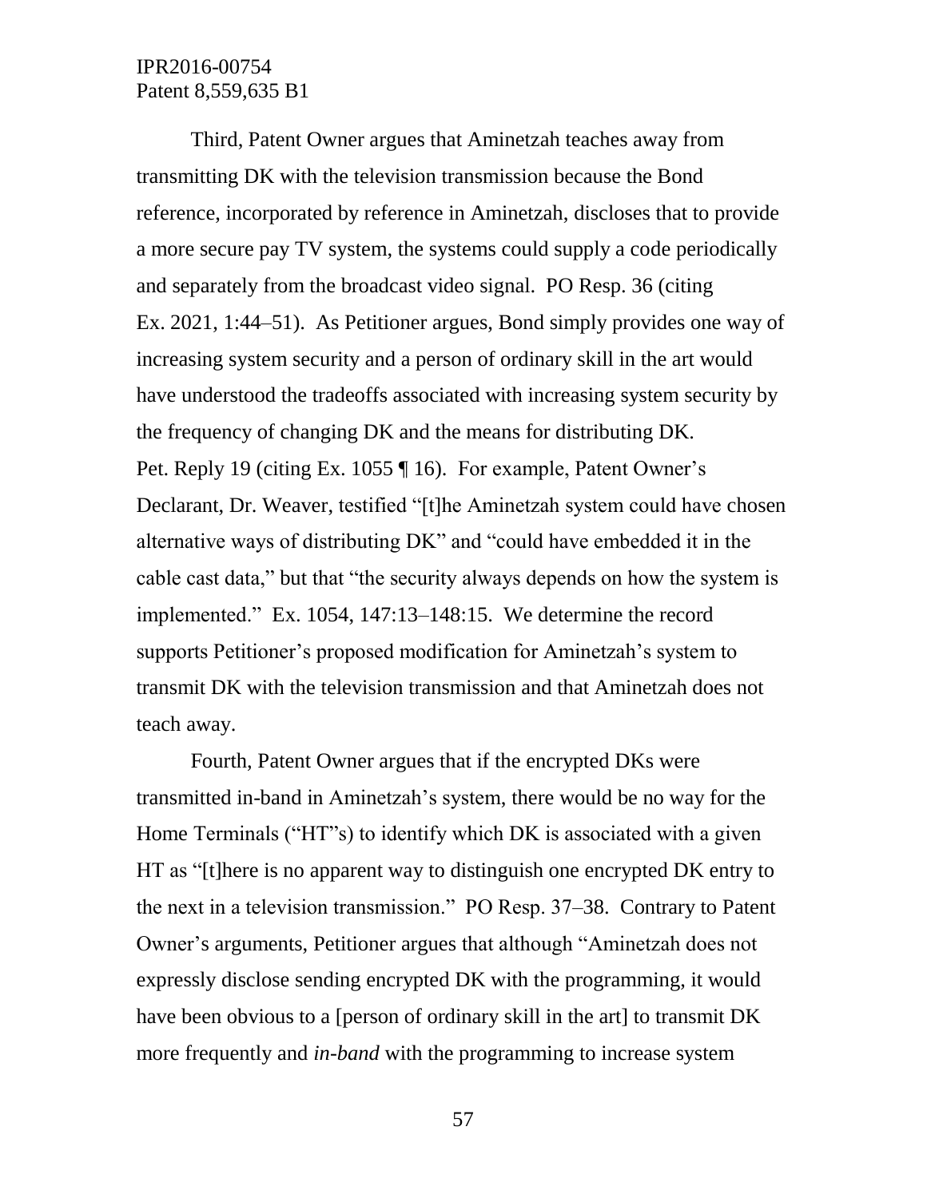Third, Patent Owner argues that Aminetzah teaches away from transmitting DK with the television transmission because the Bond reference, incorporated by reference in Aminetzah, discloses that to provide a more secure pay TV system, the systems could supply a code periodically and separately from the broadcast video signal. PO Resp. 36 (citing Ex. 2021, 1:44–51). As Petitioner argues, Bond simply provides one way of increasing system security and a person of ordinary skill in the art would have understood the tradeoffs associated with increasing system security by the frequency of changing DK and the means for distributing DK. Pet. Reply 19 (citing Ex. 1055 ¶ 16). For example, Patent Owner's Declarant, Dr. Weaver, testified "[t]he Aminetzah system could have chosen alternative ways of distributing DK" and "could have embedded it in the cable cast data," but that "the security always depends on how the system is implemented." Ex. 1054, 147:13–148:15. We determine the record supports Petitioner's proposed modification for Aminetzah's system to transmit DK with the television transmission and that Aminetzah does not teach away.

Fourth, Patent Owner argues that if the encrypted DKs were transmitted in-band in Aminetzah's system, there would be no way for the Home Terminals ("HT"s) to identify which DK is associated with a given HT as "[t]here is no apparent way to distinguish one encrypted DK entry to the next in a television transmission." PO Resp. 37–38. Contrary to Patent Owner's arguments, Petitioner argues that although "Aminetzah does not expressly disclose sending encrypted DK with the programming, it would have been obvious to a [person of ordinary skill in the art] to transmit DK more frequently and *in-band* with the programming to increase system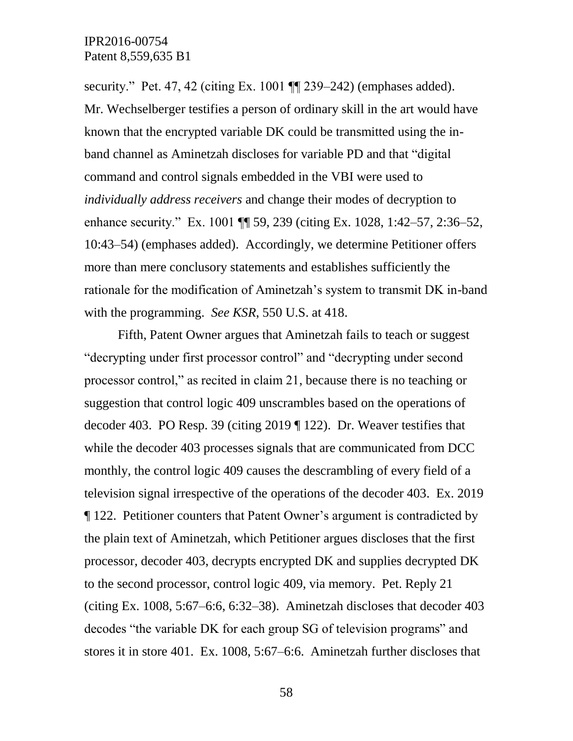security." Pet. 47, 42 (citing Ex. 1001 ¶¶ 239–242) (emphases added). Mr. Wechselberger testifies a person of ordinary skill in the art would have known that the encrypted variable DK could be transmitted using the in-band channel as Aminetzah discloses for variable PD and that "digital command and control signals embedded in the VBI were used to *individually address receivers* and change their modes of decryption to enhance security." Ex. 1001 ¶¶ 59, 239 (citing Ex. 1028, 1:42–57, 2:36–52, 10:43–54) (emphases added). Accordingly, we determine Petitioner offers more than mere conclusory statements and establishes sufficiently the rationale for the modification of Aminetzah's system to transmit DK in-band with the programming. *See KSR*, 550 U.S. at 418.

Fifth, Patent Owner argues that Aminetzah fails to teach or suggest "decrypting under first processor control" and "decrypting under second processor control," as recited in claim 21, because there is no teaching or suggestion that control logic 409 unscrambles based on the operations of decoder 403. PO Resp. 39 (citing 2019 ¶ 122). Dr. Weaver testifies that while the decoder 403 processes signals that are communicated from DCC monthly, the control logic 409 causes the descrambling of every field of a television signal irrespective of the operations of the decoder 403. Ex. 2019 ¶ 122. Petitioner counters that Patent Owner's argument is contradicted by the plain text of Aminetzah, which Petitioner argues discloses that the first processor, decoder 403, decrypts encrypted DK and supplies decrypted DK to the second processor, control logic 409, via memory. Pet. Reply 21 (citing Ex. 1008, 5:67–6:6, 6:32–38). Aminetzah discloses that decoder 403 decodes "the variable DK for each group SG of television programs" and stores it in store 401. Ex. 1008, 5:67–6:6. Aminetzah further discloses that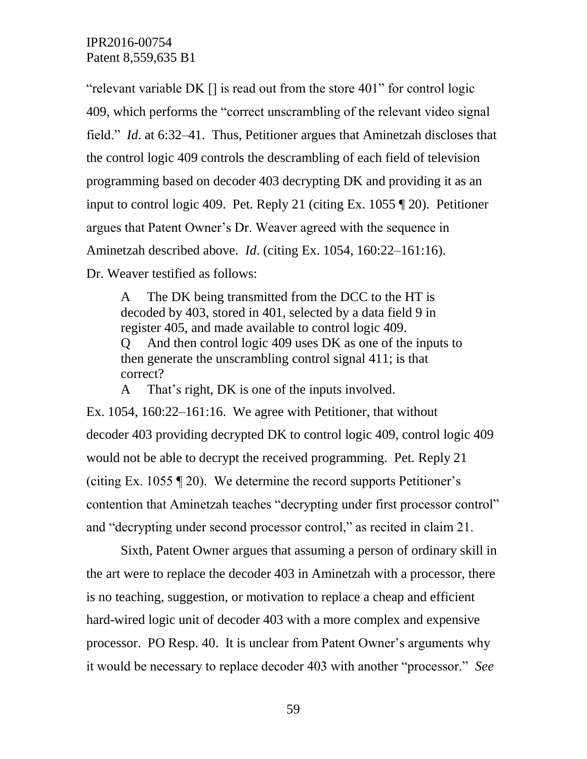"relevant variable DK [] is read out from the store 401" for control logic 409, which performs the "correct unscrambling of the relevant video signal field." *Id*. at 6:32–41. Thus, Petitioner argues that Aminetzah discloses that the control logic 409 controls the descrambling of each field of television programming based on decoder 403 decrypting DK and providing it as an input to control logic 409. Pet. Reply 21 (citing Ex. 1055 ¶ 20). Petitioner argues that Patent Owner's Dr. Weaver agreed with the sequence in Aminetzah described above. *Id*. (citing Ex. 1054, 160:22–161:16). Dr. Weaver testified as follows:

> A The DK being transmitted from the DCC to the HT is decoded by 403, stored in 401, selected by a data field 9 in register 405, and made available to control logic 409.
>
> Q And then control logic 409 uses DK as one of the inputs to then generate the unscrambling control signal 411; is that correct?
>
> A That's right, DK is one of the inputs involved.

Ex. 1054, 160:22–161:16. We agree with Petitioner, that without decoder 403 providing decrypted DK to control logic 409, control logic 409 would not be able to decrypt the received programming. Pet. Reply 21 (citing Ex. 1055 ¶ 20). We determine the record supports Petitioner's contention that Aminetzah teaches "decrypting under first processor control" and "decrypting under second processor control," as recited in claim 21.

Sixth, Patent Owner argues that assuming a person of ordinary skill in the art were to replace the decoder 403 in Aminetzah with a processor, there is no teaching, suggestion, or motivation to replace a cheap and efficient hard-wired logic unit of decoder 403 with a more complex and expensive processor. PO Resp. 40. It is unclear from Patent Owner's arguments why it would be necessary to replace decoder 403 with another "processor." *See*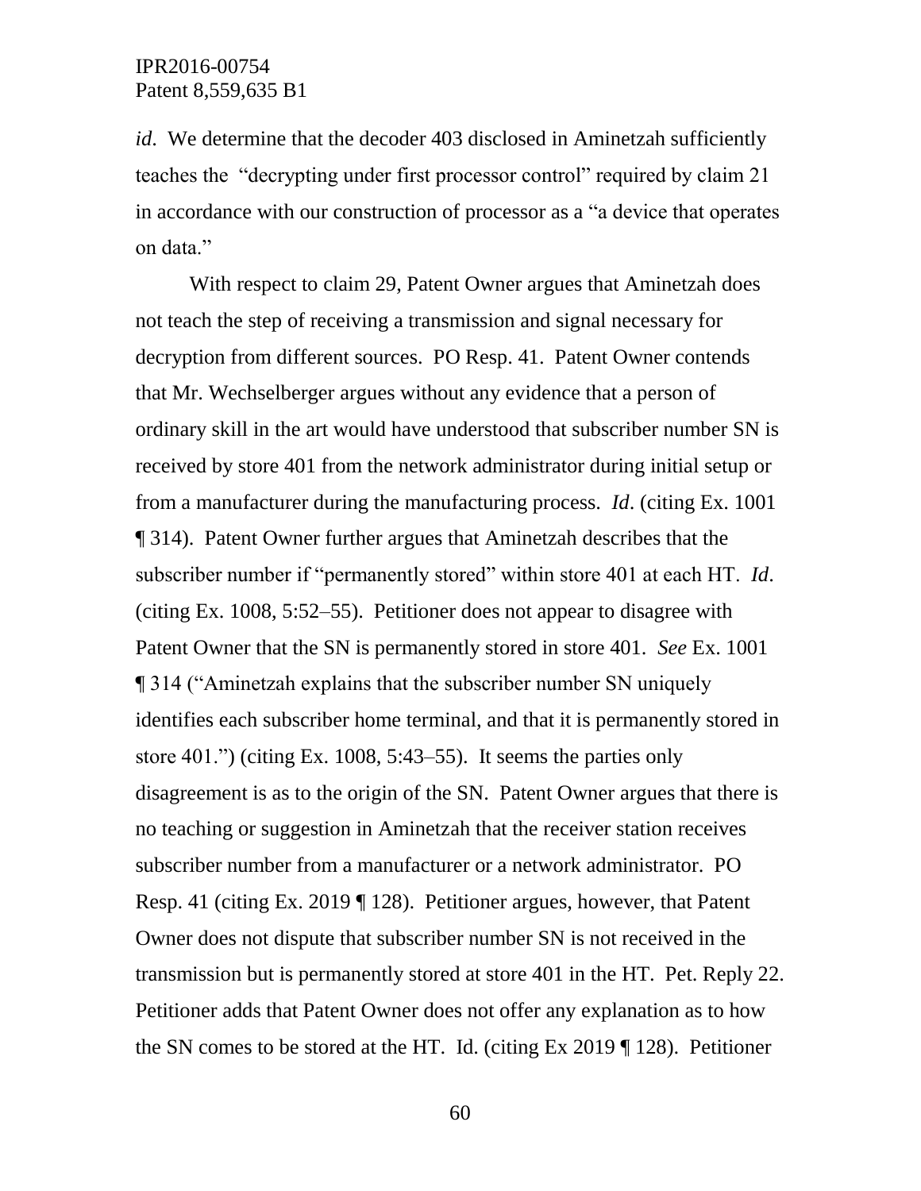*id*. We determine that the decoder 403 disclosed in Aminetzah sufficiently teaches the "decrypting under first processor control" required by claim 21 in accordance with our construction of processor as a "a device that operates on data."

With respect to claim 29, Patent Owner argues that Aminetzah does not teach the step of receiving a transmission and signal necessary for decryption from different sources. PO Resp. 41. Patent Owner contends that Mr. Wechselberger argues without any evidence that a person of ordinary skill in the art would have understood that subscriber number SN is received by store 401 from the network administrator during initial setup or from a manufacturer during the manufacturing process. *Id*. (citing Ex. 1001 ¶ 314). Patent Owner further argues that Aminetzah describes that the subscriber number if "permanently stored" within store 401 at each HT. *Id*. (citing Ex. 1008, 5:52–55). Petitioner does not appear to disagree with Patent Owner that the SN is permanently stored in store 401. *See* Ex. 1001 ¶ 314 ("Aminetzah explains that the subscriber number SN uniquely identifies each subscriber home terminal, and that it is permanently stored in store 401.") (citing Ex. 1008, 5:43–55). It seems the parties only disagreement is as to the origin of the SN. Patent Owner argues that there is no teaching or suggestion in Aminetzah that the receiver station receives subscriber number from a manufacturer or a network administrator. PO Resp. 41 (citing Ex. 2019 ¶ 128). Petitioner argues, however, that Patent Owner does not dispute that subscriber number SN is not received in the transmission but is permanently stored at store 401 in the HT. Pet. Reply 22. Petitioner adds that Patent Owner does not offer any explanation as to how the SN comes to be stored at the HT. Id. (citing Ex 2019 ¶ 128). Petitioner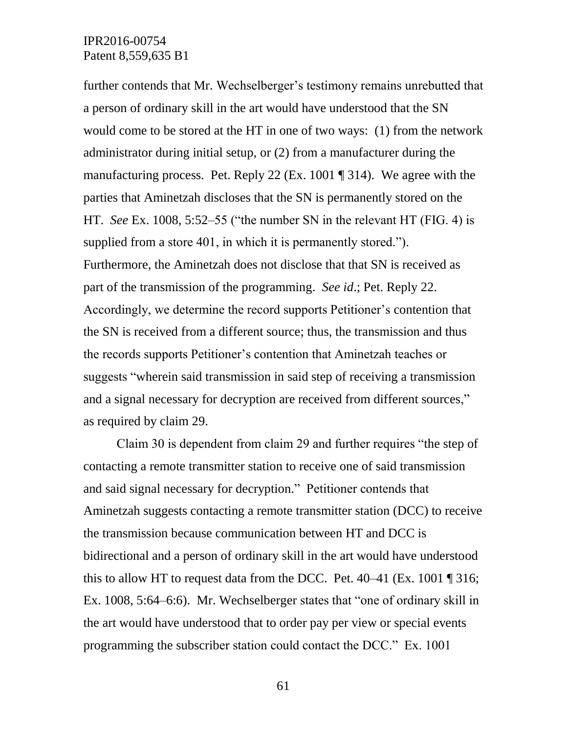further contends that Mr. Wechselberger's testimony remains unrebutted that a person of ordinary skill in the art would have understood that the SN would come to be stored at the HT in one of two ways: (1) from the network administrator during initial setup, or (2) from a manufacturer during the manufacturing process. Pet. Reply 22 (Ex. 1001 ¶ 314). We agree with the parties that Aminetzah discloses that the SN is permanently stored on the HT. *See* Ex. 1008, 5:52–55 ("the number SN in the relevant HT (FIG. 4) is supplied from a store 401, in which it is permanently stored."). Furthermore, the Aminetzah does not disclose that that SN is received as part of the transmission of the programming. *See id*.; Pet. Reply 22. Accordingly, we determine the record supports Petitioner's contention that the SN is received from a different source; thus, the transmission and thus the records supports Petitioner's contention that Aminetzah teaches or suggests "wherein said transmission in said step of receiving a transmission and a signal necessary for decryption are received from different sources," as required by claim 29.

Claim 30 is dependent from claim 29 and further requires "the step of contacting a remote transmitter station to receive one of said transmission and said signal necessary for decryption." Petitioner contends that Aminetzah suggests contacting a remote transmitter station (DCC) to receive the transmission because communication between HT and DCC is bidirectional and a person of ordinary skill in the art would have understood this to allow HT to request data from the DCC. Pet. 40–41 (Ex. 1001 ¶ 316; Ex. 1008, 5:64–6:6). Mr. Wechselberger states that "one of ordinary skill in the art would have understood that to order pay per view or special events programming the subscriber station could contact the DCC." Ex. 1001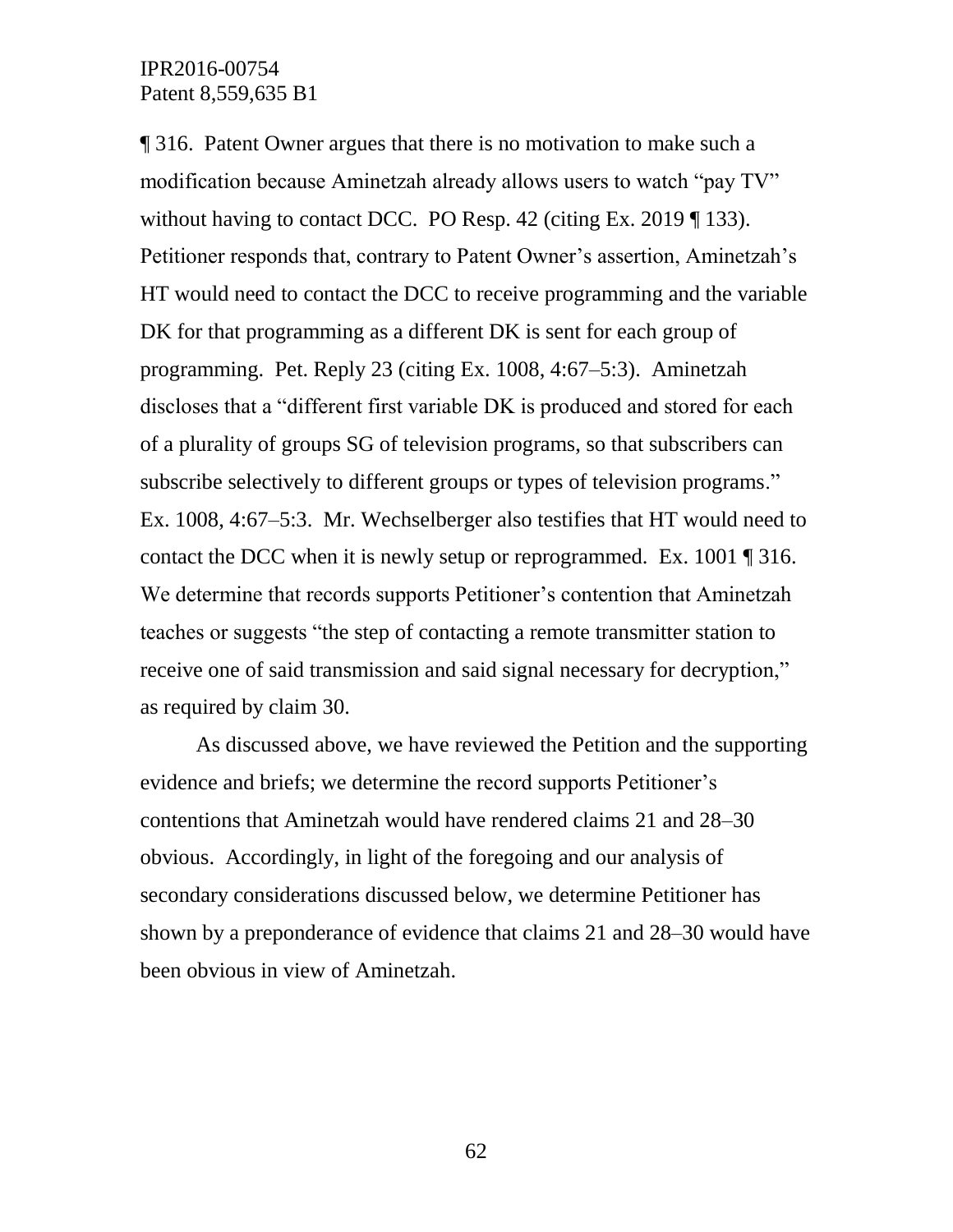¶ 316. Patent Owner argues that there is no motivation to make such a modification because Aminetzah already allows users to watch "pay TV" without having to contact DCC. PO Resp. 42 (citing Ex. 2019 ¶ 133). Petitioner responds that, contrary to Patent Owner's assertion, Aminetzah's HT would need to contact the DCC to receive programming and the variable DK for that programming as a different DK is sent for each group of programming. Pet. Reply 23 (citing Ex. 1008, 4:67–5:3). Aminetzah discloses that a "different first variable DK is produced and stored for each of a plurality of groups SG of television programs, so that subscribers can subscribe selectively to different groups or types of television programs." Ex. 1008, 4:67–5:3. Mr. Wechselberger also testifies that HT would need to contact the DCC when it is newly setup or reprogrammed. Ex. 1001 ¶ 316. We determine that records supports Petitioner's contention that Aminetzah teaches or suggests "the step of contacting a remote transmitter station to receive one of said transmission and said signal necessary for decryption," as required by claim 30.

As discussed above, we have reviewed the Petition and the supporting evidence and briefs; we determine the record supports Petitioner's contentions that Aminetzah would have rendered claims 21 and 28–30 obvious. Accordingly, in light of the foregoing and our analysis of secondary considerations discussed below, we determine Petitioner has shown by a preponderance of evidence that claims 21 and 28–30 would have been obvious in view of Aminetzah.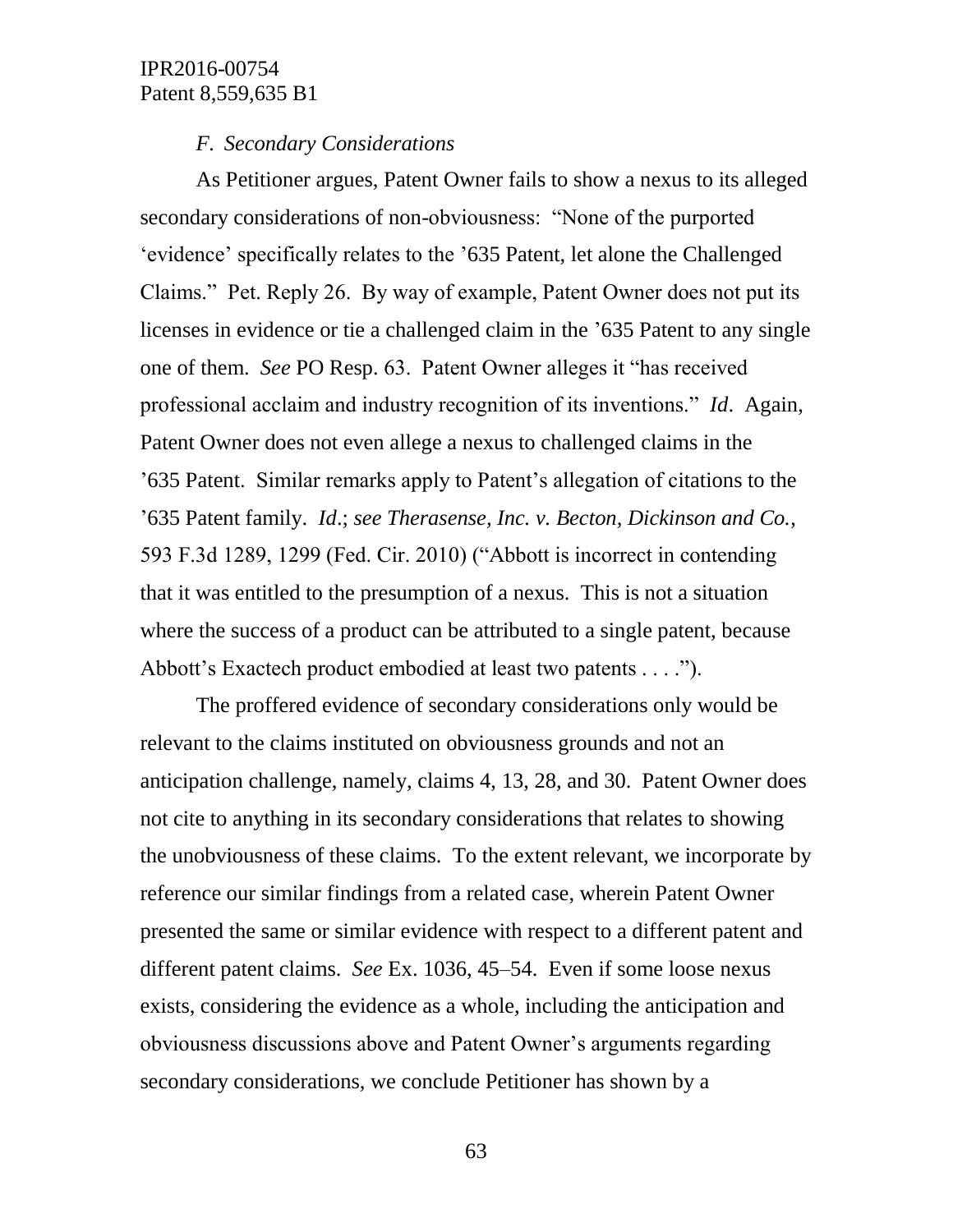### *F. Secondary Considerations*

As Petitioner argues, Patent Owner fails to show a nexus to its alleged secondary considerations of non-obviousness: "None of the purported 'evidence' specifically relates to the '635 Patent, let alone the Challenged Claims." Pet. Reply 26. By way of example, Patent Owner does not put its licenses in evidence or tie a challenged claim in the '635 Patent to any single one of them. *See* PO Resp. 63. Patent Owner alleges it "has received professional acclaim and industry recognition of its inventions." *Id*. Again, Patent Owner does not even allege a nexus to challenged claims in the '635 Patent. Similar remarks apply to Patent's allegation of citations to the '635 Patent family. *Id*.; *see Therasense, Inc. v. Becton, Dickinson and Co.*, 593 F.3d 1289, 1299 (Fed. Cir. 2010) ("Abbott is incorrect in contending that it was entitled to the presumption of a nexus. This is not a situation where the success of a product can be attributed to a single patent, because Abbott's Exactech product embodied at least two patents . . . .").

The proffered evidence of secondary considerations only would be relevant to the claims instituted on obviousness grounds and not an anticipation challenge, namely, claims 4, 13, 28, and 30. Patent Owner does not cite to anything in its secondary considerations that relates to showing the unobviousness of these claims. To the extent relevant, we incorporate by reference our similar findings from a related case, wherein Patent Owner presented the same or similar evidence with respect to a different patent and different patent claims. *See* Ex. 1036, 45–54. Even if some loose nexus exists, considering the evidence as a whole, including the anticipation and obviousness discussions above and Patent Owner's arguments regarding secondary considerations, we conclude Petitioner has shown by a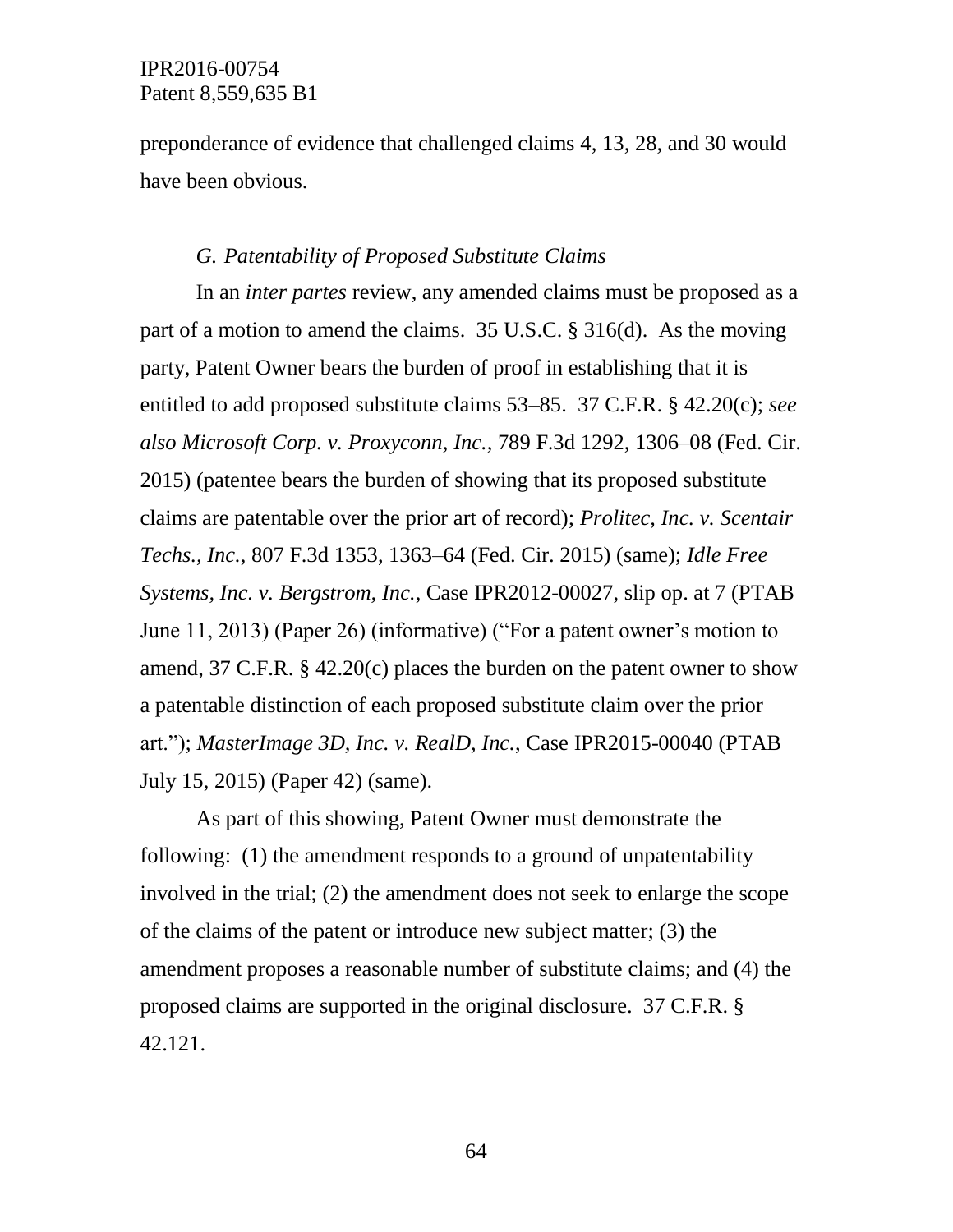preponderance of evidence that challenged claims 4, 13, 28, and 30 would have been obvious.

### *G. Patentability of Proposed Substitute Claims*

In an *inter partes* review, any amended claims must be proposed as a part of a motion to amend the claims. 35 U.S.C. § 316(d). As the moving party, Patent Owner bears the burden of proof in establishing that it is entitled to add proposed substitute claims 53–85. 37 C.F.R. § 42.20(c); *see also Microsoft Corp. v. Proxyconn, Inc.*, 789 F.3d 1292, 1306–08 (Fed. Cir. 2015) (patentee bears the burden of showing that its proposed substitute claims are patentable over the prior art of record); *Prolitec, Inc. v. Scentair Techs., Inc.*, 807 F.3d 1353, 1363–64 (Fed. Cir. 2015) (same); *Idle Free Systems, Inc. v. Bergstrom, Inc.*, Case IPR2012-00027, slip op. at 7 (PTAB June 11, 2013) (Paper 26) (informative) ("For a patent owner's motion to amend, 37 C.F.R. § 42.20(c) places the burden on the patent owner to show a patentable distinction of each proposed substitute claim over the prior art."); *MasterImage 3D, Inc. v. RealD, Inc.*, Case IPR2015-00040 (PTAB July 15, 2015) (Paper 42) (same).

As part of this showing, Patent Owner must demonstrate the following: (1) the amendment responds to a ground of unpatentability involved in the trial; (2) the amendment does not seek to enlarge the scope of the claims of the patent or introduce new subject matter; (3) the amendment proposes a reasonable number of substitute claims; and (4) the proposed claims are supported in the original disclosure. 37 C.F.R. § 42.121.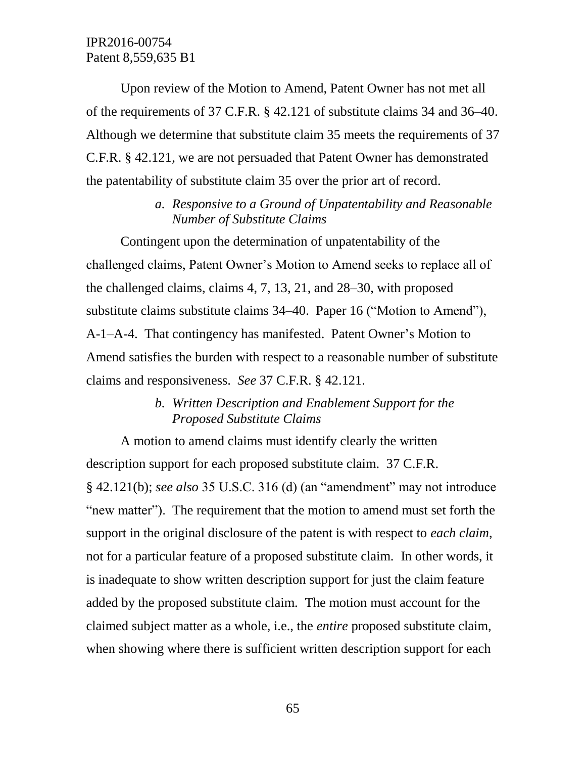Upon review of the Motion to Amend, Patent Owner has not met all of the requirements of 37 C.F.R. § 42.121 of substitute claims 34 and 36–40. Although we determine that substitute claim 35 meets the requirements of 37 C.F.R. § 42.121, we are not persuaded that Patent Owner has demonstrated the patentability of substitute claim 35 over the prior art of record.

*a. Responsive to a Ground of Unpatentability and Reasonable Number of Substitute Claims*

Contingent upon the determination of unpatentability of the challenged claims, Patent Owner's Motion to Amend seeks to replace all of the challenged claims, claims 4, 7, 13, 21, and 28–30, with proposed substitute claims substitute claims 34–40. Paper 16 ("Motion to Amend"), A-1–A-4. That contingency has manifested. Patent Owner's Motion to Amend satisfies the burden with respect to a reasonable number of substitute claims and responsiveness. *See* 37 C.F.R. § 42.121.

*b. Written Description and Enablement Support for the Proposed Substitute Claims*

A motion to amend claims must identify clearly the written description support for each proposed substitute claim. 37 C.F.R. § 42.121(b); *see also* 35 U.S.C. 316 (d) (an "amendment" may not introduce "new matter"). The requirement that the motion to amend must set forth the support in the original disclosure of the patent is with respect to *each claim*, not for a particular feature of a proposed substitute claim. In other words, it is inadequate to show written description support for just the claim feature added by the proposed substitute claim. The motion must account for the claimed subject matter as a whole, i.e., the *entire* proposed substitute claim, when showing where there is sufficient written description support for each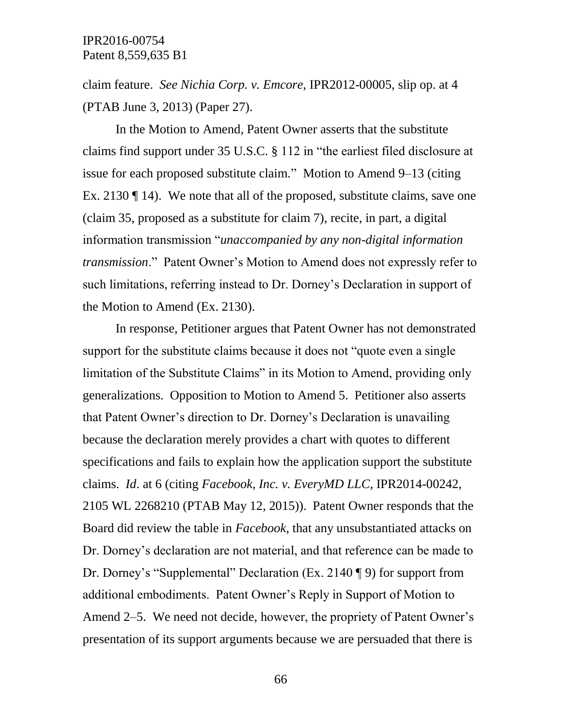claim feature. *See Nichia Corp. v. Emcore*, IPR2012-00005, slip op. at 4 (PTAB June 3, 2013) (Paper 27).

In the Motion to Amend, Patent Owner asserts that the substitute claims find support under 35 U.S.C. § 112 in "the earliest filed disclosure at issue for each proposed substitute claim." Motion to Amend 9–13 (citing Ex. 2130 ¶ 14). We note that all of the proposed, substitute claims, save one (claim 35, proposed as a substitute for claim 7), recite, in part, a digital information transmission "*unaccompanied by any non-digital information transmission*." Patent Owner's Motion to Amend does not expressly refer to such limitations, referring instead to Dr. Dorney's Declaration in support of the Motion to Amend (Ex. 2130).

In response, Petitioner argues that Patent Owner has not demonstrated support for the substitute claims because it does not "quote even a single limitation of the Substitute Claims" in its Motion to Amend, providing only generalizations. Opposition to Motion to Amend 5. Petitioner also asserts that Patent Owner's direction to Dr. Dorney's Declaration is unavailing because the declaration merely provides a chart with quotes to different specifications and fails to explain how the application support the substitute claims. *Id*. at 6 (citing *Facebook, Inc. v. EveryMD LLC*, IPR2014-00242, 2105 WL 2268210 (PTAB May 12, 2015)). Patent Owner responds that the Board did review the table in *Facebook*, that any unsubstantiated attacks on Dr. Dorney's declaration are not material, and that reference can be made to Dr. Dorney's "Supplemental" Declaration (Ex. 2140 ¶ 9) for support from additional embodiments. Patent Owner's Reply in Support of Motion to Amend 2–5. We need not decide, however, the propriety of Patent Owner's presentation of its support arguments because we are persuaded that there is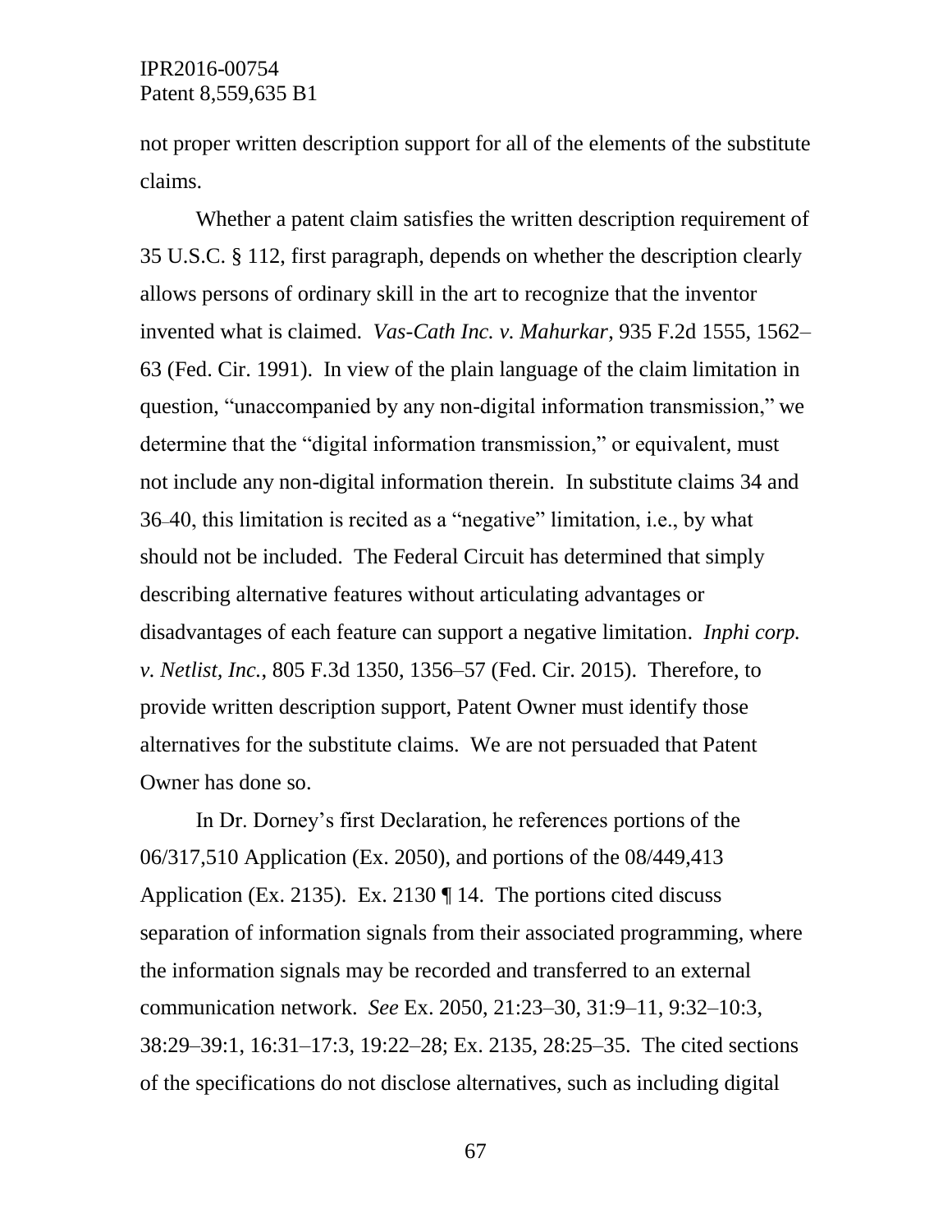not proper written description support for all of the elements of the substitute claims.

Whether a patent claim satisfies the written description requirement of 35 U.S.C. § 112, first paragraph, depends on whether the description clearly allows persons of ordinary skill in the art to recognize that the inventor invented what is claimed. *Vas-Cath Inc. v. Mahurkar*, 935 F.2d 1555, 1562–63 (Fed. Cir. 1991). In view of the plain language of the claim limitation in question, "unaccompanied by any non-digital information transmission," we determine that the "digital information transmission," or equivalent, must not include any non-digital information therein. In substitute claims 34 and 36–40, this limitation is recited as a "negative" limitation, i.e., by what should not be included. The Federal Circuit has determined that simply describing alternative features without articulating advantages or disadvantages of each feature can support a negative limitation. *Inphi corp. v. Netlist, Inc.*, 805 F.3d 1350, 1356–57 (Fed. Cir. 2015). Therefore, to provide written description support, Patent Owner must identify those alternatives for the substitute claims. We are not persuaded that Patent Owner has done so.

In Dr. Dorney's first Declaration, he references portions of the 06/317,510 Application (Ex. 2050), and portions of the 08/449,413 Application (Ex. 2135). Ex. 2130 ¶ 14. The portions cited discuss separation of information signals from their associated programming, where the information signals may be recorded and transferred to an external communication network. *See* Ex. 2050, 21:23–30, 31:9–11, 9:32–10:3, 38:29–39:1, 16:31–17:3, 19:22–28; Ex. 2135, 28:25–35. The cited sections of the specifications do not disclose alternatives, such as including digital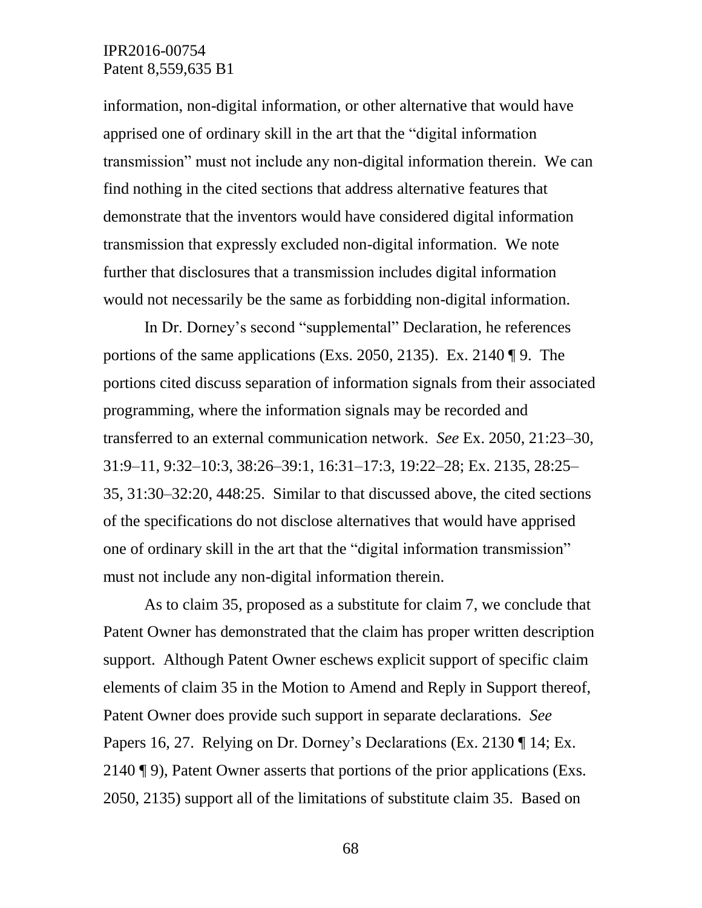information, non-digital information, or other alternative that would have apprised one of ordinary skill in the art that the "digital information transmission" must not include any non-digital information therein. We can find nothing in the cited sections that address alternative features that demonstrate that the inventors would have considered digital information transmission that expressly excluded non-digital information. We note further that disclosures that a transmission includes digital information would not necessarily be the same as forbidding non-digital information.

In Dr. Dorney's second "supplemental" Declaration, he references portions of the same applications (Exs. 2050, 2135). Ex. 2140 ¶ 9. The portions cited discuss separation of information signals from their associated programming, where the information signals may be recorded and transferred to an external communication network. *See* Ex. 2050, 21:23–30, 31:9–11, 9:32–10:3, 38:26–39:1, 16:31–17:3, 19:22–28; Ex. 2135, 28:25–35, 31:30–32:20, 448:25. Similar to that discussed above, the cited sections of the specifications do not disclose alternatives that would have apprised one of ordinary skill in the art that the "digital information transmission" must not include any non-digital information therein.

As to claim 35, proposed as a substitute for claim 7, we conclude that Patent Owner has demonstrated that the claim has proper written description support. Although Patent Owner eschews explicit support of specific claim elements of claim 35 in the Motion to Amend and Reply in Support thereof, Patent Owner does provide such support in separate declarations. *See* Papers 16, 27. Relying on Dr. Dorney's Declarations (Ex. 2130 ¶ 14; Ex. 2140 ¶ 9), Patent Owner asserts that portions of the prior applications (Exs. 2050, 2135) support all of the limitations of substitute claim 35. Based on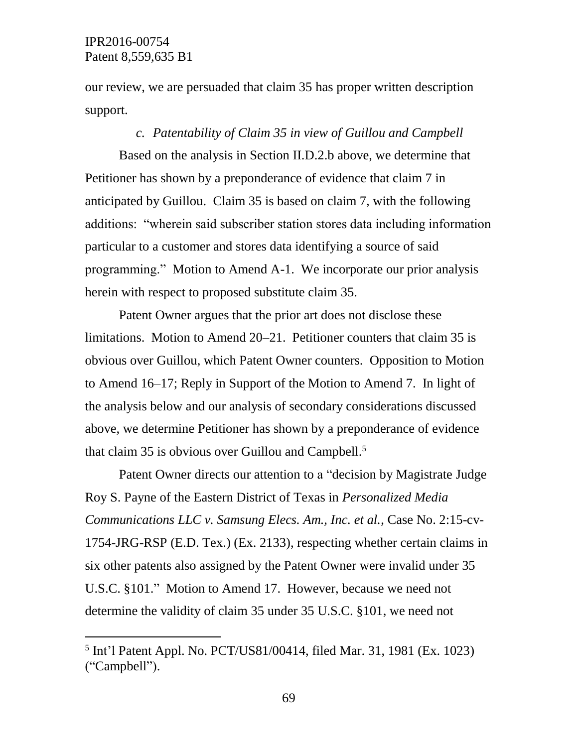our review, we are persuaded that claim 35 has proper written description support.

*c. Patentability of Claim 35 in view of Guillou and Campbell*

Based on the analysis in Section II.D.2.b above, we determine that Petitioner has shown by a preponderance of evidence that claim 7 in anticipated by Guillou. Claim 35 is based on claim 7, with the following additions: "wherein said subscriber station stores data including information particular to a customer and stores data identifying a source of said programming." Motion to Amend A-1. We incorporate our prior analysis herein with respect to proposed substitute claim 35.

Patent Owner argues that the prior art does not disclose these limitations. Motion to Amend 20–21. Petitioner counters that claim 35 is obvious over Guillou, which Patent Owner counters. Opposition to Motion to Amend 16–17; Reply in Support of the Motion to Amend 7. In light of the analysis below and our analysis of secondary considerations discussed above, we determine Petitioner has shown by a preponderance of evidence that claim 35 is obvious over Guillou and Campbell.[5]

Patent Owner directs our attention to a "decision by Magistrate Judge Roy S. Payne of the Eastern District of Texas in *Personalized Media Communications LLC v. Samsung Elecs. Am., Inc. et al.*, Case No. 2:15-cv-1754-JRG-RSP (E.D. Tex.) (Ex. 2133), respecting whether certain claims in six other patents also assigned by the Patent Owner were invalid under 35 U.S.C. §101." Motion to Amend 17. However, because we need not determine the validity of claim 35 under 35 U.S.C. §101, we need not

---

[5] Int'l Patent Appl. No. PCT/US81/00414, filed Mar. 31, 1981 (Ex. 1023) ("Campbell").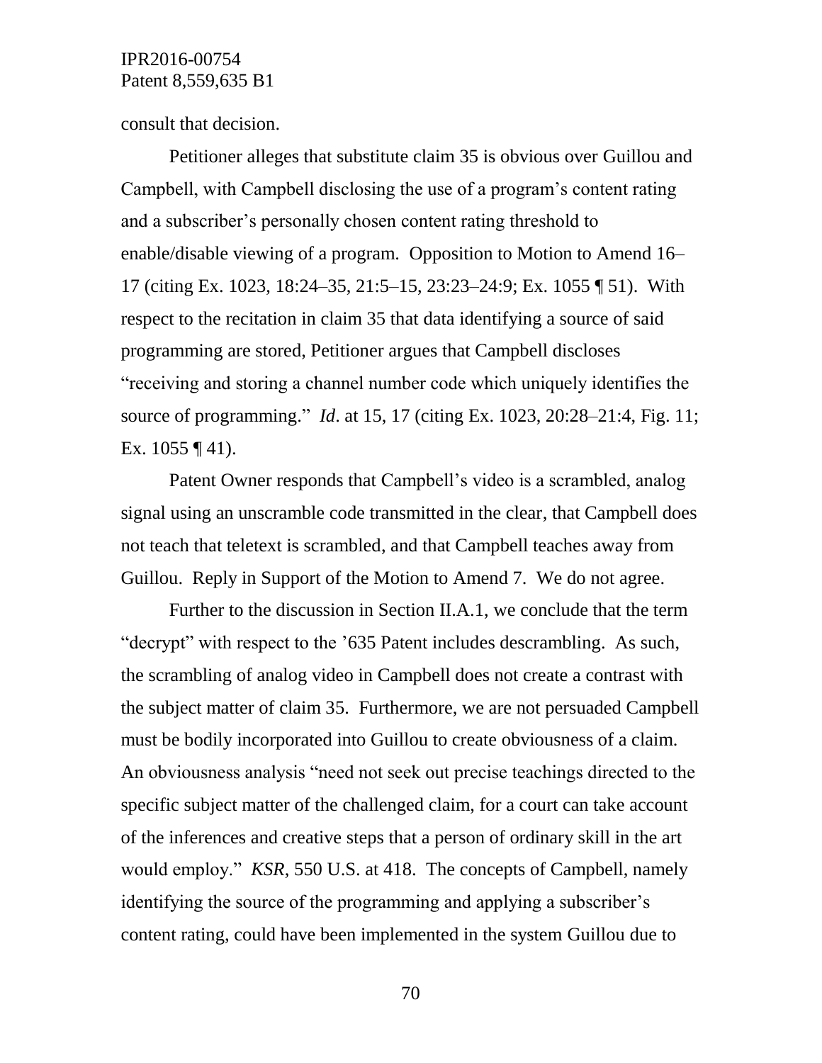consult that decision.

Petitioner alleges that substitute claim 35 is obvious over Guillou and Campbell, with Campbell disclosing the use of a program's content rating and a subscriber's personally chosen content rating threshold to enable/disable viewing of a program. Opposition to Motion to Amend 16–17 (citing Ex. 1023, 18:24–35, 21:5–15, 23:23–24:9; Ex. 1055 ¶ 51). With respect to the recitation in claim 35 that data identifying a source of said programming are stored, Petitioner argues that Campbell discloses "receiving and storing a channel number code which uniquely identifies the source of programming." *Id*. at 15, 17 (citing Ex. 1023, 20:28–21:4, Fig. 11; Ex. 1055 ¶ 41).

Patent Owner responds that Campbell's video is a scrambled, analog signal using an unscramble code transmitted in the clear, that Campbell does not teach that teletext is scrambled, and that Campbell teaches away from Guillou. Reply in Support of the Motion to Amend 7. We do not agree.

Further to the discussion in Section II.A.1, we conclude that the term "decrypt" with respect to the '635 Patent includes descrambling. As such, the scrambling of analog video in Campbell does not create a contrast with the subject matter of claim 35. Furthermore, we are not persuaded Campbell must be bodily incorporated into Guillou to create obviousness of a claim. An obviousness analysis "need not seek out precise teachings directed to the specific subject matter of the challenged claim, for a court can take account of the inferences and creative steps that a person of ordinary skill in the art would employ." *KSR*, 550 U.S. at 418. The concepts of Campbell, namely identifying the source of the programming and applying a subscriber's content rating, could have been implemented in the system Guillou due to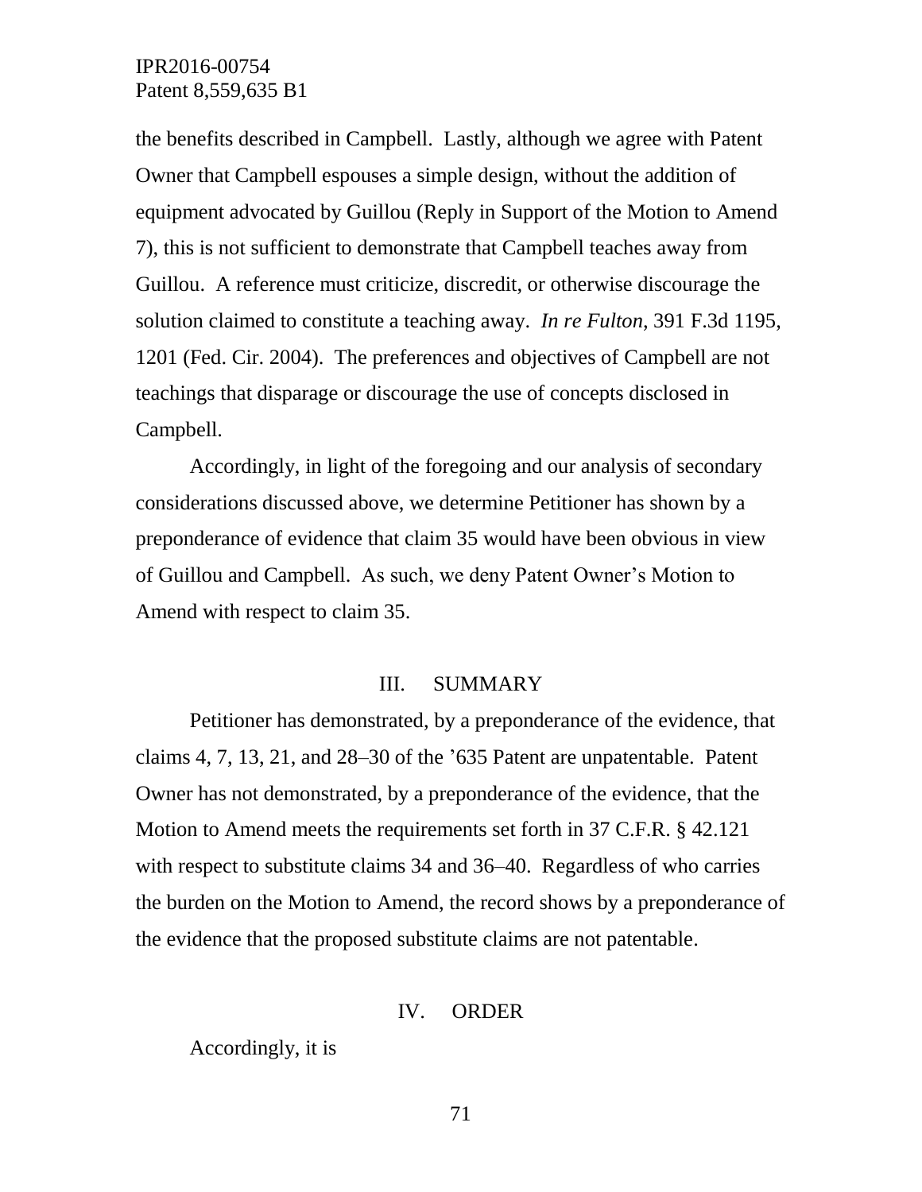the benefits described in Campbell. Lastly, although we agree with Patent Owner that Campbell espouses a simple design, without the addition of equipment advocated by Guillou (Reply in Support of the Motion to Amend 7), this is not sufficient to demonstrate that Campbell teaches away from Guillou. A reference must criticize, discredit, or otherwise discourage the solution claimed to constitute a teaching away. *In re Fulton*, 391 F.3d 1195, 1201 (Fed. Cir. 2004). The preferences and objectives of Campbell are not teachings that disparage or discourage the use of concepts disclosed in Campbell.

Accordingly, in light of the foregoing and our analysis of secondary considerations discussed above, we determine Petitioner has shown by a preponderance of evidence that claim 35 would have been obvious in view of Guillou and Campbell. As such, we deny Patent Owner's Motion to Amend with respect to claim 35.

## III. SUMMARY

Petitioner has demonstrated, by a preponderance of the evidence, that claims 4, 7, 13, 21, and 28–30 of the '635 Patent are unpatentable. Patent Owner has not demonstrated, by a preponderance of the evidence, that the Motion to Amend meets the requirements set forth in 37 C.F.R. § 42.121 with respect to substitute claims 34 and 36–40. Regardless of who carries the burden on the Motion to Amend, the record shows by a preponderance of the evidence that the proposed substitute claims are not patentable.

## IV. ORDER

Accordingly, it is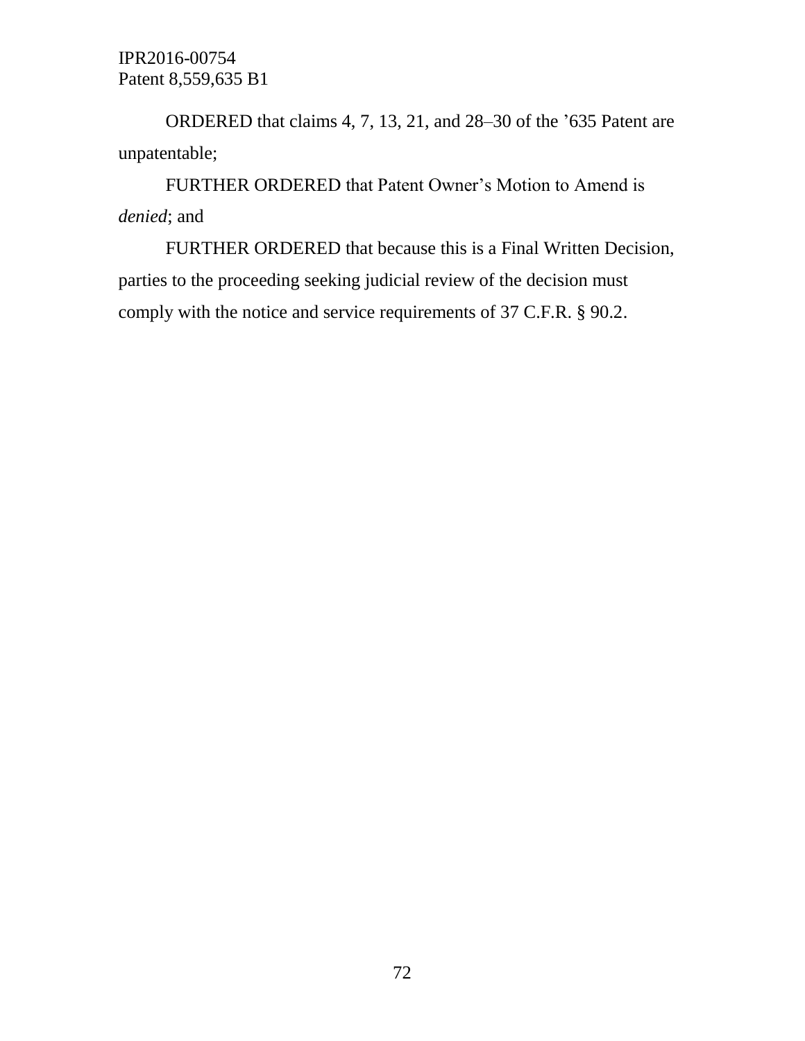ORDERED that claims 4, 7, 13, 21, and 28–30 of the ’635 Patent are unpatentable;

FURTHER ORDERED that Patent Owner’s Motion to Amend is *denied*; and

FURTHER ORDERED that because this is a Final Written Decision, parties to the proceeding seeking judicial review of the decision must comply with the notice and service requirements of 37 C.F.R. § 90.2.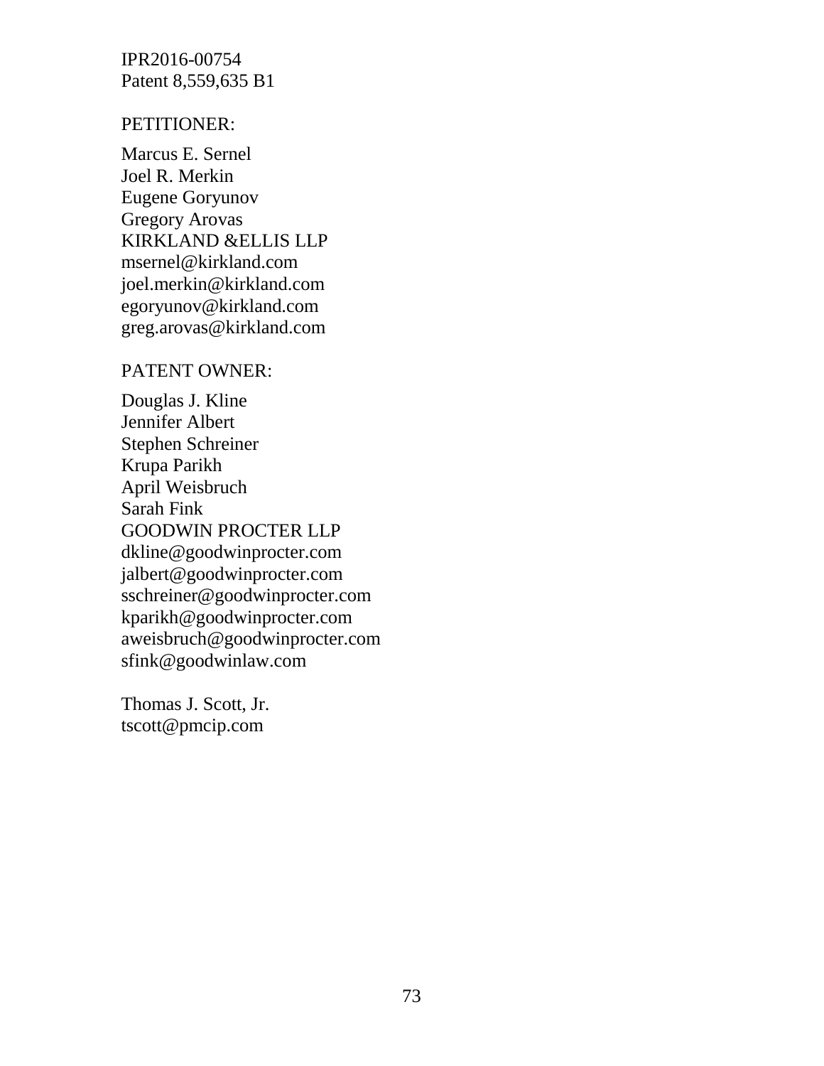IPR2016-00754
Patent 8,559,635 B1

PETITIONER:

Marcus E. Sernel
Joel R. Merkin
Eugene Goryunov
Gregory Arovas
KIRKLAND &ELLIS LLP
msernel@kirkland.com
joel.merkin@kirkland.com
egoryunov@kirkland.com
greg.arovas@kirkland.com

PATENT OWNER:

Douglas J. Kline
Jennifer Albert
Stephen Schreiner
Krupa Parikh
April Weisbruch
Sarah Fink
GOODWIN PROCTER LLP
dkline@goodwinprocter.com
jalbert@goodwinprocter.com
sschreiner@goodwinprocter.com
kparikh@goodwinprocter.com
aweisbruch@goodwinprocter.com
sfink@goodwinlaw.com

Thomas J. Scott, Jr.
tscott@pmcip.com